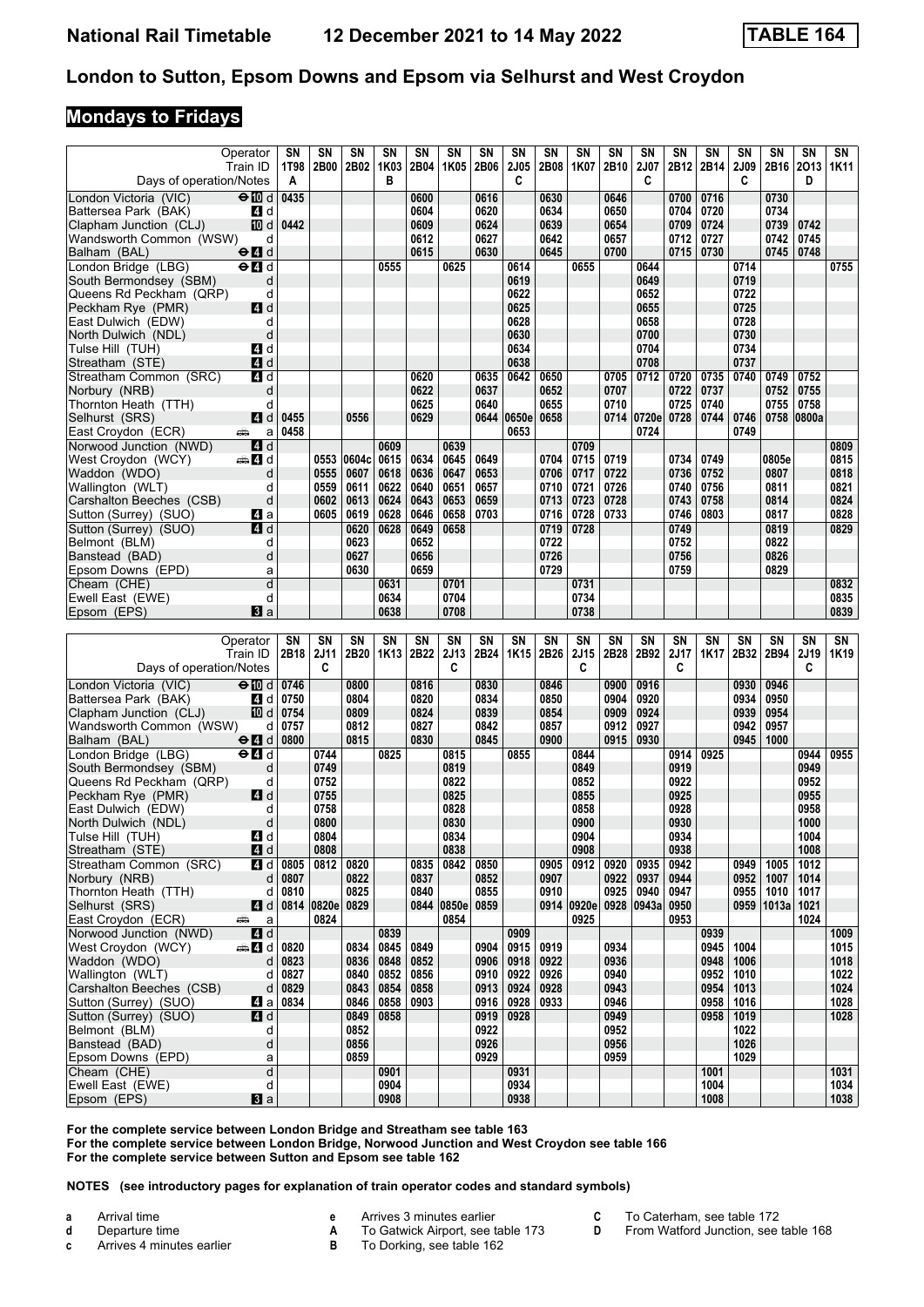# London to Sutton, Epsom Downs and Epsom via Selhurst and West Croydon

## Mondays to Fridays

| Operator | SN | SN | SN | SN | SN | SN | SN | SN | SN | SN | SN | SN | SN | SN | SN | SN | SN | SN |
|---|---|---|---|---|---|---|---|---|---|---|---|---|---|---|---|---|---|---|
| Train ID | 1T98 | 2B00 | 2B02 | 1K03 | 2B04 | 1K05 | 2B06 | 2J05 | 2B08 | 1K07 | 2B10 | 2J07 | 2B12 | 2B14 | 2J09 | 2B16 | 2O13 | 1K11 |
| Days of operation/Notes | A | | | B | | | | C | | | | C | | | C | | D | |
| London Victoria (VIC) ⊖10 d | 0435 | | | | 0600 | | 0616 | | 0630 | | 0646 | | 0700 | 0716 | | 0730 | | |
| Battersea Park (BAK) 4 d | | | | | 0604 | | 0620 | | 0634 | | 0650 | | 0704 | 0720 | | 0734 | | |
| Clapham Junction (CLJ) 10 d | 0442 | | | | 0609 | | 0624 | | 0639 | | 0654 | | 0709 | 0724 | | 0739 | 0742 | |
| Wandsworth Common (WSW) d | | | | | 0612 | | 0627 | | 0642 | | 0657 | | 0712 | 0727 | | 0742 | 0745 | |
| Balham (BAL) ⊖4 d | | | | | 0615 | | 0630 | | 0645 | | 0700 | | 0715 | 0730 | | 0745 | 0748 | |
| London Bridge (LBG) ⊖4 d | | | | 0555 | | 0625 | | 0614 | | 0655 | | 0644 | | | 0714 | | | 0755 |
| South Bermondsey (SBM) d | | | | | | | | 0619 | | | | 0649 | | | 0719 | | | |
| Queens Rd Peckham (QRP) d | | | | | | | | 0622 | | | | 0652 | | | 0722 | | | |
| Peckham Rye (PMR) 4 d | | | | | | | | 0625 | | | | 0655 | | | 0725 | | | |
| East Dulwich (EDW) d | | | | | | | | 0628 | | | | 0658 | | | 0728 | | | |
| North Dulwich (NDL) d | | | | | | | | 0630 | | | | 0700 | | | 0730 | | | |
| Tulse Hill (TUH) 4 d | | | | | | | | 0634 | | | | 0704 | | | 0734 | | | |
| Streatham (STE) 4 d | | | | | | | | 0638 | | | | 0708 | | | 0737 | | | |
| Streatham Common (SRC) 4 d | | | | | 0620 | | 0635 | 0642 | 0650 | | 0705 | 0712 | 0720 | 0735 | 0740 | 0749 | 0752 | |
| Norbury (NRB) d | | | | | 0622 | | 0637 | | 0652 | | 0707 | | 0722 | 0737 | | 0752 | 0755 | |
| Thornton Heath (TTH) d | | | | | 0625 | | 0640 | | 0655 | | 0710 | | 0725 | 0740 | | 0755 | 0758 | |
| Selhurst (SRS) 4 d | 0455 | | 0556 | | 0629 | | 0644 | 0650e | 0658 | | 0714 | 0720e | 0728 | 0744 | 0746 | 0758 | 0800a | |
| East Croydon (ECR) a | 0458 | | | | | | | 0653 | | | | 0724 | | | 0749 | | | |
| Norwood Junction (NWD) 4 d | | | | 0609 | | 0639 | | | | 0709 | | | | | | | | 0809 |
| West Croydon (WCY) 4 d | | 0553 | 0604c | 0615 | 0634 | 0645 | 0649 | | 0704 | 0715 | 0719 | | 0734 | 0749 | | 0805e | | 0815 |
| Waddon (WDO) d | | 0555 | 0607 | 0618 | 0636 | 0647 | 0653 | | 0706 | 0717 | 0722 | | 0736 | 0752 | | 0807 | | 0818 |
| Wallington (WLT) d | | 0559 | 0611 | 0622 | 0640 | 0651 | 0657 | | 0710 | 0721 | 0726 | | 0740 | 0756 | | 0811 | | 0821 |
| Carshalton Beeches (CSB) d | | 0602 | 0613 | 0624 | 0643 | 0653 | 0659 | | 0713 | 0723 | 0728 | | 0743 | 0758 | | 0814 | | 0824 |
| Sutton (Surrey) (SUO) 4 a | | 0605 | 0619 | 0628 | 0646 | 0658 | 0703 | | 0716 | 0728 | 0733 | | 0746 | 0803 | | 0817 | | 0828 |
| Sutton (Surrey) (SUO) 4 d | | | 0620 | 0628 | 0649 | 0658 | | | 0719 | 0728 | | | 0749 | | | 0819 | | 0829 |
| Belmont (BLM) d | | | 0623 | | 0652 | | | | 0722 | | | | 0752 | | | 0822 | | |
| Banstead (BAD) d | | | 0627 | | 0656 | | | | 0726 | | | | 0756 | | | 0826 | | |
| Epsom Downs (EPD) a | | | 0630 | | 0659 | | | | 0729 | | | | 0759 | | | 0829 | | |
| Cheam (CHE) d | | | | 0631 | | 0701 | | | | 0731 | | | | | | | | 0832 |
| Ewell East (EWE) d | | | | 0634 | | 0704 | | | | 0734 | | | | | | | | 0835 |
| Epsom (EPS) 3 a | | | | 0638 | | 0708 | | | | 0738 | | | | | | | | 0839 |

| Operator | SN | SN | SN | SN | SN | SN | SN | SN | SN | SN | SN | SN | SN | SN | SN | SN | SN | SN |
|---|---|---|---|---|---|---|---|---|---|---|---|---|---|---|---|---|---|---|
| Train ID | 2B18 | 2J11 | 2B20 | 1K13 | 2B22 | 2J13 | 2B24 | 1K15 | 2B26 | 2J15 | 2B28 | 2B92 | 2J17 | 1K17 | 2B32 | 2B94 | 2J19 | 1K19 |
| Days of operation/Notes | | C | | | | C | | | | C | | | C | | | | C | |
| London Victoria (VIC) ⊖10 d | 0746 | | 0800 | | 0816 | | 0830 | | 0846 | | 0900 | 0916 | | | 0930 | 0946 | | |
| Battersea Park (BAK) 4 d | 0750 | | 0804 | | 0820 | | 0834 | | 0850 | | 0904 | 0920 | | | 0934 | 0950 | | |
| Clapham Junction (CLJ) 10 d | 0754 | | 0809 | | 0824 | | 0839 | | 0854 | | 0909 | 0924 | | | 0939 | 0954 | | |
| Wandsworth Common (WSW) d | 0757 | | 0812 | | 0827 | | 0842 | | 0857 | | 0912 | 0927 | | | 0942 | 0957 | | |
| Balham (BAL) ⊖4 d | 0800 | | 0815 | | 0830 | | 0845 | | 0900 | | 0915 | 0930 | | | 0945 | 1000 | | |
| London Bridge (LBG) ⊖4 d | | 0744 | | 0825 | | 0815 | | 0855 | | 0844 | | | 0914 | 0925 | | | 0944 | 0955 |
| South Bermondsey (SBM) d | | 0749 | | | | 0819 | | | | 0849 | | | 0919 | | | | 0949 | |
| Queens Rd Peckham (QRP) d | | 0752 | | | | 0822 | | | | 0852 | | | 0922 | | | | 0952 | |
| Peckham Rye (PMR) 4 d | | 0755 | | | | 0825 | | | | 0855 | | | 0925 | | | | 0955 | |
| East Dulwich (EDW) d | | 0758 | | | | 0828 | | | | 0858 | | | 0928 | | | | 0958 | |
| North Dulwich (NDL) d | | 0800 | | | | 0830 | | | | 0900 | | | 0930 | | | | 1000 | |
| Tulse Hill (TUH) 4 d | | 0804 | | | | 0834 | | | | 0904 | | | 0934 | | | | 1004 | |
| Streatham (STE) 4 d | | 0808 | | | | 0838 | | | | 0908 | | | 0938 | | | | 1008 | |
| Streatham Common (SRC) 4 d | 0805 | 0812 | 0820 | | 0835 | 0842 | 0850 | | 0905 | 0912 | 0920 | 0935 | 0942 | | 0949 | 1005 | 1012 | |
| Norbury (NRB) d | 0807 | | 0822 | | 0837 | | 0852 | | 0907 | | 0922 | 0937 | 0944 | | 0952 | 1007 | 1014 | |
| Thornton Heath (TTH) d | 0810 | | 0825 | | 0840 | | 0855 | | 0910 | | 0925 | 0940 | 0947 | | 0955 | 1010 | 1017 | |
| Selhurst (SRS) 4 d | 0814 | 0820e | 0829 | | 0844 | 0850e | 0859 | | 0914 | 0920e | 0928 | 0943a | 0950 | | 0959 | 1013a | 1021 | |
| East Croydon (ECR) a | | 0824 | | | | 0854 | | | | 0925 | | | 0953 | | | | 1024 | |
| Norwood Junction (NWD) 4 d | | | | 0839 | | | | 0909 | | | | | | 0939 | | | | 1009 |
| West Croydon (WCY) 4 d | 0820 | | 0834 | 0845 | 0849 | | 0904 | 0915 | 0919 | | 0934 | | | 0945 | 1004 | | | 1015 |
| Waddon (WDO) d | 0823 | | 0836 | 0848 | 0852 | | 0906 | 0918 | 0922 | | 0936 | | | 0948 | 1006 | | | 1018 |
| Wallington (WLT) d | 0827 | | 0840 | 0852 | 0856 | | 0910 | 0922 | 0926 | | 0940 | | | 0952 | 1010 | | | 1022 |
| Carshalton Beeches (CSB) d | 0829 | | 0843 | 0854 | 0858 | | 0913 | 0924 | 0928 | | 0943 | | | 0954 | 1013 | | | 1024 |
| Sutton (Surrey) (SUO) 4 a | 0834 | | 0846 | 0858 | 0903 | | 0916 | 0928 | 0933 | | 0946 | | | 0958 | 1016 | | | 1028 |
| Sutton (Surrey) (SUO) 4 d | | | 0849 | 0858 | | | 0919 | 0928 | | | 0949 | | | 0958 | 1019 | | | 1028 |
| Belmont (BLM) d | | | 0852 | | | | 0922 | | | | 0952 | | | | 1022 | | | |
| Banstead (BAD) d | | | 0856 | | | | 0926 | | | | 0956 | | | | 1026 | | | |
| Epsom Downs (EPD) a | | | 0859 | | | | 0929 | | | | 0959 | | | | 1029 | | | |
| Cheam (CHE) d | | | | 0901 | | | | 0931 | | | | | | 1001 | | | | 1031 |
| Ewell East (EWE) d | | | | 0904 | | | | 0934 | | | | | | 1004 | | | | 1034 |
| Epsom (EPS) 3 a | | | | 0908 | | | | 0938 | | | | | | 1008 | | | | 1038 |

**For the complete service between London Bridge and Streatham see table 163**
**For the complete service between London Bridge, Norwood Junction and West Croydon see table 166**
**For the complete service between Sutton and Epsom see table 162**

**NOTES (see introductory pages for explanation of train operator codes and standard symbols)**

- **a** Arrival time
- **d** Departure time
- **c** Arrives 4 minutes earlier
- **e** Arrives 3 minutes earlier
- **A** To Gatwick Airport, see table 173
- **B** To Dorking, see table 162
- **C** To Caterham, see table 172
- **D** From Watford Junction, see table 168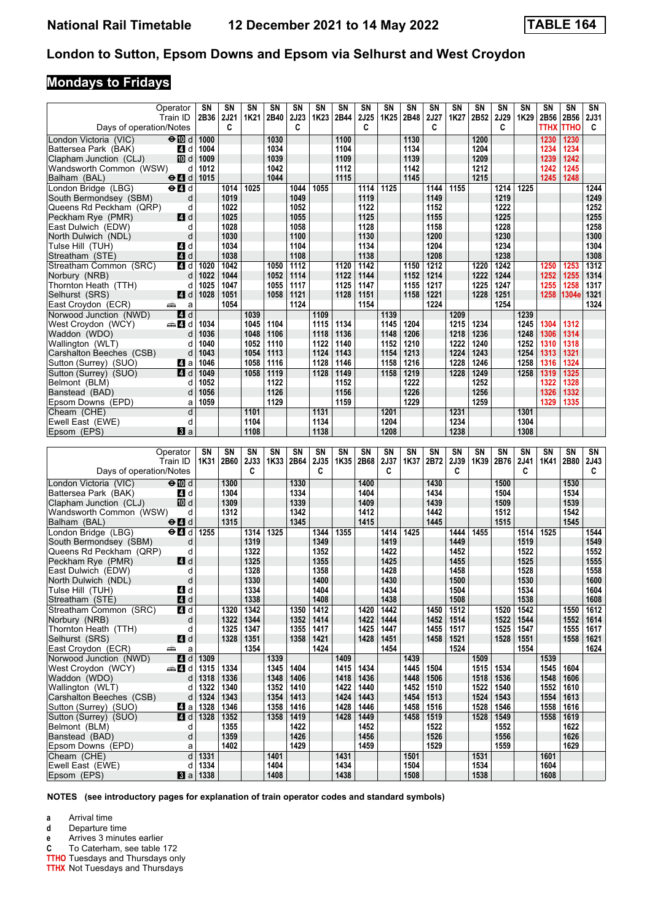# National Rail Timetable — 12 December 2021 to 14 May 2022 — TABLE 164

## London to Sutton, Epsom Downs and Epsom via Selhurst and West Croydon

### Mondays to Fridays

| Operator | | SN | SN | SN | SN | SN | SN | SN | SN | SN | SN | SN | SN | SN | SN | SN | SN | SN | SN |
|---|---|---|---|---|---|---|---|---|---|---|---|---|---|---|---|---|---|---|---|
| Train ID | | 2B36 | 2J21 | 1K21 | 2B40 | 2J23 | 1K23 | 2B44 | 2J25 | 1K25 | 2B48 | 2J27 | 1K27 | 2B52 | 2J29 | 1K29 | 2B56 | 2B56 | 2J31 |
| Days of operation/Notes | | | C | | | C | | | C | | | C | | | C | | TTHX | TTHO | C |
| London Victoria (VIC) | d | 1000 | | | 1030 | | | 1100 | | | 1130 | | | 1200 | | | 1230 | 1230 | |
| Battersea Park (BAK) | d | 1004 | | | 1034 | | | 1104 | | | 1134 | | | 1204 | | | 1234 | 1234 | |
| Clapham Junction (CLJ) | d | 1009 | | | 1039 | | | 1109 | | | 1139 | | | 1209 | | | 1239 | 1242 | |
| Wandsworth Common (WSW) | d | 1012 | | | 1042 | | | 1112 | | | 1142 | | | 1212 | | | 1242 | 1245 | |
| Balham (BAL) | d | 1015 | | | 1044 | | | 1115 | | | 1145 | | | 1215 | | | 1245 | 1248 | |
| London Bridge (LBG) | d | | 1014 | 1025 | | 1044 | 1055 | | 1114 | 1125 | | 1144 | 1155 | | 1214 | 1225 | | | 1244 |
| South Bermondsey (SBM) | d | | 1019 | | | 1049 | | | 1119 | | | 1149 | | | 1219 | | | | 1249 |
| Queens Rd Peckham (QRP) | d | | 1022 | | | 1052 | | | 1122 | | | 1152 | | | 1222 | | | | 1252 |
| Peckham Rye (PMR) | d | | 1025 | | | 1055 | | | 1125 | | | 1155 | | | 1225 | | | | 1255 |
| East Dulwich (EDW) | d | | 1028 | | | 1058 | | | 1128 | | | 1158 | | | 1228 | | | | 1258 |
| North Dulwich (NDL) | d | | 1030 | | | 1100 | | | 1130 | | | 1200 | | | 1230 | | | | 1300 |
| Tulse Hill (TUH) | d | | 1034 | | | 1104 | | | 1134 | | | 1204 | | | 1234 | | | | 1304 |
| Streatham (STE) | d | | 1038 | | | 1108 | | | 1138 | | | 1208 | | | 1238 | | | | 1308 |
| Streatham Common (SRC) | d | 1020 | 1042 | | 1050 | 1112 | | 1120 | 1142 | | 1150 | 1212 | | 1220 | 1242 | | 1250 | 1253 | 1312 |
| Norbury (NRB) | d | 1022 | 1044 | | 1052 | 1114 | | 1122 | 1144 | | 1152 | 1214 | | 1222 | 1244 | | 1252 | 1255 | 1314 |
| Thornton Heath (TTH) | d | 1025 | 1047 | | 1055 | 1117 | | 1125 | 1147 | | 1155 | 1217 | | 1225 | 1247 | | 1255 | 1258 | 1317 |
| Selhurst (SRS) | d | 1028 | 1051 | | 1058 | 1121 | | 1128 | 1151 | | 1158 | 1221 | | 1228 | 1251 | | 1258 | 1304e | 1321 |
| East Croydon (ECR) | a | | 1054 | | | 1124 | | | 1154 | | | 1224 | | | 1254 | | | | 1324 |
| Norwood Junction (NWD) | d | | | 1039 | | | 1109 | | | 1139 | | | 1209 | | | 1239 | | | |
| West Croydon (WCY) | d | 1034 | | 1045 | 1104 | | 1115 | 1134 | | 1145 | 1204 | | 1215 | 1234 | | 1245 | 1304 | 1312 | |
| Waddon (WDO) | d | 1036 | | 1048 | 1106 | | 1118 | 1136 | | 1148 | 1206 | | 1218 | 1236 | | 1248 | 1306 | 1314 | |
| Wallington (WLT) | d | 1040 | | 1052 | 1110 | | 1122 | 1140 | | 1152 | 1210 | | 1222 | 1240 | | 1252 | 1310 | 1318 | |
| Carshalton Beeches (CSB) | d | 1043 | | 1054 | 1113 | | 1124 | 1143 | | 1154 | 1213 | | 1224 | 1243 | | 1254 | 1313 | 1321 | |
| Sutton (Surrey) (SUO) | a | 1046 | | 1058 | 1116 | | 1128 | 1146 | | 1158 | 1216 | | 1228 | 1246 | | 1258 | 1316 | 1324 | |
| Sutton (Surrey) (SUO) | d | 1049 | | 1058 | 1119 | | 1128 | 1149 | | 1158 | 1219 | | 1228 | 1249 | | 1258 | 1319 | 1325 | |
| Belmont (BLM) | d | 1052 | | | 1122 | | | 1152 | | | 1222 | | | 1252 | | | 1322 | 1328 | |
| Banstead (BAD) | d | 1056 | | | 1126 | | | 1156 | | | 1226 | | | 1256 | | | 1326 | 1332 | |
| Epsom Downs (EPD) | a | 1059 | | | 1129 | | | 1159 | | | 1229 | | | 1259 | | | 1329 | 1335 | |
| Cheam (CHE) | d | | | 1101 | | | 1131 | | | 1201 | | | 1231 | | | 1301 | | | |
| Ewell East (EWE) | d | | | 1104 | | | 1134 | | | 1204 | | | 1234 | | | 1304 | | | |
| Epsom (EPS) | a | | | 1108 | | | 1138 | | | 1208 | | | 1238 | | | 1308 | | | |

| Operator | | SN | SN | SN | SN | SN | SN | SN | SN | SN | SN | SN | SN | SN | SN | SN | SN | SN | SN |
|---|---|---|---|---|---|---|---|---|---|---|---|---|---|---|---|---|---|---|---|
| Train ID | | 1K31 | 2B60 | 2J33 | 1K33 | 2B64 | 2J35 | 1K35 | 2B68 | 2J37 | 1K37 | 2B72 | 2J39 | 1K39 | 2B76 | 2J41 | 1K41 | 2B80 | 2J43 |
| Days of operation/Notes | | | | C | | | C | | | C | | | C | | | C | | | C |
| London Victoria (VIC) | d | | 1300 | | | 1330 | | | 1400 | | | 1430 | | | 1500 | | | 1530 | |
| Battersea Park (BAK) | d | | 1304 | | | 1334 | | | 1404 | | | 1434 | | | 1504 | | | 1534 | |
| Clapham Junction (CLJ) | d | | 1309 | | | 1339 | | | 1409 | | | 1439 | | | 1509 | | | 1539 | |
| Wandsworth Common (WSW) | d | | 1312 | | | 1342 | | | 1412 | | | 1442 | | | 1512 | | | 1542 | |
| Balham (BAL) | d | | 1315 | | | 1345 | | | 1415 | | | 1445 | | | 1515 | | | 1545 | |
| London Bridge (LBG) | d | 1255 | | 1314 | 1325 | | 1344 | 1355 | | 1414 | 1425 | | 1444 | 1455 | | 1514 | 1525 | | 1544 |
| South Bermondsey (SBM) | d | | | 1319 | | | 1349 | | | 1419 | | | 1449 | | | 1519 | | | 1549 |
| Queens Rd Peckham (QRP) | d | | | 1322 | | | 1352 | | | 1422 | | | 1452 | | | 1522 | | | 1552 |
| Peckham Rye (PMR) | d | | | 1325 | | | 1355 | | | 1425 | | | 1455 | | | 1525 | | | 1555 |
| East Dulwich (EDW) | d | | | 1328 | | | 1358 | | | 1428 | | | 1458 | | | 1528 | | | 1558 |
| North Dulwich (NDL) | d | | | 1330 | | | 1400 | | | 1430 | | | 1500 | | | 1530 | | | 1600 |
| Tulse Hill (TUH) | d | | | 1334 | | | 1404 | | | 1434 | | | 1504 | | | 1534 | | | 1604 |
| Streatham (STE) | d | | | 1338 | | | 1408 | | | 1438 | | | 1508 | | | 1538 | | | 1608 |
| Streatham Common (SRC) | d | | 1320 | 1342 | | 1350 | 1412 | | 1420 | 1442 | | 1450 | 1512 | | 1520 | 1542 | | 1550 | 1612 |
| Norbury (NRB) | d | | 1322 | 1344 | | 1352 | 1414 | | 1422 | 1444 | | 1452 | 1514 | | 1522 | 1544 | | 1552 | 1614 |
| Thornton Heath (TTH) | d | | 1325 | 1347 | | 1355 | 1417 | | 1425 | 1447 | | 1455 | 1517 | | 1525 | 1547 | | 1555 | 1617 |
| Selhurst (SRS) | d | | 1328 | 1351 | | 1358 | 1421 | | 1428 | 1451 | | 1458 | 1521 | | 1528 | 1551 | | 1558 | 1621 |
| East Croydon (ECR) | a | | | 1354 | | | 1424 | | | 1454 | | | 1524 | | | 1554 | | | 1624 |
| Norwood Junction (NWD) | d | 1309 | | | 1339 | | | 1409 | | | 1439 | | | 1509 | | | 1539 | | |
| West Croydon (WCY) | d | 1315 | 1334 | | 1345 | 1404 | | 1415 | 1434 | | 1445 | 1504 | | 1515 | 1534 | | 1545 | 1604 | |
| Waddon (WDO) | d | 1318 | 1336 | | 1348 | 1406 | | 1418 | 1436 | | 1448 | 1506 | | 1518 | 1536 | | 1548 | 1606 | |
| Wallington (WLT) | d | 1322 | 1340 | | 1352 | 1410 | | 1422 | 1440 | | 1452 | 1510 | | 1522 | 1540 | | 1552 | 1610 | |
| Carshalton Beeches (CSB) | d | 1324 | 1343 | | 1354 | 1413 | | 1424 | 1443 | | 1454 | 1513 | | 1524 | 1543 | | 1554 | 1613 | |
| Sutton (Surrey) (SUO) | a | 1328 | 1346 | | 1358 | 1416 | | 1428 | 1446 | | 1458 | 1516 | | 1528 | 1546 | | 1558 | 1616 | |
| Sutton (Surrey) (SUO) | d | 1328 | 1352 | | 1358 | 1419 | | 1428 | 1449 | | 1458 | 1519 | | 1528 | 1549 | | 1558 | 1619 | |
| Belmont (BLM) | d | | 1355 | | | 1422 | | | 1452 | | | 1522 | | | 1552 | | | 1622 | |
| Banstead (BAD) | d | | 1359 | | | 1426 | | | 1456 | | | 1526 | | | 1556 | | | 1626 | |
| Epsom Downs (EPD) | a | | 1402 | | | 1429 | | | 1459 | | | 1529 | | | 1559 | | | 1629 | |
| Cheam (CHE) | d | 1331 | | | 1401 | | | 1431 | | | 1501 | | | 1531 | | | 1601 | | |
| Ewell East (EWE) | d | 1334 | | | 1404 | | | 1434 | | | 1504 | | | 1534 | | | 1604 | | |
| Epsom (EPS) | a | 1338 | | | 1408 | | | 1438 | | | 1508 | | | 1538 | | | 1608 | | |

**NOTES (see introductory pages for explanation of train operator codes and standard symbols)**

- **a** Arrival time
- **d** Departure time
- **e** Arrives 3 minutes earlier
- **C** To Caterham, see table 172
- **TTHO** Tuesdays and Thursdays only
- **TTHX** Not Tuesdays and Thursdays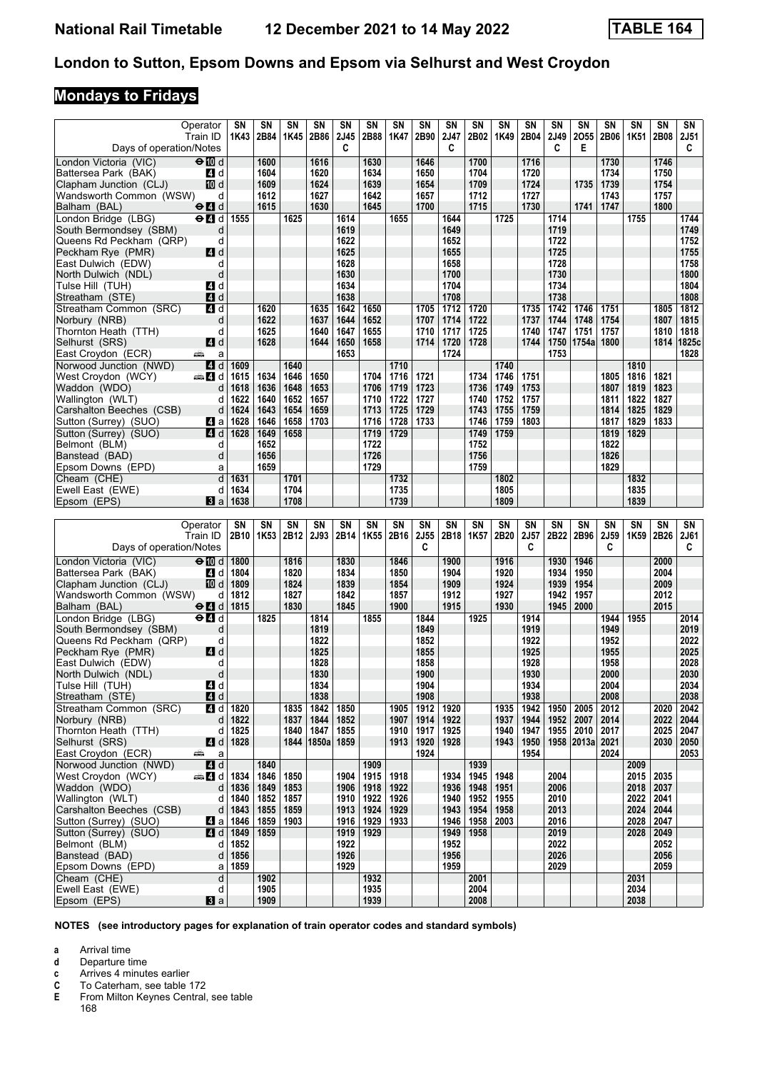# London to Sutton, Epsom Downs and Epsom via Selhurst and West Croydon

## Mondays to Fridays

| Operator | | SN | SN | SN | SN | SN | SN | SN | SN | SN | SN | SN | SN | SN | SN | SN | SN | SN | SN |
|---|---|---|---|---|---|---|---|---|---|---|---|---|---|---|---|---|---|---|---|
| Train ID | | 1K43 | 2B84 | 1K45 | 2B86 | 2J45 | 2B88 | 1K47 | 2B90 | 2J47 | 2B02 | 1K49 | 2B04 | 2J49 | 2O55 | 2B06 | 1K51 | 2B08 | 2J51 |
| Days of operation/Notes | | | | | | C | | | | C | | | | C | E | | | | C |
| London Victoria (VIC) | d | | 1600 | | 1616 | | 1630 | | 1646 | | 1700 | | 1716 | | | 1730 | | 1746 | |
| Battersea Park (BAK) | d | | 1604 | | 1620 | | 1634 | | 1650 | | 1704 | | 1720 | | | 1734 | | 1750 | |
| Clapham Junction (CLJ) | d | | 1609 | | 1624 | | 1639 | | 1654 | | 1709 | | 1724 | | 1735 | 1739 | | 1754 | |
| Wandsworth Common (WSW) | d | | 1612 | | 1627 | | 1642 | | 1657 | | 1712 | | 1727 | | | 1743 | | 1757 | |
| Balham (BAL) | d | | 1615 | | 1630 | | 1645 | | 1700 | | 1715 | | 1730 | | 1741 | 1747 | | 1800 | |
| London Bridge (LBG) | d | 1555 | | 1625 | | 1614 | | 1655 | | 1644 | | 1725 | | 1714 | | | 1755 | | 1744 |
| South Bermondsey (SBM) | d | | | | | 1619 | | | | 1649 | | | | 1719 | | | | | 1749 |
| Queens Rd Peckham (QRP) | d | | | | | 1622 | | | | 1652 | | | | 1722 | | | | | 1752 |
| Peckham Rye (PMR) | d | | | | | 1625 | | | | 1655 | | | | 1725 | | | | | 1755 |
| East Dulwich (EDW) | d | | | | | 1628 | | | | 1658 | | | | 1728 | | | | | 1758 |
| North Dulwich (NDL) | d | | | | | 1630 | | | | 1700 | | | | 1730 | | | | | 1800 |
| Tulse Hill (TUH) | d | | | | | 1634 | | | | 1704 | | | | 1734 | | | | | 1804 |
| Streatham (STE) | d | | | | | 1638 | | | | 1708 | | | | 1738 | | | | | 1808 |
| Streatham Common (SRC) | d | | 1620 | | 1635 | 1642 | 1650 | | 1705 | 1712 | 1720 | | 1735 | 1742 | 1746 | 1751 | | 1805 | 1812 |
| Norbury (NRB) | d | | 1622 | | 1637 | 1644 | 1652 | | 1707 | 1714 | 1722 | | 1737 | 1744 | 1748 | 1754 | | 1807 | 1815 |
| Thornton Heath (TTH) | d | | 1625 | | 1640 | 1647 | 1655 | | 1710 | 1717 | 1725 | | 1740 | 1747 | 1751 | 1757 | | 1810 | 1818 |
| Selhurst (SRS) | d | | 1628 | | 1644 | 1650 | 1658 | | 1714 | 1720 | 1728 | | 1744 | 1750 | 1754a | 1800 | | 1814 | 1825c |
| East Croydon (ECR) | a | | | | | 1653 | | | | 1724 | | | | 1753 | | | | | 1828 |
| Norwood Junction (NWD) | d | 1609 | | 1640 | | | | 1710 | | | | 1740 | | | | | 1810 | | |
| West Croydon (WCY) | d | 1615 | 1634 | 1646 | 1650 | | 1704 | 1716 | 1721 | | 1734 | 1746 | 1751 | | | 1805 | 1816 | 1821 | |
| Waddon (WDO) | d | 1618 | 1636 | 1648 | 1653 | | 1706 | 1719 | 1723 | | 1736 | 1749 | 1753 | | | 1807 | 1819 | 1823 | |
| Wallington (WLT) | d | 1622 | 1640 | 1652 | 1657 | | 1710 | 1722 | 1727 | | 1740 | 1752 | 1757 | | | 1811 | 1822 | 1827 | |
| Carshalton Beeches (CSB) | d | 1624 | 1643 | 1654 | 1659 | | 1713 | 1725 | 1729 | | 1743 | 1755 | 1759 | | | 1814 | 1825 | 1829 | |
| Sutton (Surrey) (SUO) | a | 1628 | 1646 | 1658 | 1703 | | 1716 | 1728 | 1733 | | 1746 | 1759 | 1803 | | | 1817 | 1829 | 1833 | |
| Sutton (Surrey) (SUO) | d | 1628 | 1649 | 1658 | | | 1719 | 1729 | | | 1749 | 1759 | | | | 1819 | 1829 | | |
| Belmont (BLM) | d | | 1652 | | | | 1722 | | | | 1752 | | | | | 1822 | | | |
| Banstead (BAD) | d | | 1656 | | | | 1726 | | | | 1756 | | | | | 1826 | | | |
| Epsom Downs (EPD) | a | | 1659 | | | | 1729 | | | | 1759 | | | | | 1829 | | | |
| Cheam (CHE) | d | 1631 | | 1701 | | | | 1732 | | | | 1802 | | | | | 1832 | | |
| Ewell East (EWE) | d | 1634 | | 1704 | | | | 1735 | | | | 1805 | | | | | 1835 | | |
| Epsom (EPS) | a | 1638 | | 1708 | | | | 1739 | | | | 1809 | | | | | 1839 | | |

| Operator | | SN | SN | SN | SN | SN | SN | SN | SN | SN | SN | SN | SN | SN | SN | SN | SN | SN | SN |
|---|---|---|---|---|---|---|---|---|---|---|---|---|---|---|---|---|---|---|---|
| Train ID | | 2B10 | 1K53 | 2B12 | 2J93 | 2B14 | 1K55 | 2B16 | 2J55 | 2B18 | 1K57 | 2B20 | 2J57 | 2B22 | 2B96 | 2J59 | 1K59 | 2B26 | 2J61 |
| Days of operation/Notes | | | | | | | | | C | | | | C | | | C | | | C |
| London Victoria (VIC) | d | 1800 | | 1816 | | 1830 | | 1846 | | 1900 | | 1916 | | 1930 | 1946 | | | 2000 | |
| Battersea Park (BAK) | d | 1804 | | 1820 | | 1834 | | 1850 | | 1904 | | 1920 | | 1934 | 1950 | | | 2004 | |
| Clapham Junction (CLJ) | d | 1809 | | 1824 | | 1839 | | 1854 | | 1909 | | 1924 | | 1939 | 1954 | | | 2009 | |
| Wandsworth Common (WSW) | d | 1812 | | 1827 | | 1842 | | 1857 | | 1912 | | 1927 | | 1942 | 1957 | | | 2012 | |
| Balham (BAL) | d | 1815 | | 1830 | | 1845 | | 1900 | | 1915 | | 1930 | | 1945 | 2000 | | | 2015 | |
| London Bridge (LBG) | d | | 1825 | | 1814 | | 1855 | | 1844 | | 1925 | | 1914 | | | 1944 | 1955 | | 2014 |
| South Bermondsey (SBM) | d | | | | 1819 | | | | 1849 | | | | 1919 | | | 1949 | | | 2019 |
| Queens Rd Peckham (QRP) | d | | | | 1822 | | | | 1852 | | | | 1922 | | | 1952 | | | 2022 |
| Peckham Rye (PMR) | d | | | | 1825 | | | | 1855 | | | | 1925 | | | 1955 | | | 2025 |
| East Dulwich (EDW) | d | | | | 1828 | | | | 1858 | | | | 1928 | | | 1958 | | | 2028 |
| North Dulwich (NDL) | d | | | | 1830 | | | | 1900 | | | | 1930 | | | 2000 | | | 2030 |
| Tulse Hill (TUH) | d | | | | 1834 | | | | 1904 | | | | 1934 | | | 2004 | | | 2034 |
| Streatham (STE) | d | | | | 1838 | | | | 1908 | | | | 1938 | | | 2008 | | | 2038 |
| Streatham Common (SRC) | d | 1820 | | 1835 | 1842 | 1850 | | 1905 | 1912 | 1920 | | 1935 | 1942 | 1950 | 2005 | 2012 | | 2020 | 2042 |
| Norbury (NRB) | d | 1822 | | 1837 | 1844 | 1852 | | 1907 | 1914 | 1922 | | 1937 | 1944 | 1952 | 2007 | 2014 | | 2022 | 2044 |
| Thornton Heath (TTH) | d | 1825 | | 1840 | 1847 | 1855 | | 1910 | 1917 | 1925 | | 1940 | 1947 | 1955 | 2010 | 2017 | | 2025 | 2047 |
| Selhurst (SRS) | d | 1828 | | 1844 | 1850a | 1859 | | 1913 | 1920 | 1928 | | 1943 | 1950 | 1958 | 2013a | 2021 | | 2030 | 2050 |
| East Croydon (ECR) | a | | | | | | | | 1924 | | | | 1954 | | | 2024 | | | 2053 |
| Norwood Junction (NWD) | d | | 1840 | | | | 1909 | | | | 1939 | | | | | | 2009 | | |
| West Croydon (WCY) | d | 1834 | 1846 | 1850 | | 1904 | 1915 | 1918 | | 1934 | 1945 | 1948 | | 2004 | | | 2015 | 2035 | |
| Waddon (WDO) | d | 1836 | 1849 | 1853 | | 1906 | 1918 | 1922 | | 1936 | 1948 | 1951 | | 2006 | | | 2018 | 2037 | |
| Wallington (WLT) | d | 1840 | 1852 | 1857 | | 1910 | 1922 | 1926 | | 1940 | 1952 | 1955 | | 2010 | | | 2022 | 2041 | |
| Carshalton Beeches (CSB) | d | 1843 | 1855 | 1859 | | 1913 | 1924 | 1929 | | 1943 | 1954 | 1958 | | 2013 | | | 2024 | 2044 | |
| Sutton (Surrey) (SUO) | a | 1846 | 1859 | 1903 | | 1916 | 1929 | 1933 | | 1946 | 1958 | 2003 | | 2016 | | | 2028 | 2047 | |
| Sutton (Surrey) (SUO) | d | 1849 | 1859 | | | 1919 | 1929 | | | 1949 | 1958 | | | 2019 | | | 2028 | 2049 | |
| Belmont (BLM) | d | 1852 | | | | 1922 | | | | 1952 | | | | 2022 | | | | 2052 | |
| Banstead (BAD) | d | 1856 | | | | 1926 | | | | 1956 | | | | 2026 | | | | 2056 | |
| Epsom Downs (EPD) | a | 1859 | | | | 1929 | | | | 1959 | | | | 2029 | | | | 2059 | |
| Cheam (CHE) | d | | 1902 | | | | 1932 | | | | 2001 | | | | | | 2031 | | |
| Ewell East (EWE) | d | | 1905 | | | | 1935 | | | | 2004 | | | | | | 2034 | | |
| Epsom (EPS) | a | | 1909 | | | | 1939 | | | | 2008 | | | | | | 2038 | | |

**NOTES (see introductory pages for explanation of train operator codes and standard symbols)**

- **a** Arrival time
- **d** Departure time
- **c** Arrives 4 minutes earlier
- **C** To Caterham, see table 172
- **E** From Milton Keynes Central, see table 168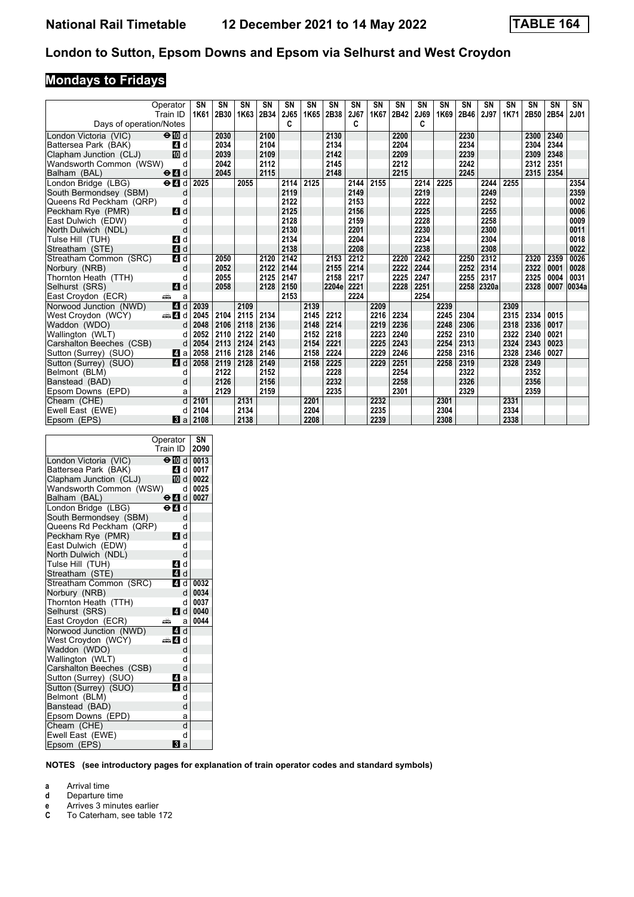## London to Sutton, Epsom Downs and Epsom via Selhurst and West Croydon

### Mondays to Fridays

| Operator | | SN | SN | SN | SN | SN | SN | SN | SN | SN | SN | SN | SN | SN | SN | SN | SN | SN | SN |
|---|---|---|---|---|---|---|---|---|---|---|---|---|---|---|---|---|---|---|---|
| Train ID | | 1K61 | 2B30 | 1K63 | 2B34 | 2J65 | 1K65 | 2B38 | 2J67 | 1K67 | 2B42 | 2J69 | 1K69 | 2B46 | 2J97 | 1K71 | 2B50 | 2B54 | 2J01 |
| Days of operation/Notes | | | | | | C | | | C | | | C | | | | | | | |
| London Victoria (VIC) | ⊖10 d | | 2030 | | 2100 | | | 2130 | | | 2200 | | | 2230 | | | 2300 | 2340 | |
| Battersea Park (BAK) | 4 d | | 2034 | | 2104 | | | 2134 | | | 2204 | | | 2234 | | | 2304 | 2344 | |
| Clapham Junction (CLJ) | 10 d | | 2039 | | 2109 | | | 2142 | | | 2209 | | | 2239 | | | 2309 | 2348 | |
| Wandsworth Common (WSW) | d | | 2042 | | 2112 | | | 2145 | | | 2212 | | | 2242 | | | 2312 | 2351 | |
| Balham (BAL) | ⊖4 d | | 2045 | | 2115 | | | 2148 | | | 2215 | | | 2245 | | | 2315 | 2354 | |
| London Bridge (LBG) | ⊖4 d | 2025 | | 2055 | | 2114 | 2125 | | 2144 | 2155 | | 2214 | 2225 | | 2244 | 2255 | | | 2354 |
| South Bermondsey (SBM) | d | | | | | 2119 | | | 2149 | | | 2219 | | | 2249 | | | | 2359 |
| Queens Rd Peckham (QRP) | d | | | | | 2122 | | | 2153 | | | 2222 | | | 2252 | | | | 0002 |
| Peckham Rye (PMR) | 4 d | | | | | 2125 | | | 2156 | | | 2225 | | | 2255 | | | | 0006 |
| East Dulwich (EDW) | d | | | | | 2128 | | | 2159 | | | 2228 | | | 2258 | | | | 0009 |
| North Dulwich (NDL) | d | | | | | 2130 | | | 2201 | | | 2230 | | | 2300 | | | | 0011 |
| Tulse Hill (TUH) | 4 d | | | | | 2134 | | | 2204 | | | 2234 | | | 2304 | | | | 0018 |
| Streatham (STE) | 4 d | | | | | 2138 | | | 2208 | | | 2238 | | | 2308 | | | | 0022 |
| Streatham Common (SRC) | 4 d | | 2050 | | 2120 | 2142 | | 2153 | 2212 | | 2220 | 2242 | | 2250 | 2312 | | 2320 | 2359 | 0026 |
| Norbury (NRB) | d | | 2052 | | 2122 | 2144 | | 2155 | 2214 | | 2222 | 2244 | | 2252 | 2314 | | 2322 | 0001 | 0028 |
| Thornton Heath (TTH) | d | | 2055 | | 2125 | 2147 | | 2158 | 2217 | | 2225 | 2247 | | 2255 | 2317 | | 2325 | 0004 | 0031 |
| Selhurst (SRS) | 4 d | | 2058 | | 2128 | 2150 | | 2204e | 2221 | | 2228 | 2251 | | 2258 | 2320a | | 2328 | 0007 | 0034a |
| East Croydon (ECR) | 🚌 a | | | | | 2153 | | | 2224 | | | 2254 | | | | | | | |
| Norwood Junction (NWD) | 4 d | 2039 | | 2109 | | | 2139 | | | 2209 | | | 2239 | | | 2309 | | | |
| West Croydon (WCY) | 🚌4 d | 2045 | 2104 | 2115 | 2134 | | 2145 | 2212 | | 2216 | 2234 | | 2245 | 2304 | | 2315 | 2334 | 0015 | |
| Waddon (WDO) | d | 2048 | 2106 | 2118 | 2136 | | 2148 | 2214 | | 2219 | 2236 | | 2248 | 2306 | | 2318 | 2336 | 0017 | |
| Wallington (WLT) | d | 2052 | 2110 | 2122 | 2140 | | 2152 | 2218 | | 2223 | 2240 | | 2252 | 2310 | | 2322 | 2340 | 0021 | |
| Carshalton Beeches (CSB) | d | 2054 | 2113 | 2124 | 2143 | | 2154 | 2221 | | 2225 | 2243 | | 2254 | 2313 | | 2324 | 2343 | 0023 | |
| Sutton (Surrey) (SUO) | 4 a | 2058 | 2116 | 2128 | 2146 | | 2158 | 2224 | | 2229 | 2246 | | 2258 | 2316 | | 2328 | 2346 | 0027 | |
| Sutton (Surrey) (SUO) | 4 d | 2058 | 2119 | 2128 | 2149 | | 2158 | 2225 | | 2229 | 2251 | | 2258 | 2319 | | 2328 | 2349 | | |
| Belmont (BLM) | d | | 2122 | | 2152 | | | 2228 | | | 2254 | | | 2322 | | | 2352 | | |
| Banstead (BAD) | d | | 2126 | | 2156 | | | 2232 | | | 2258 | | | 2326 | | | 2356 | | |
| Epsom Downs (EPD) | a | | 2129 | | 2159 | | | 2235 | | | 2301 | | | 2329 | | | 2359 | | |
| Cheam (CHE) | d | 2101 | | 2131 | | | 2201 | | | 2232 | | | 2301 | | | 2331 | | | |
| Ewell East (EWE) | d | 2104 | | 2134 | | | 2204 | | | 2235 | | | 2304 | | | 2334 | | | |
| Epsom (EPS) | 3 a | 2108 | | 2138 | | | 2208 | | | 2239 | | | 2308 | | | 2338 | | | |

| Operator | | SN |
|---|---|---|
| Train ID | | 2O90 |
| London Victoria (VIC) | ⊖10 d | 0013 |
| Battersea Park (BAK) | 4 d | 0017 |
| Clapham Junction (CLJ) | 10 d | 0022 |
| Wandsworth Common (WSW) | d | 0025 |
| Balham (BAL) | ⊖4 d | 0027 |
| London Bridge (LBG) | ⊖4 d | |
| South Bermondsey (SBM) | d | |
| Queens Rd Peckham (QRP) | d | |
| Peckham Rye (PMR) | 4 d | |
| East Dulwich (EDW) | d | |
| North Dulwich (NDL) | d | |
| Tulse Hill (TUH) | 4 d | |
| Streatham (STE) | 4 d | |
| Streatham Common (SRC) | 4 d | 0032 |
| Norbury (NRB) | d | 0034 |
| Thornton Heath (TTH) | d | 0037 |
| Selhurst (SRS) | 4 d | 0040 |
| East Croydon (ECR) | 🚌 a | 0044 |
| Norwood Junction (NWD) | 4 d | |
| West Croydon (WCY) | 🚌4 d | |
| Waddon (WDO) | d | |
| Wallington (WLT) | d | |
| Carshalton Beeches (CSB) | d | |
| Sutton (Surrey) (SUO) | 4 a | |
| Sutton (Surrey) (SUO) | 4 d | |
| Belmont (BLM) | d | |
| Banstead (BAD) | d | |
| Epsom Downs (EPD) | a | |
| Cheam (CHE) | d | |
| Ewell East (EWE) | d | |
| Epsom (EPS) | 3 a | |

**NOTES (see introductory pages for explanation of train operator codes and standard symbols)**

- **a** Arrival time
- **d** Departure time
- **e** Arrives 3 minutes earlier
- **C** To Caterham, see table 172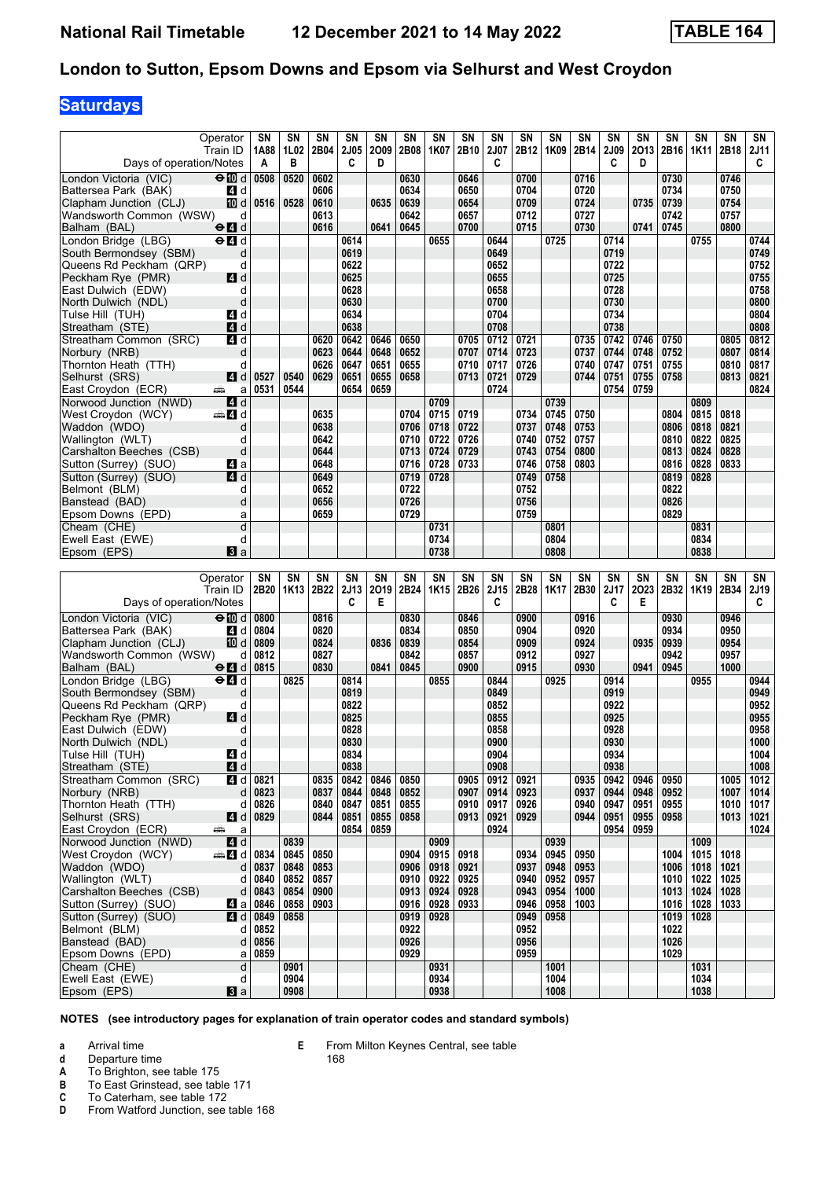# London to Sutton, Epsom Downs and Epsom via Selhurst and West Croydon

## Saturdays

| Operator | | SN | SN | SN | SN | SN | SN | SN | SN | SN | SN | SN | SN | SN | SN | SN | SN | SN | SN |
|---|---|---|---|---|---|---|---|---|---|---|---|---|---|---|---|---|---|---|---|
| Train ID | | 1A88 | 1L02 | 2B04 | 2J05 | 2O09 | 2B08 | 1K07 | 2B10 | 2J07 | 2B12 | 1K09 | 2B14 | 2J09 | 2O13 | 2B16 | 1K11 | 2B18 | 2J11 |
| Days of operation/Notes | | A | B | | C | D | | | | C | | | | C | D | | | | C |
| London Victoria (VIC) | ⊖ 10 d | 0508 | 0520 | 0602 | | | 0630 | | 0646 | | 0700 | | 0716 | | | 0730 | | 0746 | |
| Battersea Park (BAK) | 4 d | | | 0606 | | | 0634 | | 0650 | | 0704 | | 0720 | | | 0734 | | 0750 | |
| Clapham Junction (CLJ) | 10 d | 0516 | 0528 | 0610 | | 0635 | 0639 | | 0654 | | 0709 | | 0724 | | 0735 | 0739 | | 0754 | |
| Wandsworth Common (WSW) | d | | | 0613 | | | 0642 | | 0657 | | 0712 | | 0727 | | | 0742 | | 0757 | |
| Balham (BAL) | ⊖ 4 d | | | 0616 | | 0641 | 0645 | | 0700 | | 0715 | | 0730 | | 0741 | 0745 | | 0800 | |
| London Bridge (LBG) | ⊖ 4 d | | | | 0614 | | | 0655 | | 0644 | | 0725 | | 0714 | | | 0755 | | 0744 |
| South Bermondsey (SBM) | d | | | | 0619 | | | | | 0649 | | | | 0719 | | | | | 0749 |
| Queens Rd Peckham (QRP) | d | | | | 0622 | | | | | 0652 | | | | 0722 | | | | | 0752 |
| Peckham Rye (PMR) | 4 d | | | | 0625 | | | | | 0655 | | | | 0725 | | | | | 0755 |
| East Dulwich (EDW) | d | | | | 0628 | | | | | 0658 | | | | 0728 | | | | | 0758 |
| North Dulwich (NDL) | d | | | | 0630 | | | | | 0700 | | | | 0730 | | | | | 0800 |
| Tulse Hill (TUH) | 4 d | | | | 0634 | | | | | 0704 | | | | 0734 | | | | | 0804 |
| Streatham (STE) | 4 d | | | | 0638 | | | | | 0708 | | | | 0738 | | | | | 0808 |
| Streatham Common (SRC) | 4 d | | | 0620 | 0642 | 0646 | 0650 | | 0705 | 0712 | 0721 | | 0735 | 0742 | 0746 | 0750 | | 0805 | 0812 |
| Norbury (NRB) | d | | | 0623 | 0644 | 0648 | 0652 | | 0707 | 0714 | 0723 | | 0737 | 0744 | 0748 | 0752 | | 0807 | 0814 |
| Thornton Heath (TTH) | d | | | 0626 | 0647 | 0651 | 0655 | | 0710 | 0717 | 0726 | | 0740 | 0747 | 0751 | 0755 | | 0810 | 0817 |
| Selhurst (SRS) | 4 d | 0527 | 0540 | 0629 | 0651 | 0655 | 0658 | | 0713 | 0721 | 0729 | | 0744 | 0751 | 0755 | 0758 | | 0813 | 0821 |
| East Croydon (ECR) | a | 0531 | 0544 | | 0654 | 0659 | | | | 0724 | | | | 0754 | 0759 | | | | 0824 |
| Norwood Junction (NWD) | 4 d | | | | | | | 0709 | | | | 0739 | | | | | 0809 | | |
| West Croydon (WCY) | 4 d | | | 0635 | | | 0704 | 0715 | 0719 | | 0734 | 0745 | 0750 | | | 0804 | 0815 | 0818 | |
| Waddon (WDO) | d | | | 0638 | | | 0706 | 0718 | 0722 | | 0737 | 0748 | 0753 | | | 0806 | 0818 | 0821 | |
| Wallington (WLT) | d | | | 0642 | | | 0710 | 0722 | 0726 | | 0740 | 0752 | 0757 | | | 0810 | 0822 | 0825 | |
| Carshalton Beeches (CSB) | d | | | 0644 | | | 0713 | 0724 | 0729 | | 0743 | 0754 | 0800 | | | 0813 | 0824 | 0828 | |
| Sutton (Surrey) (SUO) | 4 a | | | 0648 | | | 0716 | 0728 | 0733 | | 0746 | 0758 | 0803 | | | 0816 | 0828 | 0833 | |
| Sutton (Surrey) (SUO) | 4 d | | | 0649 | | | 0719 | 0728 | | | 0749 | 0758 | | | | 0819 | 0828 | | |
| Belmont (BLM) | d | | | 0652 | | | 0722 | | | | 0752 | | | | | 0822 | | | |
| Banstead (BAD) | d | | | 0656 | | | 0726 | | | | 0756 | | | | | 0826 | | | |
| Epsom Downs (EPD) | a | | | 0659 | | | 0729 | | | | 0759 | | | | | 0829 | | | |
| Cheam (CHE) | d | | | | | | | 0731 | | | | 0801 | | | | | 0831 | | |
| Ewell East (EWE) | d | | | | | | | 0734 | | | | 0804 | | | | | 0834 | | |
| Epsom (EPS) | 3 a | | | | | | | 0738 | | | | 0808 | | | | | 0838 | | |

| Operator | | SN | SN | SN | SN | SN | SN | SN | SN | SN | SN | SN | SN | SN | SN | SN | SN | SN | SN |
|---|---|---|---|---|---|---|---|---|---|---|---|---|---|---|---|---|---|---|---|
| Train ID | | 2B20 | 1K13 | 2B22 | 2J13 | 2O19 | 2B24 | 1K15 | 2B26 | 2J15 | 2B28 | 1K17 | 2B30 | 2J17 | 2O23 | 2B32 | 1K19 | 2B34 | 2J19 |
| Days of operation/Notes | | | | | C | E | | | | C | | | | C | E | | | | C |
| London Victoria (VIC) | ⊖ 10 d | 0800 | | 0816 | | | 0830 | | 0846 | | 0900 | | 0916 | | | 0930 | | 0946 | |
| Battersea Park (BAK) | 4 d | 0804 | | 0820 | | | 0834 | | 0850 | | 0904 | | 0920 | | | 0934 | | 0950 | |
| Clapham Junction (CLJ) | 10 d | 0809 | | 0824 | | 0836 | 0839 | | 0854 | | 0909 | | 0924 | | 0935 | 0939 | | 0954 | |
| Wandsworth Common (WSW) | d | 0812 | | 0827 | | | 0842 | | 0857 | | 0912 | | 0927 | | | 0942 | | 0957 | |
| Balham (BAL) | ⊖ 4 d | 0815 | | 0830 | | 0841 | 0845 | | 0900 | | 0915 | | 0930 | | 0941 | 0945 | | 1000 | |
| London Bridge (LBG) | ⊖ 4 d | | 0825 | | 0814 | | | 0855 | | 0844 | | 0925 | | 0914 | | | 0955 | | 0944 |
| South Bermondsey (SBM) | d | | | | 0819 | | | | | 0849 | | | | 0919 | | | | | 0949 |
| Queens Rd Peckham (QRP) | d | | | | 0822 | | | | | 0852 | | | | 0922 | | | | | 0952 |
| Peckham Rye (PMR) | 4 d | | | | 0825 | | | | | 0855 | | | | 0925 | | | | | 0955 |
| East Dulwich (EDW) | d | | | | 0828 | | | | | 0858 | | | | 0928 | | | | | 0958 |
| North Dulwich (NDL) | d | | | | 0830 | | | | | 0900 | | | | 0930 | | | | | 1000 |
| Tulse Hill (TUH) | 4 d | | | | 0834 | | | | | 0904 | | | | 0934 | | | | | 1004 |
| Streatham (STE) | 4 d | | | | 0838 | | | | | 0908 | | | | 0938 | | | | | 1008 |
| Streatham Common (SRC) | 4 d | 0821 | | 0835 | 0842 | 0846 | 0850 | | 0905 | 0912 | 0921 | | 0935 | 0942 | 0946 | 0950 | | 1005 | 1012 |
| Norbury (NRB) | d | 0823 | | 0837 | 0844 | 0848 | 0852 | | 0907 | 0914 | 0923 | | 0937 | 0944 | 0948 | 0952 | | 1007 | 1014 |
| Thornton Heath (TTH) | d | 0826 | | 0840 | 0847 | 0851 | 0855 | | 0910 | 0917 | 0926 | | 0940 | 0947 | 0951 | 0955 | | 1010 | 1017 |
| Selhurst (SRS) | 4 d | 0829 | | 0844 | 0851 | 0855 | 0858 | | 0913 | 0921 | 0929 | | 0944 | 0951 | 0955 | 0958 | | 1013 | 1021 |
| East Croydon (ECR) | a | | | | 0854 | 0859 | | | | 0924 | | | | 0954 | 0959 | | | | 1024 |
| Norwood Junction (NWD) | 4 d | | 0839 | | | | | 0909 | | | | 0939 | | | | | 1009 | | |
| West Croydon (WCY) | 4 d | 0834 | 0845 | 0850 | | | 0904 | 0915 | 0918 | | 0934 | 0945 | 0950 | | | 1004 | 1015 | 1018 | |
| Waddon (WDO) | d | 0837 | 0848 | 0853 | | | 0906 | 0918 | 0921 | | 0937 | 0948 | 0953 | | | 1006 | 1018 | 1021 | |
| Wallington (WLT) | d | 0840 | 0852 | 0857 | | | 0910 | 0922 | 0925 | | 0940 | 0952 | 0957 | | | 1010 | 1022 | 1025 | |
| Carshalton Beeches (CSB) | d | 0843 | 0854 | 0900 | | | 0913 | 0924 | 0928 | | 0943 | 0954 | 1000 | | | 1013 | 1024 | 1028 | |
| Sutton (Surrey) (SUO) | 4 a | 0846 | 0858 | 0903 | | | 0916 | 0928 | 0933 | | 0946 | 0958 | 1003 | | | 1016 | 1028 | 1033 | |
| Sutton (Surrey) (SUO) | 4 d | 0849 | 0858 | | | | 0919 | 0928 | | | 0949 | 0958 | | | | 1019 | 1028 | | |
| Belmont (BLM) | d | 0852 | | | | | 0922 | | | | 0952 | | | | | 1022 | | | |
| Banstead (BAD) | d | 0856 | | | | | 0926 | | | | 0956 | | | | | 1026 | | | |
| Epsom Downs (EPD) | a | 0859 | | | | | 0929 | | | | 0959 | | | | | 1029 | | | |
| Cheam (CHE) | d | | 0901 | | | | | 0931 | | | | 1001 | | | | | 1031 | | |
| Ewell East (EWE) | d | | 0904 | | | | | 0934 | | | | 1004 | | | | | 1034 | | |
| Epsom (EPS) | 3 a | | 0908 | | | | | 0938 | | | | 1008 | | | | | 1038 | | |

**NOTES (see introductory pages for explanation of train operator codes and standard symbols)**

- **a** Arrival time
- **d** Departure time
- **A** To Brighton, see table 175
- **B** To East Grinstead, see table 171
- **C** To Caterham, see table 172
- **D** From Watford Junction, see table 168
- **E** From Milton Keynes Central, see table 168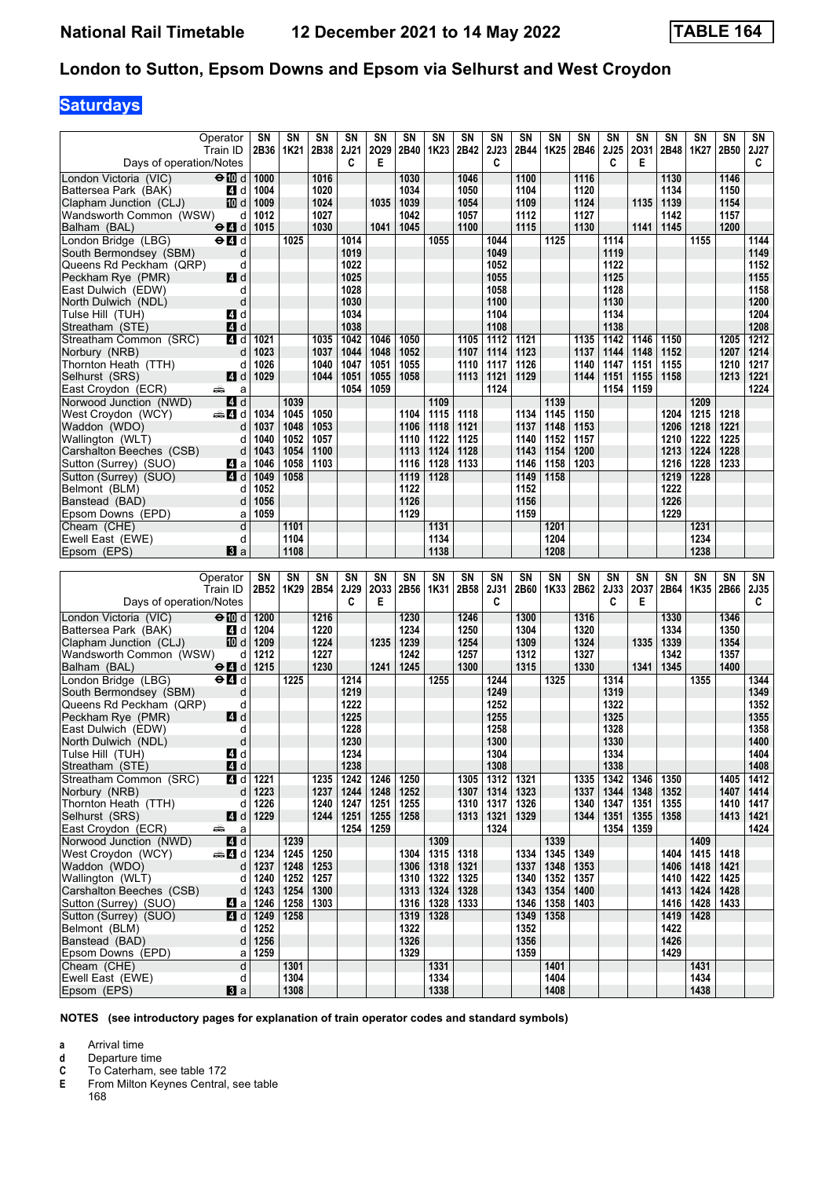# National Rail Timetable 12 December 2021 to 14 May 2022 TABLE 164

## London to Sutton, Epsom Downs and Epsom via Selhurst and West Croydon

**Saturdays**

| Operator | | SN | SN | SN | SN | SN | SN | SN | SN | SN | SN | SN | SN | SN | SN | SN | SN | SN | SN |
|---|---|---|---|---|---|---|---|---|---|---|---|---|---|---|---|---|---|---|---|
| Train ID | | 2B36 | 1K21 | 2B38 | 2J21 | 2O29 | 2B40 | 1K23 | 2B42 | 2J23 | 2B44 | 1K25 | 2B46 | 2J25 | 2O31 | 2B48 | 1K27 | 2B50 | 2J27 |
| Days of operation/Notes | | | | | C | E | | | | C | | | | C | E | | | | C |
| London Victoria (VIC) | ⊖ 10 d | 1000 | | 1016 | | | 1030 | | 1046 | | 1100 | | 1116 | | | 1130 | | 1146 | |
| Battersea Park (BAK) | 4 d | 1004 | | 1020 | | | 1034 | | 1050 | | 1104 | | 1120 | | | 1134 | | 1150 | |
| Clapham Junction (CLJ) | 10 d | 1009 | | 1024 | | 1035 | 1039 | | 1054 | | 1109 | | 1124 | | 1135 | 1139 | | 1154 | |
| Wandsworth Common (WSW) | d | 1012 | | 1027 | | | 1042 | | 1057 | | 1112 | | 1127 | | | 1142 | | 1157 | |
| Balham (BAL) | ⊖ 4 d | 1015 | | 1030 | | 1041 | 1045 | | 1100 | | 1115 | | 1130 | | 1141 | 1145 | | 1200 | |
| London Bridge (LBG) | ⊖ 4 d | | 1025 | | 1014 | | | 1055 | | 1044 | | 1125 | | 1114 | | | 1155 | | 1144 |
| South Bermondsey (SBM) | d | | | | 1019 | | | | | 1049 | | | | 1119 | | | | | 1149 |
| Queens Rd Peckham (QRP) | d | | | | 1022 | | | | | 1052 | | | | 1122 | | | | | 1152 |
| Peckham Rye (PMR) | 4 d | | | | 1025 | | | | | 1055 | | | | 1125 | | | | | 1155 |
| East Dulwich (EDW) | d | | | | 1028 | | | | | 1058 | | | | 1128 | | | | | 1158 |
| North Dulwich (NDL) | d | | | | 1030 | | | | | 1100 | | | | 1130 | | | | | 1200 |
| Tulse Hill (TUH) | 4 d | | | | 1034 | | | | | 1104 | | | | 1134 | | | | | 1204 |
| Streatham (STE) | 4 d | | | | 1038 | | | | | 1108 | | | | 1138 | | | | | 1208 |
| Streatham Common (SRC) | 4 d | 1021 | | 1035 | 1042 | 1046 | 1050 | | 1105 | 1112 | 1121 | | 1135 | 1142 | 1146 | 1150 | | 1205 | 1212 |
| Norbury (NRB) | d | 1023 | | 1037 | 1044 | 1048 | 1052 | | 1107 | 1114 | 1123 | | 1137 | 1144 | 1148 | 1152 | | 1207 | 1214 |
| Thornton Heath (TTH) | d | 1026 | | 1040 | 1047 | 1051 | 1055 | | 1110 | 1117 | 1126 | | 1140 | 1147 | 1151 | 1155 | | 1210 | 1217 |
| Selhurst (SRS) | 4 d | 1029 | | 1044 | 1051 | 1055 | 1058 | | 1113 | 1121 | 1129 | | 1144 | 1151 | 1155 | 1158 | | 1213 | 1221 |
| East Croydon (ECR) | 🚌 a | | | | 1054 | 1059 | | | | 1124 | | | | 1154 | 1159 | | | | 1224 |
| Norwood Junction (NWD) | 4 d | | 1039 | | | | | 1109 | | | | 1139 | | | | | 1209 | | |
| West Croydon (WCY) | 🚌 4 d | 1034 | 1045 | 1050 | | | 1104 | 1115 | 1118 | | 1134 | 1145 | 1150 | | | 1204 | 1215 | 1218 | |
| Waddon (WDO) | d | 1037 | 1048 | 1053 | | | 1106 | 1118 | 1121 | | 1137 | 1148 | 1153 | | | 1206 | 1218 | 1221 | |
| Wallington (WLT) | d | 1040 | 1052 | 1057 | | | 1110 | 1122 | 1125 | | 1140 | 1152 | 1157 | | | 1210 | 1222 | 1225 | |
| Carshalton Beeches (CSB) | d | 1043 | 1054 | 1100 | | | 1113 | 1124 | 1128 | | 1143 | 1154 | 1200 | | | 1213 | 1224 | 1228 | |
| Sutton (Surrey) (SUO) | 4 a | 1046 | 1058 | 1103 | | | 1116 | 1128 | 1133 | | 1146 | 1158 | 1203 | | | 1216 | 1228 | 1233 | |
| Sutton (Surrey) (SUO) | 4 d | 1049 | 1058 | | | | 1119 | 1128 | | | 1149 | 1158 | | | | 1219 | 1228 | | |
| Belmont (BLM) | d | 1052 | | | | | 1122 | | | | 1152 | | | | | 1222 | | | |
| Banstead (BAD) | d | 1056 | | | | | 1126 | | | | 1156 | | | | | 1226 | | | |
| Epsom Downs (EPD) | a | 1059 | | | | | 1129 | | | | 1159 | | | | | 1229 | | | |
| Cheam (CHE) | d | | 1101 | | | | | 1131 | | | | 1201 | | | | | 1231 | | |
| Ewell East (EWE) | d | | 1104 | | | | | 1134 | | | | 1204 | | | | | 1234 | | |
| Epsom (EPS) | 3 a | | 1108 | | | | | 1138 | | | | 1208 | | | | | 1238 | | |

| Operator | | SN | SN | SN | SN | SN | SN | SN | SN | SN | SN | SN | SN | SN | SN | SN | SN | SN | SN |
|---|---|---|---|---|---|---|---|---|---|---|---|---|---|---|---|---|---|---|---|
| Train ID | | 2B52 | 1K29 | 2B54 | 2J29 | 2O33 | 2B56 | 1K31 | 2B58 | 2J31 | 2B60 | 1K33 | 2B62 | 2J33 | 2O37 | 2B64 | 1K35 | 2B66 | 2J35 |
| Days of operation/Notes | | | | | C | E | | | | C | | | | C | E | | | | C |
| London Victoria (VIC) | ⊖ 10 d | 1200 | | 1216 | | | 1230 | | 1246 | | 1300 | | 1316 | | | 1330 | | 1346 | |
| Battersea Park (BAK) | 4 d | 1204 | | 1220 | | | 1234 | | 1250 | | 1304 | | 1320 | | | 1334 | | 1350 | |
| Clapham Junction (CLJ) | 10 d | 1209 | | 1224 | | 1235 | 1239 | | 1254 | | 1309 | | 1324 | | 1335 | 1339 | | 1354 | |
| Wandsworth Common (WSW) | d | 1212 | | 1227 | | | 1242 | | 1257 | | 1312 | | 1327 | | | 1342 | | 1357 | |
| Balham (BAL) | ⊖ 4 d | 1215 | | 1230 | | 1241 | 1245 | | 1300 | | 1315 | | 1330 | | 1341 | 1345 | | 1400 | |
| London Bridge (LBG) | ⊖ 4 d | | 1225 | | 1214 | | | 1255 | | 1244 | | 1325 | | 1314 | | | 1355 | | 1344 |
| South Bermondsey (SBM) | d | | | | 1219 | | | | | 1249 | | | | 1319 | | | | | 1349 |
| Queens Rd Peckham (QRP) | d | | | | 1222 | | | | | 1252 | | | | 1322 | | | | | 1352 |
| Peckham Rye (PMR) | 4 d | | | | 1225 | | | | | 1255 | | | | 1325 | | | | | 1355 |
| East Dulwich (EDW) | d | | | | 1228 | | | | | 1258 | | | | 1328 | | | | | 1358 |
| North Dulwich (NDL) | d | | | | 1230 | | | | | 1300 | | | | 1330 | | | | | 1400 |
| Tulse Hill (TUH) | 4 d | | | | 1234 | | | | | 1304 | | | | 1334 | | | | | 1404 |
| Streatham (STE) | 4 d | | | | 1238 | | | | | 1308 | | | | 1338 | | | | | 1408 |
| Streatham Common (SRC) | 4 d | 1221 | | 1235 | 1242 | 1246 | 1250 | | 1305 | 1312 | 1321 | | 1335 | 1342 | 1346 | 1350 | | 1405 | 1412 |
| Norbury (NRB) | d | 1223 | | 1237 | 1244 | 1248 | 1252 | | 1307 | 1314 | 1323 | | 1337 | 1344 | 1348 | 1352 | | 1407 | 1414 |
| Thornton Heath (TTH) | d | 1226 | | 1240 | 1247 | 1251 | 1255 | | 1310 | 1317 | 1326 | | 1340 | 1347 | 1351 | 1355 | | 1410 | 1417 |
| Selhurst (SRS) | 4 d | 1229 | | 1244 | 1251 | 1255 | 1258 | | 1313 | 1321 | 1329 | | 1344 | 1351 | 1355 | 1358 | | 1413 | 1421 |
| East Croydon (ECR) | 🚌 a | | | | 1254 | 1259 | | | | 1324 | | | | 1354 | 1359 | | | | 1424 |
| Norwood Junction (NWD) | 4 d | | 1239 | | | | | 1309 | | | | 1339 | | | | | 1409 | | |
| West Croydon (WCY) | 🚌 4 d | 1234 | 1245 | 1250 | | | 1304 | 1315 | 1318 | | 1334 | 1345 | 1349 | | | 1404 | 1415 | 1418 | |
| Waddon (WDO) | d | 1237 | 1248 | 1253 | | | 1306 | 1318 | 1321 | | 1337 | 1348 | 1353 | | | 1406 | 1418 | 1421 | |
| Wallington (WLT) | d | 1240 | 1252 | 1257 | | | 1310 | 1322 | 1325 | | 1340 | 1352 | 1357 | | | 1410 | 1422 | 1425 | |
| Carshalton Beeches (CSB) | d | 1243 | 1254 | 1300 | | | 1313 | 1324 | 1328 | | 1343 | 1354 | 1400 | | | 1413 | 1424 | 1428 | |
| Sutton (Surrey) (SUO) | 4 a | 1246 | 1258 | 1303 | | | 1316 | 1328 | 1333 | | 1346 | 1358 | 1403 | | | 1416 | 1428 | 1433 | |
| Sutton (Surrey) (SUO) | 4 d | 1249 | 1258 | | | | 1319 | 1328 | | | 1349 | 1358 | | | | 1419 | 1428 | | |
| Belmont (BLM) | d | 1252 | | | | | 1322 | | | | 1352 | | | | | 1422 | | | |
| Banstead (BAD) | d | 1256 | | | | | 1326 | | | | 1356 | | | | | 1426 | | | |
| Epsom Downs (EPD) | a | 1259 | | | | | 1329 | | | | 1359 | | | | | 1429 | | | |
| Cheam (CHE) | d | | 1301 | | | | | 1331 | | | | 1401 | | | | | 1431 | | |
| Ewell East (EWE) | d | | 1304 | | | | | 1334 | | | | 1404 | | | | | 1434 | | |
| Epsom (EPS) | 3 a | | 1308 | | | | | 1338 | | | | 1408 | | | | | 1438 | | |

**NOTES (see introductory pages for explanation of train operator codes and standard symbols)**

- **a** Arrival time
- **d** Departure time
- **C** To Caterham, see table 172
- **E** From Milton Keynes Central, see table 168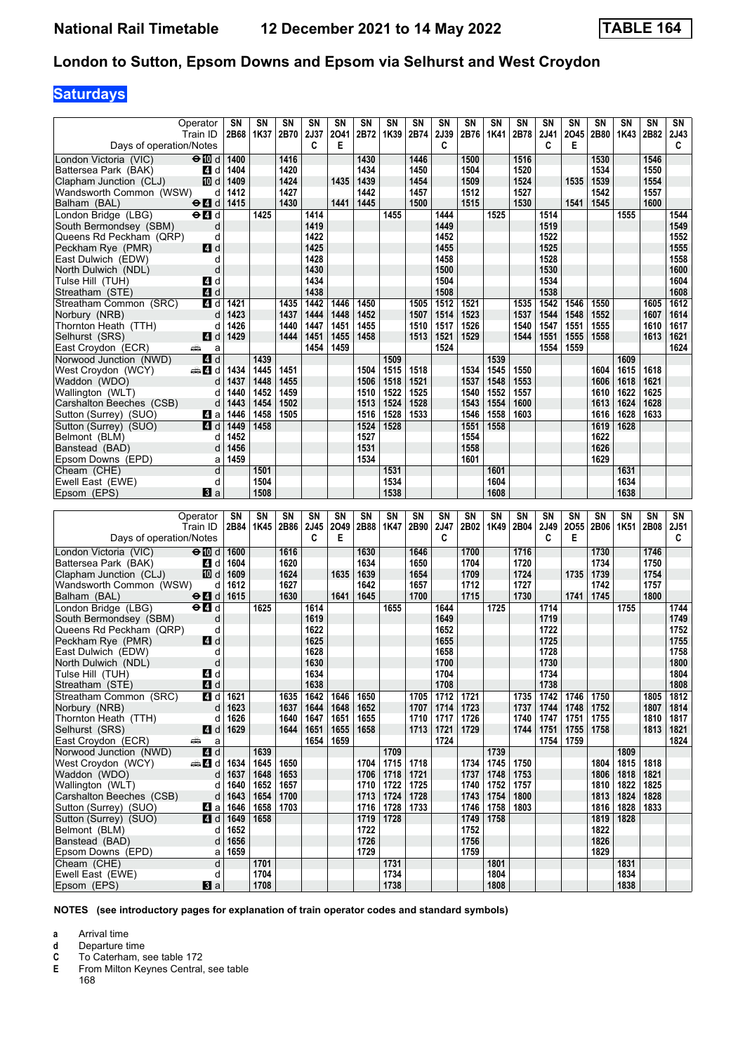# National Rail Timetable 12 December 2021 to 14 May 2022 TABLE 164

## London to Sutton, Epsom Downs and Epsom via Selhurst and West Croydon

**Saturdays**

| Operator | | SN | SN | SN | SN | SN | SN | SN | SN | SN | SN | SN | SN | SN | SN | SN | SN | SN | SN |
|---|---|---|---|---|---|---|---|---|---|---|---|---|---|---|---|---|---|---|---|
| Train ID | | 2B68 | 1K37 | 2B70 | 2J37 | 2O41 | 2B72 | 1K39 | 2B74 | 2J39 | 2B76 | 1K41 | 2B78 | 2J41 | 2O45 | 2B80 | 1K43 | 2B82 | 2J43 |
| Days of operation/Notes | | | | | C | E | | | | C | | | | C | E | | | | C |
| London Victoria (VIC) | ⊖10 d | 1400 | | 1416 | | | 1430 | | 1446 | | 1500 | | 1516 | | | 1530 | | 1546 | |
| Battersea Park (BAK) | 4 d | 1404 | | 1420 | | | 1434 | | 1450 | | 1504 | | 1520 | | | 1534 | | 1550 | |
| Clapham Junction (CLJ) | 10 d | 1409 | | 1424 | | 1435 | 1439 | | 1454 | | 1509 | | 1524 | | 1535 | 1539 | | 1554 | |
| Wandsworth Common (WSW) | d | 1412 | | 1427 | | | 1442 | | 1457 | | 1512 | | 1527 | | | 1542 | | 1557 | |
| Balham (BAL) | ⊖4 d | 1415 | | 1430 | | 1441 | 1445 | | 1500 | | 1515 | | 1530 | | 1541 | 1545 | | 1600 | |
| London Bridge (LBG) | ⊖4 d | | 1425 | | 1414 | | | 1455 | | 1444 | | 1525 | | 1514 | | | 1555 | | 1544 |
| South Bermondsey (SBM) | d | | | | 1419 | | | | | 1449 | | | | 1519 | | | | | 1549 |
| Queens Rd Peckham (QRP) | d | | | | 1422 | | | | | 1452 | | | | 1522 | | | | | 1552 |
| Peckham Rye (PMR) | 4 d | | | | 1425 | | | | | 1455 | | | | 1525 | | | | | 1555 |
| East Dulwich (EDW) | d | | | | 1428 | | | | | 1458 | | | | 1528 | | | | | 1558 |
| North Dulwich (NDL) | d | | | | 1430 | | | | | 1500 | | | | 1530 | | | | | 1600 |
| Tulse Hill (TUH) | 4 d | | | | 1434 | | | | | 1504 | | | | 1534 | | | | | 1604 |
| Streatham (STE) | 4 d | | | | 1438 | | | | | 1508 | | | | 1538 | | | | | 1608 |
| Streatham Common (SRC) | 4 d | 1421 | | 1435 | 1442 | 1446 | 1450 | | 1505 | 1512 | 1521 | | 1535 | 1542 | 1546 | 1550 | | 1605 | 1612 |
| Norbury (NRB) | d | 1423 | | 1437 | 1444 | 1448 | 1452 | | 1507 | 1514 | 1523 | | 1537 | 1544 | 1548 | 1552 | | 1607 | 1614 |
| Thornton Heath (TTH) | d | 1426 | | 1440 | 1447 | 1451 | 1455 | | 1510 | 1517 | 1526 | | 1540 | 1547 | 1551 | 1555 | | 1610 | 1617 |
| Selhurst (SRS) | 4 d | 1429 | | 1444 | 1451 | 1455 | 1458 | | 1513 | 1521 | 1529 | | 1544 | 1551 | 1555 | 1558 | | 1613 | 1621 |
| East Croydon (ECR) | a | | | | 1454 | 1459 | | | | 1524 | | | | 1554 | 1559 | | | | 1624 |
| Norwood Junction (NWD) | 4 d | | 1439 | | | | | 1509 | | | | 1539 | | | | | 1609 | | |
| West Croydon (WCY) | 4 d | 1434 | 1445 | 1451 | | | 1504 | 1515 | 1518 | | 1534 | 1545 | 1550 | | | 1604 | 1615 | 1618 | |
| Waddon (WDO) | d | 1437 | 1448 | 1455 | | | 1506 | 1518 | 1521 | | 1537 | 1548 | 1553 | | | 1606 | 1618 | 1621 | |
| Wallington (WLT) | d | 1440 | 1452 | 1459 | | | 1510 | 1522 | 1525 | | 1540 | 1552 | 1557 | | | 1610 | 1622 | 1625 | |
| Carshalton Beeches (CSB) | d | 1443 | 1454 | 1502 | | | 1513 | 1524 | 1528 | | 1543 | 1554 | 1600 | | | 1613 | 1624 | 1628 | |
| Sutton (Surrey) (SUO) | 4 a | 1446 | 1458 | 1505 | | | 1516 | 1528 | 1533 | | 1546 | 1558 | 1603 | | | 1616 | 1628 | 1633 | |
| Sutton (Surrey) (SUO) | 4 d | 1449 | 1458 | | | | 1524 | 1528 | | | 1551 | 1558 | | | | 1619 | 1628 | | |
| Belmont (BLM) | d | 1452 | | | | | 1527 | | | | 1554 | | | | | 1622 | | | |
| Banstead (BAD) | d | 1456 | | | | | 1531 | | | | 1558 | | | | | 1626 | | | |
| Epsom Downs (EPD) | a | 1459 | | | | | 1534 | | | | 1601 | | | | | 1629 | | | |
| Cheam (CHE) | d | | 1501 | | | | | 1531 | | | | 1601 | | | | | 1631 | | |
| Ewell East (EWE) | d | | 1504 | | | | | 1534 | | | | 1604 | | | | | 1634 | | |
| Epsom (EPS) | 3 a | | 1508 | | | | | 1538 | | | | 1608 | | | | | 1638 | | |

| Operator | | SN | SN | SN | SN | SN | SN | SN | SN | SN | SN | SN | SN | SN | SN | SN | SN | SN | SN |
|---|---|---|---|---|---|---|---|---|---|---|---|---|---|---|---|---|---|---|---|
| Train ID | | 2B84 | 1K45 | 2B86 | 2J45 | 2O49 | 2B88 | 1K47 | 2B90 | 2J47 | 2B02 | 1K49 | 2B04 | 2J49 | 2O55 | 2B06 | 1K51 | 2B08 | 2J51 |
| Days of operation/Notes | | | | | C | E | | | | C | | | | C | E | | | | C |
| London Victoria (VIC) | ⊖10 d | 1600 | | 1616 | | | 1630 | | 1646 | | 1700 | | 1716 | | | 1730 | | 1746 | |
| Battersea Park (BAK) | 4 d | 1604 | | 1620 | | | 1634 | | 1650 | | 1704 | | 1720 | | | 1734 | | 1750 | |
| Clapham Junction (CLJ) | 10 d | 1609 | | 1624 | | 1635 | 1639 | | 1654 | | 1709 | | 1724 | | 1735 | 1739 | | 1754 | |
| Wandsworth Common (WSW) | d | 1612 | | 1627 | | | 1642 | | 1657 | | 1712 | | 1727 | | | 1742 | | 1757 | |
| Balham (BAL) | ⊖4 d | 1615 | | 1630 | | 1641 | 1645 | | 1700 | | 1715 | | 1730 | | 1741 | 1745 | | 1800 | |
| London Bridge (LBG) | ⊖4 d | | 1625 | | 1614 | | | 1655 | | 1644 | | 1725 | | 1714 | | | 1755 | | 1744 |
| South Bermondsey (SBM) | d | | | | 1619 | | | | | 1649 | | | | 1719 | | | | | 1749 |
| Queens Rd Peckham (QRP) | d | | | | 1622 | | | | | 1652 | | | | 1722 | | | | | 1752 |
| Peckham Rye (PMR) | 4 d | | | | 1625 | | | | | 1655 | | | | 1725 | | | | | 1755 |
| East Dulwich (EDW) | d | | | | 1628 | | | | | 1658 | | | | 1728 | | | | | 1758 |
| North Dulwich (NDL) | d | | | | 1630 | | | | | 1700 | | | | 1730 | | | | | 1800 |
| Tulse Hill (TUH) | 4 d | | | | 1634 | | | | | 1704 | | | | 1734 | | | | | 1804 |
| Streatham (STE) | 4 d | | | | 1638 | | | | | 1708 | | | | 1738 | | | | | 1808 |
| Streatham Common (SRC) | 4 d | 1621 | | 1635 | 1642 | 1646 | 1650 | | 1705 | 1712 | 1721 | | 1735 | 1742 | 1746 | 1750 | | 1805 | 1812 |
| Norbury (NRB) | d | 1623 | | 1637 | 1644 | 1648 | 1652 | | 1707 | 1714 | 1723 | | 1737 | 1744 | 1748 | 1752 | | 1807 | 1814 |
| Thornton Heath (TTH) | d | 1626 | | 1640 | 1647 | 1651 | 1655 | | 1710 | 1717 | 1726 | | 1740 | 1747 | 1751 | 1755 | | 1810 | 1817 |
| Selhurst (SRS) | 4 d | 1629 | | 1644 | 1651 | 1655 | 1658 | | 1713 | 1721 | 1729 | | 1744 | 1751 | 1755 | 1758 | | 1813 | 1821 |
| East Croydon (ECR) | a | | | | 1654 | 1659 | | | | 1724 | | | | 1754 | 1759 | | | | 1824 |
| Norwood Junction (NWD) | 4 d | | 1639 | | | | | 1709 | | | | 1739 | | | | | 1809 | | |
| West Croydon (WCY) | 4 d | 1634 | 1645 | 1650 | | | 1704 | 1715 | 1718 | | 1734 | 1745 | 1750 | | | 1804 | 1815 | 1818 | |
| Waddon (WDO) | d | 1637 | 1648 | 1653 | | | 1706 | 1718 | 1721 | | 1737 | 1748 | 1753 | | | 1806 | 1818 | 1821 | |
| Wallington (WLT) | d | 1640 | 1652 | 1657 | | | 1710 | 1722 | 1725 | | 1740 | 1752 | 1757 | | | 1810 | 1822 | 1825 | |
| Carshalton Beeches (CSB) | d | 1643 | 1654 | 1700 | | | 1713 | 1724 | 1728 | | 1743 | 1754 | 1800 | | | 1813 | 1824 | 1828 | |
| Sutton (Surrey) (SUO) | 4 a | 1646 | 1658 | 1703 | | | 1716 | 1728 | 1733 | | 1746 | 1758 | 1803 | | | 1816 | 1828 | 1833 | |
| Sutton (Surrey) (SUO) | 4 d | 1649 | 1658 | | | | 1719 | 1728 | | | 1749 | 1758 | | | | 1819 | 1828 | | |
| Belmont (BLM) | d | 1652 | | | | | 1722 | | | | 1752 | | | | | 1822 | | | |
| Banstead (BAD) | d | 1656 | | | | | 1726 | | | | 1756 | | | | | 1826 | | | |
| Epsom Downs (EPD) | a | 1659 | | | | | 1729 | | | | 1759 | | | | | 1829 | | | |
| Cheam (CHE) | d | | 1701 | | | | | 1731 | | | | 1801 | | | | | 1831 | | |
| Ewell East (EWE) | d | | 1704 | | | | | 1734 | | | | 1804 | | | | | 1834 | | |
| Epsom (EPS) | 3 a | | 1708 | | | | | 1738 | | | | 1808 | | | | | 1838 | | |

**NOTES (see introductory pages for explanation of train operator codes and standard symbols)**

- **a** Arrival time
- **d** Departure time
- **C** To Caterham, see table 172
- **E** From Milton Keynes Central, see table 168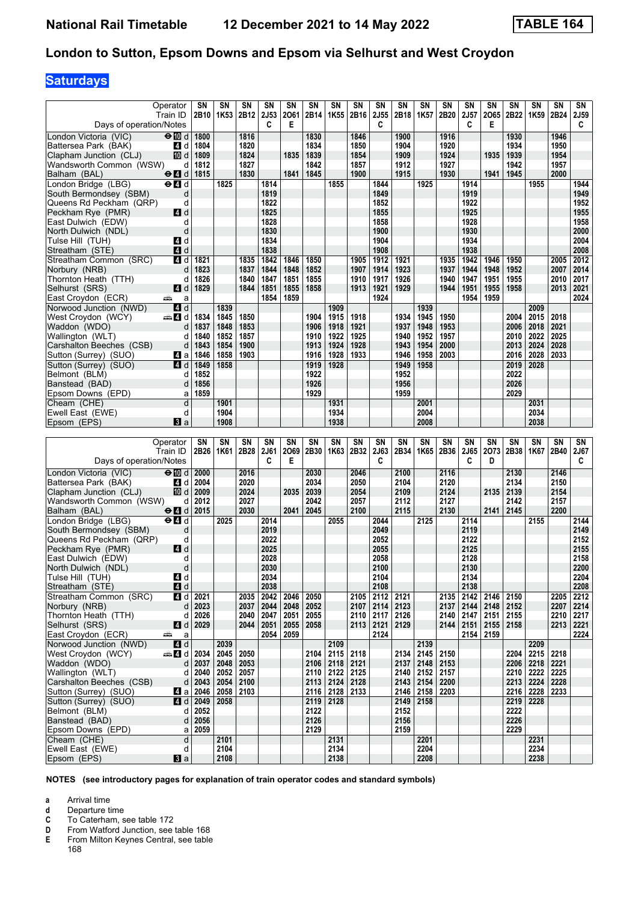# National Rail Timetable 12 December 2021 to 14 May 2022 TABLE 164

## London to Sutton, Epsom Downs and Epsom via Selhurst and West Croydon

### Saturdays

| Operator | | SN | SN | SN | SN | SN | SN | SN | SN | SN | SN | SN | SN | SN | SN | SN | SN | SN | SN |
|---|---|---|---|---|---|---|---|---|---|---|---|---|---|---|---|---|---|---|---|
| Train ID | | 2B10 | 1K53 | 2B12 | 2J53 | 2O61 | 2B14 | 1K55 | 2B16 | 2J55 | 2B18 | 1K57 | 2B20 | 2J57 | 2O65 | 2B22 | 1K59 | 2B24 | 2J59 |
| Days of operation/Notes | | | | | C | E | | | | C | | | | C | E | | | | C |
| London Victoria (VIC) | ⊖ 10 d | 1800 | | 1816 | | | 1830 | | 1846 | | 1900 | | 1916 | | | 1930 | | 1946 | |
| Battersea Park (BAK) | 4 d | 1804 | | 1820 | | | 1834 | | 1850 | | 1904 | | 1920 | | | 1934 | | 1950 | |
| Clapham Junction (CLJ) | 10 d | 1809 | | 1824 | | 1835 | 1839 | | 1854 | | 1909 | | 1924 | | 1935 | 1939 | | 1954 | |
| Wandsworth Common (WSW) | d | 1812 | | 1827 | | | 1842 | | 1857 | | 1912 | | 1927 | | | 1942 | | 1957 | |
| Balham (BAL) | ⊖ 4 d | 1815 | | 1830 | | 1841 | 1845 | | 1900 | | 1915 | | 1930 | | 1941 | 1945 | | 2000 | |
| London Bridge (LBG) | ⊖ 4 d | | 1825 | | 1814 | | | 1855 | | 1844 | | 1925 | | 1914 | | | 1955 | | 1944 |
| South Bermondsey (SBM) | d | | | | 1819 | | | | | 1849 | | | | 1919 | | | | | 1949 |
| Queens Rd Peckham (QRP) | d | | | | 1822 | | | | | 1852 | | | | 1922 | | | | | 1952 |
| Peckham Rye (PMR) | 4 d | | | | 1825 | | | | | 1855 | | | | 1925 | | | | | 1955 |
| East Dulwich (EDW) | d | | | | 1828 | | | | | 1858 | | | | 1928 | | | | | 1958 |
| North Dulwich (NDL) | d | | | | 1830 | | | | | 1900 | | | | 1930 | | | | | 2000 |
| Tulse Hill (TUH) | 4 d | | | | 1834 | | | | | 1904 | | | | 1934 | | | | | 2004 |
| Streatham (STE) | 4 d | | | | 1838 | | | | | 1908 | | | | 1938 | | | | | 2008 |
| Streatham Common (SRC) | 4 d | 1821 | | 1835 | 1842 | 1846 | 1850 | | 1905 | 1912 | 1921 | | 1935 | 1942 | 1946 | 1950 | | 2005 | 2012 |
| Norbury (NRB) | d | 1823 | | 1837 | 1844 | 1848 | 1852 | | 1907 | 1914 | 1923 | | 1937 | 1944 | 1948 | 1952 | | 2007 | 2014 |
| Thornton Heath (TTH) | d | 1826 | | 1840 | 1847 | 1851 | 1855 | | 1910 | 1917 | 1926 | | 1940 | 1947 | 1951 | 1955 | | 2010 | 2017 |
| Selhurst (SRS) | 4 d | 1829 | | 1844 | 1851 | 1855 | 1858 | | 1913 | 1921 | 1929 | | 1944 | 1951 | 1955 | 1958 | | 2013 | 2021 |
| East Croydon (ECR) | 🚌 a | | | | 1854 | 1859 | | | | 1924 | | | | 1954 | 1959 | | | | 2024 |
| Norwood Junction (NWD) | 4 d | | 1839 | | | | | 1909 | | | | 1939 | | | | | 2009 | | |
| West Croydon (WCY) | 🚌 4 d | 1834 | 1845 | 1850 | | | 1904 | 1915 | 1918 | | 1934 | 1945 | 1950 | | | 2004 | 2015 | 2018 | |
| Waddon (WDO) | d | 1837 | 1848 | 1853 | | | 1906 | 1918 | 1921 | | 1937 | 1948 | 1953 | | | 2006 | 2018 | 2021 | |
| Wallington (WLT) | d | 1840 | 1852 | 1857 | | | 1910 | 1922 | 1925 | | 1940 | 1952 | 1957 | | | 2010 | 2022 | 2025 | |
| Carshalton Beeches (CSB) | d | 1843 | 1854 | 1900 | | | 1913 | 1924 | 1928 | | 1943 | 1954 | 2000 | | | 2013 | 2024 | 2028 | |
| Sutton (Surrey) (SUO) | 4 a | 1846 | 1858 | 1903 | | | 1916 | 1928 | 1933 | | 1946 | 1958 | 2003 | | | 2016 | 2028 | 2033 | |
| Sutton (Surrey) (SUO) | 4 d | 1849 | 1858 | | | | 1919 | 1928 | | | 1949 | 1958 | | | | 2019 | 2028 | | |
| Belmont (BLM) | d | 1852 | | | | | 1922 | | | | 1952 | | | | | 2022 | | | |
| Banstead (BAD) | d | 1856 | | | | | 1926 | | | | 1956 | | | | | 2026 | | | |
| Epsom Downs (EPD) | a | 1859 | | | | | 1929 | | | | 1959 | | | | | 2029 | | | |
| Cheam (CHE) | d | | 1901 | | | | | 1931 | | | | 2001 | | | | | 2031 | | |
| Ewell East (EWE) | d | | 1904 | | | | | 1934 | | | | 2004 | | | | | 2034 | | |
| Epsom (EPS) | 3 a | | 1908 | | | | | 1938 | | | | 2008 | | | | | 2038 | | |

| Operator | | SN | SN | SN | SN | SN | SN | SN | SN | SN | SN | SN | SN | SN | SN | SN | SN | SN | SN |
|---|---|---|---|---|---|---|---|---|---|---|---|---|---|---|---|---|---|---|---|
| Train ID | | 2B26 | 1K61 | 2B28 | 2J61 | 2O69 | 2B30 | 1K63 | 2B32 | 2J63 | 2B34 | 1K65 | 2B36 | 2J65 | 2O73 | 2B38 | 1K67 | 2B40 | 2J67 |
| Days of operation/Notes | | | | | C | E | | | | C | | | | C | D | | | | C |
| London Victoria (VIC) | ⊖ 10 d | 2000 | | 2016 | | | 2030 | | 2046 | | 2100 | | 2116 | | | 2130 | | 2146 | |
| Battersea Park (BAK) | 4 d | 2004 | | 2020 | | | 2034 | | 2050 | | 2104 | | 2120 | | | 2134 | | 2150 | |
| Clapham Junction (CLJ) | 10 d | 2009 | | 2024 | | 2035 | 2039 | | 2054 | | 2109 | | 2124 | | 2135 | 2139 | | 2154 | |
| Wandsworth Common (WSW) | d | 2012 | | 2027 | | | 2042 | | 2057 | | 2112 | | 2127 | | | 2142 | | 2157 | |
| Balham (BAL) | ⊖ 4 d | 2015 | | 2030 | | 2041 | 2045 | | 2100 | | 2115 | | 2130 | | 2141 | 2145 | | 2200 | |
| London Bridge (LBG) | ⊖ 4 d | | 2025 | | 2014 | | | 2055 | | 2044 | | 2125 | | 2114 | | | 2155 | | 2144 |
| South Bermondsey (SBM) | d | | | | 2019 | | | | | 2049 | | | | 2119 | | | | | 2149 |
| Queens Rd Peckham (QRP) | d | | | | 2022 | | | | | 2052 | | | | 2122 | | | | | 2152 |
| Peckham Rye (PMR) | 4 d | | | | 2025 | | | | | 2055 | | | | 2125 | | | | | 2155 |
| East Dulwich (EDW) | d | | | | 2028 | | | | | 2058 | | | | 2128 | | | | | 2158 |
| North Dulwich (NDL) | d | | | | 2030 | | | | | 2100 | | | | 2130 | | | | | 2200 |
| Tulse Hill (TUH) | 4 d | | | | 2034 | | | | | 2104 | | | | 2134 | | | | | 2204 |
| Streatham (STE) | 4 d | | | | 2038 | | | | | 2108 | | | | 2138 | | | | | 2208 |
| Streatham Common (SRC) | 4 d | 2021 | | 2035 | 2042 | 2046 | 2050 | | 2105 | 2112 | 2121 | | 2135 | 2142 | 2146 | 2150 | | 2205 | 2212 |
| Norbury (NRB) | d | 2023 | | 2037 | 2044 | 2048 | 2052 | | 2107 | 2114 | 2123 | | 2137 | 2144 | 2148 | 2152 | | 2207 | 2214 |
| Thornton Heath (TTH) | d | 2026 | | 2040 | 2047 | 2051 | 2055 | | 2110 | 2117 | 2126 | | 2140 | 2147 | 2151 | 2155 | | 2210 | 2217 |
| Selhurst (SRS) | 4 d | 2029 | | 2044 | 2051 | 2055 | 2058 | | 2113 | 2121 | 2129 | | 2144 | 2151 | 2155 | 2158 | | 2213 | 2221 |
| East Croydon (ECR) | 🚌 a | | | | 2054 | 2059 | | | | 2124 | | | | 2154 | 2159 | | | | 2224 |
| Norwood Junction (NWD) | 4 d | | 2039 | | | | | 2109 | | | | 2139 | | | | | 2209 | | |
| West Croydon (WCY) | 🚌 4 d | 2034 | 2045 | 2050 | | | 2104 | 2115 | 2118 | | 2134 | 2145 | 2150 | | | 2204 | 2215 | 2218 | |
| Waddon (WDO) | d | 2037 | 2048 | 2053 | | | 2106 | 2118 | 2121 | | 2137 | 2148 | 2153 | | | 2206 | 2218 | 2221 | |
| Wallington (WLT) | d | 2040 | 2052 | 2057 | | | 2110 | 2122 | 2125 | | 2140 | 2152 | 2157 | | | 2210 | 2222 | 2225 | |
| Carshalton Beeches (CSB) | d | 2043 | 2054 | 2100 | | | 2113 | 2124 | 2128 | | 2143 | 2154 | 2200 | | | 2213 | 2224 | 2228 | |
| Sutton (Surrey) (SUO) | 4 a | 2046 | 2058 | 2103 | | | 2116 | 2128 | 2133 | | 2146 | 2158 | 2203 | | | 2216 | 2228 | 2233 | |
| Sutton (Surrey) (SUO) | 4 d | 2049 | 2058 | | | | 2119 | 2128 | | | 2149 | 2158 | | | | 2219 | 2228 | | |
| Belmont (BLM) | d | 2052 | | | | | 2122 | | | | 2152 | | | | | 2222 | | | |
| Banstead (BAD) | d | 2056 | | | | | 2126 | | | | 2156 | | | | | 2226 | | | |
| Epsom Downs (EPD) | a | 2059 | | | | | 2129 | | | | 2159 | | | | | 2229 | | | |
| Cheam (CHE) | d | | 2101 | | | | | 2131 | | | | 2201 | | | | | 2231 | | |
| Ewell East (EWE) | d | | 2104 | | | | | 2134 | | | | 2204 | | | | | 2234 | | |
| Epsom (EPS) | 3 a | | 2108 | | | | | 2138 | | | | 2208 | | | | | 2238 | | |

**NOTES (see introductory pages for explanation of train operator codes and standard symbols)**

- **a** Arrival time
- **d** Departure time
- **C** To Caterham, see table 172
- **D** From Watford Junction, see table 168
- **E** From Milton Keynes Central, see table 168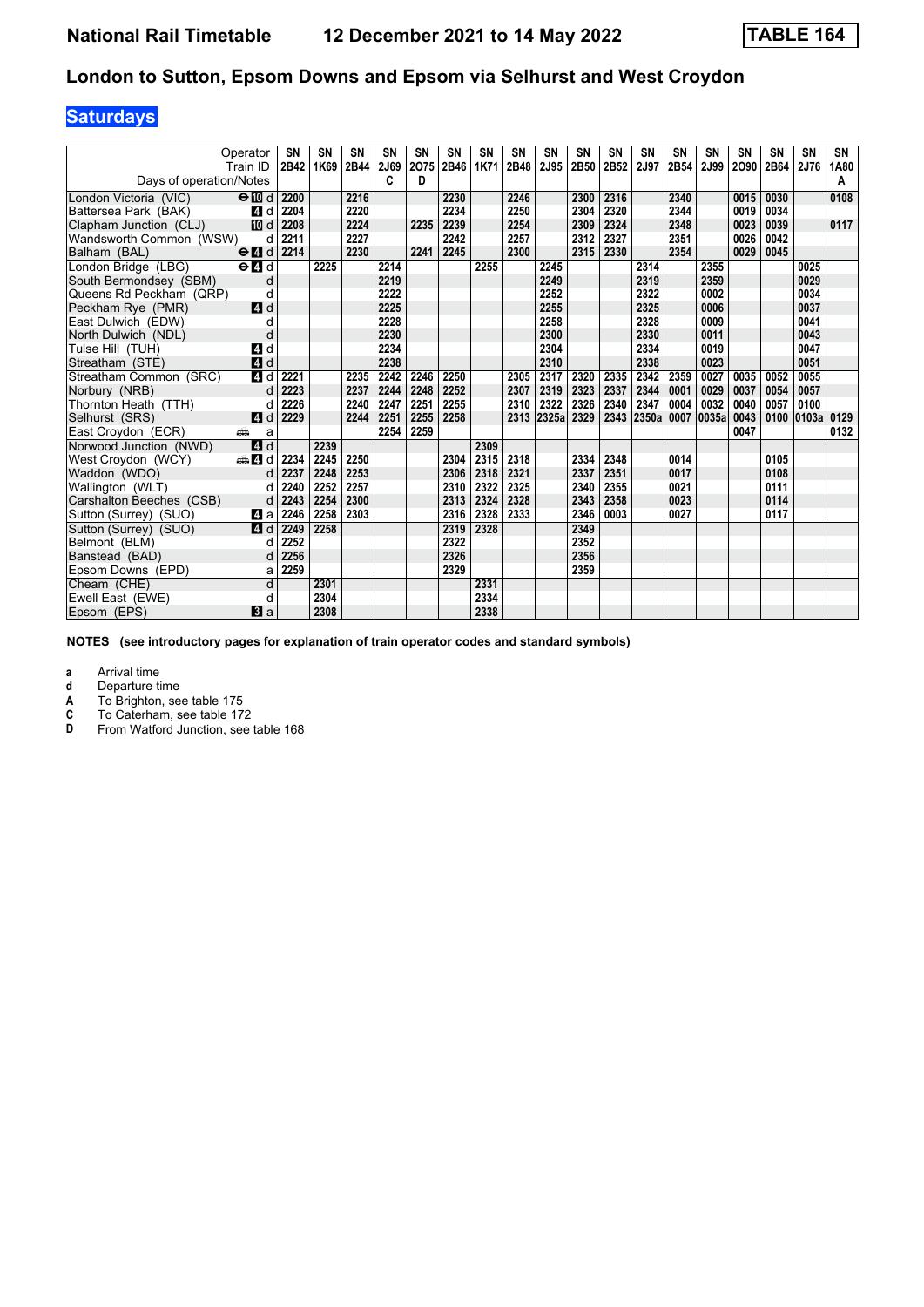# National Rail Timetable    12 December 2021 to 14 May 2022    TABLE 164

## London to Sutton, Epsom Downs and Epsom via Selhurst and West Croydon

### Saturdays

| Operator | | SN | SN | SN | SN | SN | SN | SN | SN | SN | SN | SN | SN | SN | SN | SN | SN | SN | SN |
|---|---|---|---|---|---|---|---|---|---|---|---|---|---|---|---|---|---|---|---|
| Train ID | | 2B42 | 1K69 | 2B44 | 2J69 | 2O75 | 2B46 | 1K71 | 2B48 | 2J95 | 2B50 | 2B52 | 2J97 | 2B54 | 2J99 | 2O90 | 2B64 | 2J76 | 1A80 |
| Days of operation/Notes | | | | | C | D | | | | | | | | | | | | | A |
| London Victoria (VIC) | ⊖ 10 d | 2200 | | 2216 | | | 2230 | | 2246 | | 2300 | 2316 | | 2340 | | 0015 | 0030 | | 0108 |
| Battersea Park (BAK) | 4 d | 2204 | | 2220 | | | 2234 | | 2250 | | 2304 | 2320 | | 2344 | | 0019 | 0034 | | |
| Clapham Junction (CLJ) | 10 d | 2208 | | 2224 | | 2235 | 2239 | | 2254 | | 2309 | 2324 | | 2348 | | 0023 | 0039 | | 0117 |
| Wandsworth Common (WSW) | d | 2211 | | 2227 | | | 2242 | | 2257 | | 2312 | 2327 | | 2351 | | 0026 | 0042 | | |
| Balham (BAL) | ⊖ 4 d | 2214 | | 2230 | | 2241 | 2245 | | 2300 | | 2315 | 2330 | | 2354 | | 0029 | 0045 | | |
| London Bridge (LBG) | ⊖ 4 d | | 2225 | | 2214 | | | 2255 | | 2245 | | | 2314 | | 2355 | | | 0025 | |
| South Bermondsey (SBM) | d | | | | 2219 | | | | | 2249 | | | 2319 | | 2359 | | | 0029 | |
| Queens Rd Peckham (QRP) | d | | | | 2222 | | | | | 2252 | | | 2322 | | 0002 | | | 0034 | |
| Peckham Rye (PMR) | 4 d | | | | 2225 | | | | | 2255 | | | 2325 | | 0006 | | | 0037 | |
| East Dulwich (EDW) | d | | | | 2228 | | | | | 2258 | | | 2328 | | 0009 | | | 0041 | |
| North Dulwich (NDL) | d | | | | 2230 | | | | | 2300 | | | 2330 | | 0011 | | | 0043 | |
| Tulse Hill (TUH) | 4 d | | | | 2234 | | | | | 2304 | | | 2334 | | 0019 | | | 0047 | |
| Streatham (STE) | 4 d | | | | 2238 | | | | | 2310 | | | 2338 | | 0023 | | | 0051 | |
| Streatham Common (SRC) | 4 d | 2221 | | 2235 | 2242 | 2246 | 2250 | | 2305 | 2317 | 2320 | 2335 | 2342 | 2359 | 0027 | 0035 | 0052 | 0055 | |
| Norbury (NRB) | d | 2223 | | 2237 | 2244 | 2248 | 2252 | | 2307 | 2319 | 2323 | 2337 | 2344 | 0001 | 0029 | 0037 | 0054 | 0057 | |
| Thornton Heath (TTH) | d | 2226 | | 2240 | 2247 | 2251 | 2255 | | 2310 | 2322 | 2326 | 2340 | 2347 | 0004 | 0032 | 0040 | 0057 | 0100 | |
| Selhurst (SRS) | 4 d | 2229 | | 2244 | 2251 | 2255 | 2258 | | 2313 | 2325a | 2329 | 2343 | 2350a | 0007 | 0035a | 0043 | 0100 | 0103a | 0129 |
| East Croydon (ECR) | 🚌 a | | | | 2254 | 2259 | | | | | | | | | | 0047 | | | 0132 |
| Norwood Junction (NWD) | 4 d | | 2239 | | | | | 2309 | | | | | | | | | | | |
| West Croydon (WCY) | 🚌 4 d | 2234 | 2245 | 2250 | | | 2304 | 2315 | 2318 | | 2334 | 2348 | | 0014 | | | 0105 | | |
| Waddon (WDO) | d | 2237 | 2248 | 2253 | | | 2306 | 2318 | 2321 | | 2337 | 2351 | | 0017 | | | 0108 | | |
| Wallington (WLT) | d | 2240 | 2252 | 2257 | | | 2310 | 2322 | 2325 | | 2340 | 2355 | | 0021 | | | 0111 | | |
| Carshalton Beeches (CSB) | d | 2243 | 2254 | 2300 | | | 2313 | 2324 | 2328 | | 2343 | 2358 | | 0023 | | | 0114 | | |
| Sutton (Surrey) (SUO) | 4 a | 2246 | 2258 | 2303 | | | 2316 | 2328 | 2333 | | 2346 | 0003 | | 0027 | | | 0117 | | |
| Sutton (Surrey) (SUO) | 4 d | 2249 | 2258 | | | | 2319 | 2328 | | | 2349 | | | | | | | | |
| Belmont (BLM) | d | 2252 | | | | | 2322 | | | | 2352 | | | | | | | | |
| Banstead (BAD) | d | 2256 | | | | | 2326 | | | | 2356 | | | | | | | | |
| Epsom Downs (EPD) | a | 2259 | | | | | 2329 | | | | 2359 | | | | | | | | |
| Cheam (CHE) | d | | 2301 | | | | | 2331 | | | | | | | | | | | |
| Ewell East (EWE) | d | | 2304 | | | | | 2334 | | | | | | | | | | | |
| Epsom (EPS) | 3 a | | 2308 | | | | | 2338 | | | | | | | | | | | |

**NOTES (see introductory pages for explanation of train operator codes and standard symbols)**

- **a** Arrival time
- **d** Departure time
- **A** To Brighton, see table 175
- **C** To Caterham, see table 172
- **D** From Watford Junction, see table 168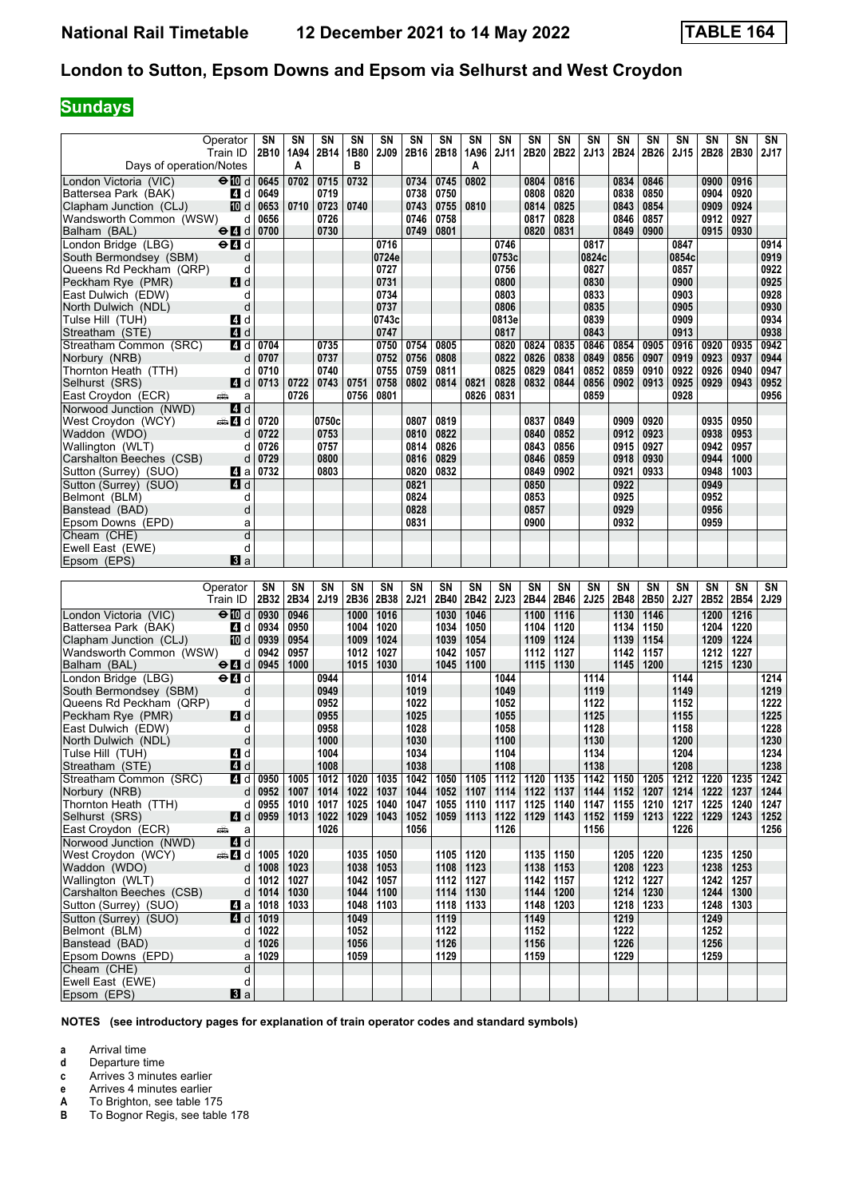# National Rail Timetable 12 December 2021 to 14 May 2022 TABLE 164

## London to Sutton, Epsom Downs and Epsom via Selhurst and West Croydon

**Sundays**

| Operator | | SN | SN | SN | SN | SN | SN | SN | SN | SN | SN | SN | SN | SN | SN | SN | SN | SN | SN |
|---|---|---|---|---|---|---|---|---|---|---|---|---|---|---|---|---|---|---|---|
| Train ID | | 2B10 | 1A94 | 2B14 | 1B80 | 2J09 | 2B16 | 2B18 | 1A96 | 2J11 | 2B20 | 2B22 | 2J13 | 2B24 | 2B26 | 2J15 | 2B28 | 2B30 | 2J17 |
| Days of operation/Notes | | | A | | B | | | | A | | | | | | | | | | |
| London Victoria (VIC) | ⊖10 d | 0645 | 0702 | 0715 | 0732 | | 0734 | 0745 | 0802 | | 0804 | 0816 | | 0834 | 0846 | | 0900 | 0916 | |
| Battersea Park (BAK) | 4 d | 0649 | | 0719 | | | 0738 | 0750 | | | 0808 | 0820 | | 0838 | 0850 | | 0904 | 0920 | |
| Clapham Junction (CLJ) | 10 d | 0653 | 0710 | 0723 | 0740 | | 0743 | 0755 | 0810 | | 0814 | 0825 | | 0843 | 0854 | | 0909 | 0924 | |
| Wandsworth Common (WSW) | d | 0656 | | 0726 | | | 0746 | 0758 | | | 0817 | 0828 | | 0846 | 0857 | | 0912 | 0927 | |
| Balham (BAL) | ⊖4 d | 0700 | | 0730 | | | 0749 | 0801 | | | 0820 | 0831 | | 0849 | 0900 | | 0915 | 0930 | |
| London Bridge (LBG) | ⊖4 d | | | | | 0716 | | | | 0746 | | | 0817 | | | 0847 | | | 0914 |
| South Bermondsey (SBM) | d | | | | | 0724e | | | | 0753c | | | 0824c | | | 0854c | | | 0919 |
| Queens Rd Peckham (QRP) | d | | | | | 0727 | | | | 0756 | | | 0827 | | | 0857 | | | 0922 |
| Peckham Rye (PMR) | 4 d | | | | | 0731 | | | | 0800 | | | 0830 | | | 0900 | | | 0925 |
| East Dulwich (EDW) | d | | | | | 0734 | | | | 0803 | | | 0833 | | | 0903 | | | 0928 |
| North Dulwich (NDL) | d | | | | | 0737 | | | | 0806 | | | 0835 | | | 0905 | | | 0930 |
| Tulse Hill (TUH) | 4 d | | | | | 0743c | | | | 0813e | | | 0839 | | | 0909 | | | 0934 |
| Streatham (STE) | 4 d | | | | | 0747 | | | | 0817 | | | 0843 | | | 0913 | | | 0938 |
| Streatham Common (SRC) | 4 d | 0704 | | 0735 | | 0750 | 0754 | 0805 | | 0820 | 0824 | 0835 | 0846 | 0854 | 0905 | 0916 | 0920 | 0935 | 0942 |
| Norbury (NRB) | d | 0707 | | 0737 | | 0752 | 0756 | 0808 | | 0822 | 0826 | 0838 | 0849 | 0856 | 0907 | 0919 | 0923 | 0937 | 0944 |
| Thornton Heath (TTH) | d | 0710 | | 0740 | | 0755 | 0759 | 0811 | | 0825 | 0829 | 0841 | 0852 | 0859 | 0910 | 0922 | 0926 | 0940 | 0947 |
| Selhurst (SRS) | 4 d | 0713 | 0722 | 0743 | 0751 | 0758 | 0802 | 0814 | 0821 | 0828 | 0832 | 0844 | 0856 | 0902 | 0913 | 0925 | 0929 | 0943 | 0952 |
| East Croydon (ECR) | 🚌 a | | 0726 | | 0756 | 0801 | | | 0826 | 0831 | | | 0859 | | | 0928 | | | 0956 |
| Norwood Junction (NWD) | 4 d | | | | | | | | | | | | | | | | | | |
| West Croydon (WCY) | 🚌4 d | 0720 | | 0750c | | | 0807 | 0819 | | | 0837 | 0849 | | 0909 | 0920 | | 0935 | 0950 | |
| Waddon (WDO) | d | 0722 | | 0753 | | | 0810 | 0822 | | | 0840 | 0852 | | 0912 | 0923 | | 0938 | 0953 | |
| Wallington (WLT) | d | 0726 | | 0757 | | | 0814 | 0826 | | | 0843 | 0856 | | 0915 | 0927 | | 0942 | 0957 | |
| Carshalton Beeches (CSB) | d | 0729 | | 0800 | | | 0816 | 0829 | | | 0846 | 0859 | | 0918 | 0930 | | 0944 | 1000 | |
| Sutton (Surrey) (SUO) | 4 a | 0732 | | 0803 | | | 0820 | 0832 | | | 0849 | 0902 | | 0921 | 0933 | | 0948 | 1003 | |
| Sutton (Surrey) (SUO) | 4 d | | | | | | 0821 | | | | 0850 | | | 0922 | | | 0949 | | |
| Belmont (BLM) | d | | | | | | 0824 | | | | 0853 | | | 0925 | | | 0952 | | |
| Banstead (BAD) | d | | | | | | 0828 | | | | 0857 | | | 0929 | | | 0956 | | |
| Epsom Downs (EPD) | a | | | | | | 0831 | | | | 0900 | | | 0932 | | | 0959 | | |
| Cheam (CHE) | d | | | | | | | | | | | | | | | | | | |
| Ewell East (EWE) | d | | | | | | | | | | | | | | | | | | |
| Epsom (EPS) | 3 a | | | | | | | | | | | | | | | | | | |

| Operator | | SN | SN | SN | SN | SN | SN | SN | SN | SN | SN | SN | SN | SN | SN | SN | SN | SN | SN |
|---|---|---|---|---|---|---|---|---|---|---|---|---|---|---|---|---|---|---|---|
| Train ID | | 2B32 | 2B34 | 2J19 | 2B36 | 2B38 | 2J21 | 2B40 | 2B42 | 2J23 | 2B44 | 2B46 | 2J25 | 2B48 | 2B50 | 2J27 | 2B52 | 2B54 | 2J29 |
| London Victoria (VIC) | ⊖10 d | 0930 | 0946 | | 1000 | 1016 | | 1030 | 1046 | | 1100 | 1116 | | 1130 | 1146 | | 1200 | 1216 | |
| Battersea Park (BAK) | 4 d | 0934 | 0950 | | 1004 | 1020 | | 1034 | 1050 | | 1104 | 1120 | | 1134 | 1150 | | 1204 | 1220 | |
| Clapham Junction (CLJ) | 10 d | 0939 | 0954 | | 1009 | 1024 | | 1039 | 1054 | | 1109 | 1124 | | 1139 | 1154 | | 1209 | 1224 | |
| Wandsworth Common (WSW) | d | 0942 | 0957 | | 1012 | 1027 | | 1042 | 1057 | | 1112 | 1127 | | 1142 | 1157 | | 1212 | 1227 | |
| Balham (BAL) | ⊖4 d | 0945 | 1000 | | 1015 | 1030 | | 1045 | 1100 | | 1115 | 1130 | | 1145 | 1200 | | 1215 | 1230 | |
| London Bridge (LBG) | ⊖4 d | | | 0944 | | | 1014 | | | 1044 | | | 1114 | | | 1144 | | | 1214 |
| South Bermondsey (SBM) | d | | | 0949 | | | 1019 | | | 1049 | | | 1119 | | | 1149 | | | 1219 |
| Queens Rd Peckham (QRP) | d | | | 0952 | | | 1022 | | | 1052 | | | 1122 | | | 1152 | | | 1222 |
| Peckham Rye (PMR) | 4 d | | | 0955 | | | 1025 | | | 1055 | | | 1125 | | | 1155 | | | 1225 |
| East Dulwich (EDW) | d | | | 0958 | | | 1028 | | | 1058 | | | 1128 | | | 1158 | | | 1228 |
| North Dulwich (NDL) | d | | | 1000 | | | 1030 | | | 1100 | | | 1130 | | | 1200 | | | 1230 |
| Tulse Hill (TUH) | 4 d | | | 1004 | | | 1034 | | | 1104 | | | 1134 | | | 1204 | | | 1234 |
| Streatham (STE) | 4 d | | | 1008 | | | 1038 | | | 1108 | | | 1138 | | | 1208 | | | 1238 |
| Streatham Common (SRC) | 4 d | 0950 | 1005 | 1012 | 1020 | 1035 | 1042 | 1050 | 1105 | 1112 | 1120 | 1135 | 1142 | 1150 | 1205 | 1212 | 1220 | 1235 | 1242 |
| Norbury (NRB) | d | 0952 | 1007 | 1014 | 1022 | 1037 | 1044 | 1052 | 1107 | 1114 | 1122 | 1137 | 1144 | 1152 | 1207 | 1214 | 1222 | 1237 | 1244 |
| Thornton Heath (TTH) | d | 0955 | 1010 | 1017 | 1025 | 1040 | 1047 | 1055 | 1110 | 1117 | 1125 | 1140 | 1147 | 1155 | 1210 | 1217 | 1225 | 1240 | 1247 |
| Selhurst (SRS) | 4 d | 0959 | 1013 | 1022 | 1029 | 1043 | 1052 | 1059 | 1113 | 1122 | 1129 | 1143 | 1152 | 1159 | 1213 | 1222 | 1229 | 1243 | 1252 |
| East Croydon (ECR) | 🚌 a | | | 1026 | | | 1056 | | | 1126 | | | 1156 | | | 1226 | | | 1256 |
| Norwood Junction (NWD) | 4 d | | | | | | | | | | | | | | | | | | |
| West Croydon (WCY) | 🚌4 d | 1005 | 1020 | | 1035 | 1050 | | 1105 | 1120 | | 1135 | 1150 | | 1205 | 1220 | | 1235 | 1250 | |
| Waddon (WDO) | d | 1008 | 1023 | | 1038 | 1053 | | 1108 | 1123 | | 1138 | 1153 | | 1208 | 1223 | | 1238 | 1253 | |
| Wallington (WLT) | d | 1012 | 1027 | | 1042 | 1057 | | 1112 | 1127 | | 1142 | 1157 | | 1212 | 1227 | | 1242 | 1257 | |
| Carshalton Beeches (CSB) | d | 1014 | 1030 | | 1044 | 1100 | | 1114 | 1130 | | 1144 | 1200 | | 1214 | 1230 | | 1244 | 1300 | |
| Sutton (Surrey) (SUO) | 4 a | 1018 | 1033 | | 1048 | 1103 | | 1118 | 1133 | | 1148 | 1203 | | 1218 | 1233 | | 1248 | 1303 | |
| Sutton (Surrey) (SUO) | 4 d | 1019 | | | 1049 | | | 1119 | | | 1149 | | | 1219 | | | 1249 | | |
| Belmont (BLM) | d | 1022 | | | 1052 | | | 1122 | | | 1152 | | | 1222 | | | 1252 | | |
| Banstead (BAD) | d | 1026 | | | 1056 | | | 1126 | | | 1156 | | | 1226 | | | 1256 | | |
| Epsom Downs (EPD) | a | 1029 | | | 1059 | | | 1129 | | | 1159 | | | 1229 | | | 1259 | | |
| Cheam (CHE) | d | | | | | | | | | | | | | | | | | | |
| Ewell East (EWE) | d | | | | | | | | | | | | | | | | | | |
| Epsom (EPS) | 3 a | | | | | | | | | | | | | | | | | | |

**NOTES (see introductory pages for explanation of train operator codes and standard symbols)**

- **a** Arrival time
- **d** Departure time
- **c** Arrives 3 minutes earlier
- **e** Arrives 4 minutes earlier
- **A** To Brighton, see table 175
- **B** To Bognor Regis, see table 178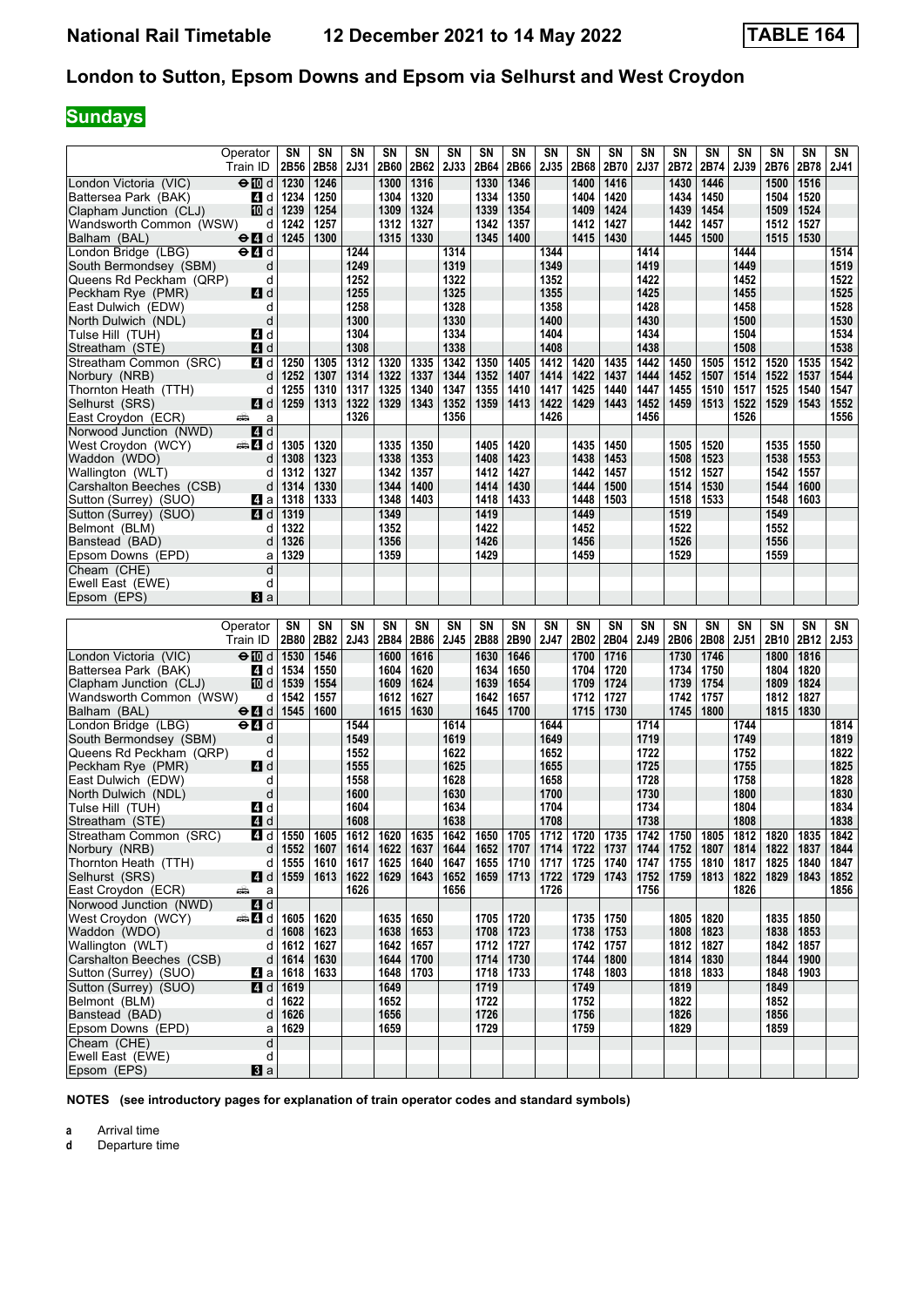**National Rail Timetable** **12 December 2021 to 14 May 2022** **TABLE 164**

## London to Sutton, Epsom Downs and Epsom via Selhurst and West Croydon

**Sundays**

| Operator | | SN | SN | SN | SN | SN | SN | SN | SN | SN | SN | SN | SN | SN | SN | SN | SN | SN | SN |
|---|---|---|---|---|---|---|---|---|---|---|---|---|---|---|---|---|---|---|---|
| Train ID | | 2B56 | 2B58 | 2J31 | 2B60 | 2B62 | 2J33 | 2B64 | 2B66 | 2J35 | 2B68 | 2B70 | 2J37 | 2B72 | 2B74 | 2J39 | 2B76 | 2B78 | 2J41 |
| London Victoria (VIC) | ⊖ 10 d | 1230 | 1246 | | 1300 | 1316 | | 1330 | 1346 | | 1400 | 1416 | | 1430 | 1446 | | 1500 | 1516 | |
| Battersea Park (BAK) | 4 d | 1234 | 1250 | | 1304 | 1320 | | 1334 | 1350 | | 1404 | 1420 | | 1434 | 1450 | | 1504 | 1520 | |
| Clapham Junction (CLJ) | 10 d | 1239 | 1254 | | 1309 | 1324 | | 1339 | 1354 | | 1409 | 1424 | | 1439 | 1454 | | 1509 | 1524 | |
| Wandsworth Common (WSW) | d | 1242 | 1257 | | 1312 | 1327 | | 1342 | 1357 | | 1412 | 1427 | | 1442 | 1457 | | 1512 | 1527 | |
| Balham (BAL) | ⊖ 4 d | 1245 | 1300 | | 1315 | 1330 | | 1345 | 1400 | | 1415 | 1430 | | 1445 | 1500 | | 1515 | 1530 | |
| London Bridge (LBG) | ⊖ 4 d | | | 1244 | | | 1314 | | | 1344 | | | 1414 | | | 1444 | | | 1514 |
| South Bermondsey (SBM) | d | | | 1249 | | | 1319 | | | 1349 | | | 1419 | | | 1449 | | | 1519 |
| Queens Rd Peckham (QRP) | d | | | 1252 | | | 1322 | | | 1352 | | | 1422 | | | 1452 | | | 1522 |
| Peckham Rye (PMR) | 4 d | | | 1255 | | | 1325 | | | 1355 | | | 1425 | | | 1455 | | | 1525 |
| East Dulwich (EDW) | d | | | 1258 | | | 1328 | | | 1358 | | | 1428 | | | 1458 | | | 1528 |
| North Dulwich (NDL) | d | | | 1300 | | | 1330 | | | 1400 | | | 1430 | | | 1500 | | | 1530 |
| Tulse Hill (TUH) | 4 d | | | 1304 | | | 1334 | | | 1404 | | | 1434 | | | 1504 | | | 1534 |
| Streatham (STE) | 4 d | | | 1308 | | | 1338 | | | 1408 | | | 1438 | | | 1508 | | | 1538 |
| Streatham Common (SRC) | 4 d | 1250 | 1305 | 1312 | 1320 | 1335 | 1342 | 1350 | 1405 | 1412 | 1420 | 1435 | 1442 | 1450 | 1505 | 1512 | 1520 | 1535 | 1542 |
| Norbury (NRB) | d | 1252 | 1307 | 1314 | 1322 | 1337 | 1344 | 1352 | 1407 | 1414 | 1422 | 1437 | 1444 | 1452 | 1507 | 1514 | 1522 | 1537 | 1544 |
| Thornton Heath (TTH) | d | 1255 | 1310 | 1317 | 1325 | 1340 | 1347 | 1355 | 1410 | 1417 | 1425 | 1440 | 1447 | 1455 | 1510 | 1517 | 1525 | 1540 | 1547 |
| Selhurst (SRS) | 4 d | 1259 | 1313 | 1322 | 1329 | 1343 | 1352 | 1359 | 1413 | 1422 | 1429 | 1443 | 1452 | 1459 | 1513 | 1522 | 1529 | 1543 | 1552 |
| East Croydon (ECR) | 🚌 a | | | 1326 | | | 1356 | | | 1426 | | | 1456 | | | 1526 | | | 1556 |
| Norwood Junction (NWD) | 4 d | | | | | | | | | | | | | | | | | | |
| West Croydon (WCY) | 🚌 4 d | 1305 | 1320 | | 1335 | 1350 | | 1405 | 1420 | | 1435 | 1450 | | 1505 | 1520 | | 1535 | 1550 | |
| Waddon (WDO) | d | 1308 | 1323 | | 1338 | 1353 | | 1408 | 1423 | | 1438 | 1453 | | 1508 | 1523 | | 1538 | 1553 | |
| Wallington (WLT) | d | 1312 | 1327 | | 1342 | 1357 | | 1412 | 1427 | | 1442 | 1457 | | 1512 | 1527 | | 1542 | 1557 | |
| Carshalton Beeches (CSB) | d | 1314 | 1330 | | 1344 | 1400 | | 1414 | 1430 | | 1444 | 1500 | | 1514 | 1530 | | 1544 | 1600 | |
| Sutton (Surrey) (SUO) | 4 a | 1318 | 1333 | | 1348 | 1403 | | 1418 | 1433 | | 1448 | 1503 | | 1518 | 1533 | | 1548 | 1603 | |
| Sutton (Surrey) (SUO) | 4 d | 1319 | | | 1349 | | | 1419 | | | 1449 | | | 1519 | | | 1549 | | |
| Belmont (BLM) | d | 1322 | | | 1352 | | | 1422 | | | 1452 | | | 1522 | | | 1552 | | |
| Banstead (BAD) | d | 1326 | | | 1356 | | | 1426 | | | 1456 | | | 1526 | | | 1556 | | |
| Epsom Downs (EPD) | a | 1329 | | | 1359 | | | 1429 | | | 1459 | | | 1529 | | | 1559 | | |
| Cheam (CHE) | d | | | | | | | | | | | | | | | | | | |
| Ewell East (EWE) | d | | | | | | | | | | | | | | | | | | |
| Epsom (EPS) | 3 a | | | | | | | | | | | | | | | | | | |

| Operator | | SN | SN | SN | SN | SN | SN | SN | SN | SN | SN | SN | SN | SN | SN | SN | SN | SN | SN |
|---|---|---|---|---|---|---|---|---|---|---|---|---|---|---|---|---|---|---|---|
| Train ID | | 2B80 | 2B82 | 2J43 | 2B84 | 2B86 | 2J45 | 2B88 | 2B90 | 2J47 | 2B02 | 2B04 | 2J49 | 2B06 | 2B08 | 2J51 | 2B10 | 2B12 | 2J53 |
| London Victoria (VIC) | ⊖ 10 d | 1530 | 1546 | | 1600 | 1616 | | 1630 | 1646 | | 1700 | 1716 | | 1730 | 1746 | | 1800 | 1816 | |
| Battersea Park (BAK) | 4 d | 1534 | 1550 | | 1604 | 1620 | | 1634 | 1650 | | 1704 | 1720 | | 1734 | 1750 | | 1804 | 1820 | |
| Clapham Junction (CLJ) | 10 d | 1539 | 1554 | | 1609 | 1624 | | 1639 | 1654 | | 1709 | 1724 | | 1739 | 1754 | | 1809 | 1824 | |
| Wandsworth Common (WSW) | d | 1542 | 1557 | | 1612 | 1627 | | 1642 | 1657 | | 1712 | 1727 | | 1742 | 1757 | | 1812 | 1827 | |
| Balham (BAL) | ⊖ 4 d | 1545 | 1600 | | 1615 | 1630 | | 1645 | 1700 | | 1715 | 1730 | | 1745 | 1800 | | 1815 | 1830 | |
| London Bridge (LBG) | ⊖ 4 d | | | 1544 | | | 1614 | | | 1644 | | | 1714 | | | 1744 | | | 1814 |
| South Bermondsey (SBM) | d | | | 1549 | | | 1619 | | | 1649 | | | 1719 | | | 1749 | | | 1819 |
| Queens Rd Peckham (QRP) | d | | | 1552 | | | 1622 | | | 1652 | | | 1722 | | | 1752 | | | 1822 |
| Peckham Rye (PMR) | 4 d | | | 1555 | | | 1625 | | | 1655 | | | 1725 | | | 1755 | | | 1825 |
| East Dulwich (EDW) | d | | | 1558 | | | 1628 | | | 1658 | | | 1728 | | | 1758 | | | 1828 |
| North Dulwich (NDL) | d | | | 1600 | | | 1630 | | | 1700 | | | 1730 | | | 1800 | | | 1830 |
| Tulse Hill (TUH) | 4 d | | | 1604 | | | 1634 | | | 1704 | | | 1734 | | | 1804 | | | 1834 |
| Streatham (STE) | 4 d | | | 1608 | | | 1638 | | | 1708 | | | 1738 | | | 1808 | | | 1838 |
| Streatham Common (SRC) | 4 d | 1550 | 1605 | 1612 | 1620 | 1635 | 1642 | 1650 | 1705 | 1712 | 1720 | 1735 | 1742 | 1750 | 1805 | 1812 | 1820 | 1835 | 1842 |
| Norbury (NRB) | d | 1552 | 1607 | 1614 | 1622 | 1637 | 1644 | 1652 | 1707 | 1714 | 1722 | 1737 | 1744 | 1752 | 1807 | 1814 | 1822 | 1837 | 1844 |
| Thornton Heath (TTH) | d | 1555 | 1610 | 1617 | 1625 | 1640 | 1647 | 1655 | 1710 | 1717 | 1725 | 1740 | 1747 | 1755 | 1810 | 1817 | 1825 | 1840 | 1847 |
| Selhurst (SRS) | 4 d | 1559 | 1613 | 1622 | 1629 | 1643 | 1652 | 1659 | 1713 | 1722 | 1729 | 1743 | 1752 | 1759 | 1813 | 1822 | 1829 | 1843 | 1852 |
| East Croydon (ECR) | 🚌 a | | | 1626 | | | 1656 | | | 1726 | | | 1756 | | | 1826 | | | 1856 |
| Norwood Junction (NWD) | 4 d | | | | | | | | | | | | | | | | | | |
| West Croydon (WCY) | 🚌 4 d | 1605 | 1620 | | 1635 | 1650 | | 1705 | 1720 | | 1735 | 1750 | | 1805 | 1820 | | 1835 | 1850 | |
| Waddon (WDO) | d | 1608 | 1623 | | 1638 | 1653 | | 1708 | 1723 | | 1738 | 1753 | | 1808 | 1823 | | 1838 | 1853 | |
| Wallington (WLT) | d | 1612 | 1627 | | 1642 | 1657 | | 1712 | 1727 | | 1742 | 1757 | | 1812 | 1827 | | 1842 | 1857 | |
| Carshalton Beeches (CSB) | d | 1614 | 1630 | | 1644 | 1700 | | 1714 | 1730 | | 1744 | 1800 | | 1814 | 1830 | | 1844 | 1900 | |
| Sutton (Surrey) (SUO) | 4 a | 1618 | 1633 | | 1648 | 1703 | | 1718 | 1733 | | 1748 | 1803 | | 1818 | 1833 | | 1848 | 1903 | |
| Sutton (Surrey) (SUO) | 4 d | 1619 | | | 1649 | | | 1719 | | | 1749 | | | 1819 | | | 1849 | | |
| Belmont (BLM) | d | 1622 | | | 1652 | | | 1722 | | | 1752 | | | 1822 | | | 1852 | | |
| Banstead (BAD) | d | 1626 | | | 1656 | | | 1726 | | | 1756 | | | 1826 | | | 1856 | | |
| Epsom Downs (EPD) | a | 1629 | | | 1659 | | | 1729 | | | 1759 | | | 1829 | | | 1859 | | |
| Cheam (CHE) | d | | | | | | | | | | | | | | | | | | |
| Ewell East (EWE) | d | | | | | | | | | | | | | | | | | | |
| Epsom (EPS) | 3 a | | | | | | | | | | | | | | | | | | |

**NOTES (see introductory pages for explanation of train operator codes and standard symbols)**

**a** Arrival time
**d** Departure time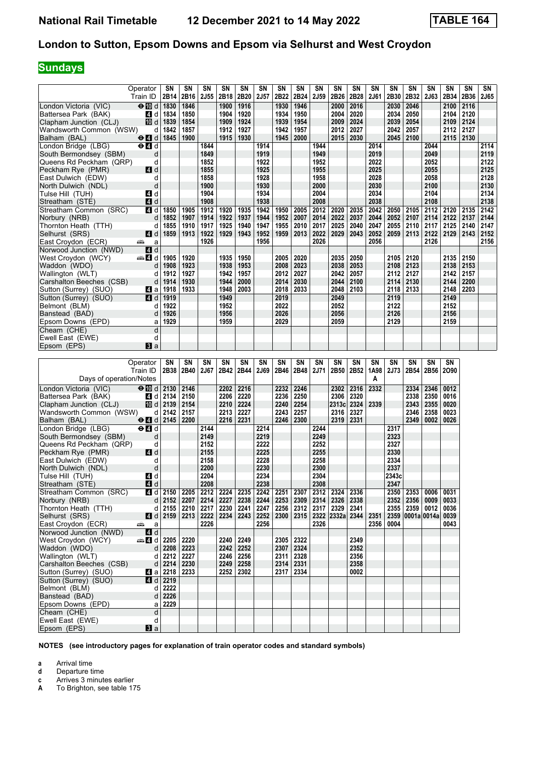# National Rail Timetable — 12 December 2021 to 14 May 2022 — TABLE 164

## London to Sutton, Epsom Downs and Epsom via Selhurst and West Croydon

## Sundays

| Operator | | SN | SN | SN | SN | SN | SN | SN | SN | SN | SN | SN | SN | SN | SN | SN | SN | SN | SN |
|---|---|---|---|---|---|---|---|---|---|---|---|---|---|---|---|---|---|---|---|
| Train ID | | 2B14 | 2B16 | 2J55 | 2B18 | 2B20 | 2J57 | 2B22 | 2B24 | 2J59 | 2B26 | 2B28 | 2J61 | 2B30 | 2B32 | 2J63 | 2B34 | 2B36 | 2J65 |
| London Victoria (VIC) | ⊖10 d | 1830 | 1846 | | 1900 | 1916 | | 1930 | 1946 | | 2000 | 2016 | | 2030 | 2046 | | 2100 | 2116 | |
| Battersea Park (BAK) | 4 d | 1834 | 1850 | | 1904 | 1920 | | 1934 | 1950 | | 2004 | 2020 | | 2034 | 2050 | | 2104 | 2120 | |
| Clapham Junction (CLJ) | 10 d | 1839 | 1854 | | 1909 | 1924 | | 1939 | 1954 | | 2009 | 2024 | | 2039 | 2054 | | 2109 | 2124 | |
| Wandsworth Common (WSW) | d | 1842 | 1857 | | 1912 | 1927 | | 1942 | 1957 | | 2012 | 2027 | | 2042 | 2057 | | 2112 | 2127 | |
| Balham (BAL) | ⊖4 d | 1845 | 1900 | | 1915 | 1930 | | 1945 | 2000 | | 2015 | 2030 | | 2045 | 2100 | | 2115 | 2130 | |
| London Bridge (LBG) | ⊖4 d | | | 1844 | | | 1914 | | | 1944 | | | 2014 | | | 2044 | | | 2114 |
| South Bermondsey (SBM) | d | | | 1849 | | | 1919 | | | 1949 | | | 2019 | | | 2049 | | | 2119 |
| Queens Rd Peckham (QRP) | d | | | 1852 | | | 1922 | | | 1952 | | | 2022 | | | 2052 | | | 2122 |
| Peckham Rye (PMR) | 4 d | | | 1855 | | | 1925 | | | 1955 | | | 2025 | | | 2055 | | | 2125 |
| East Dulwich (EDW) | d | | | 1858 | | | 1928 | | | 1958 | | | 2028 | | | 2058 | | | 2128 |
| North Dulwich (NDL) | d | | | 1900 | | | 1930 | | | 2000 | | | 2030 | | | 2100 | | | 2130 |
| Tulse Hill (TUH) | 4 d | | | 1904 | | | 1934 | | | 2004 | | | 2034 | | | 2104 | | | 2134 |
| Streatham (STE) | 4 d | | | 1908 | | | 1938 | | | 2008 | | | 2038 | | | 2108 | | | 2138 |
| Streatham Common (SRC) | 4 d | 1850 | 1905 | 1912 | 1920 | 1935 | 1942 | 1950 | 2005 | 2012 | 2020 | 2035 | 2042 | 2050 | 2105 | 2112 | 2120 | 2135 | 2142 |
| Norbury (NRB) | d | 1852 | 1907 | 1914 | 1922 | 1937 | 1944 | 1952 | 2007 | 2014 | 2022 | 2037 | 2044 | 2052 | 2107 | 2114 | 2122 | 2137 | 2144 |
| Thornton Heath (TTH) | d | 1855 | 1910 | 1917 | 1925 | 1940 | 1947 | 1955 | 2010 | 2017 | 2025 | 2040 | 2047 | 2055 | 2110 | 2117 | 2125 | 2140 | 2147 |
| Selhurst (SRS) | 4 d | 1859 | 1913 | 1922 | 1929 | 1943 | 1952 | 1959 | 2013 | 2022 | 2029 | 2043 | 2052 | 2059 | 2113 | 2122 | 2129 | 2143 | 2152 |
| East Croydon (ECR) | 🚌 a | | | 1926 | | | 1956 | | | 2026 | | | 2056 | | | 2126 | | | 2156 |
| Norwood Junction (NWD) | 4 d | | | | | | | | | | | | | | | | | | |
| West Croydon (WCY) | 🚌4 d | 1905 | 1920 | | 1935 | 1950 | | 2005 | 2020 | | 2035 | 2050 | | 2105 | 2120 | | 2135 | 2150 | |
| Waddon (WDO) | d | 1908 | 1923 | | 1938 | 1953 | | 2008 | 2023 | | 2038 | 2053 | | 2108 | 2123 | | 2138 | 2153 | |
| Wallington (WLT) | d | 1912 | 1927 | | 1942 | 1957 | | 2012 | 2027 | | 2042 | 2057 | | 2112 | 2127 | | 2142 | 2157 | |
| Carshalton Beeches (CSB) | d | 1914 | 1930 | | 1944 | 2000 | | 2014 | 2030 | | 2044 | 2100 | | 2114 | 2130 | | 2144 | 2200 | |
| Sutton (Surrey) (SUO) | 4 a | 1918 | 1933 | | 1948 | 2003 | | 2018 | 2033 | | 2048 | 2103 | | 2118 | 2133 | | 2148 | 2203 | |
| Sutton (Surrey) (SUO) | 4 d | 1919 | | | 1949 | | | 2019 | | | 2049 | | | 2119 | | | 2149 | | |
| Belmont (BLM) | d | 1922 | | | 1952 | | | 2022 | | | 2052 | | | 2122 | | | 2152 | | |
| Banstead (BAD) | d | 1926 | | | 1956 | | | 2026 | | | 2056 | | | 2126 | | | 2156 | | |
| Epsom Downs (EPD) | a | 1929 | | | 1959 | | | 2029 | | | 2059 | | | 2129 | | | 2159 | | |
| Cheam (CHE) | d | | | | | | | | | | | | | | | | | | |
| Ewell East (EWE) | d | | | | | | | | | | | | | | | | | | |
| Epsom (EPS) | 3 a | | | | | | | | | | | | | | | | | | |

| Operator | | SN | SN | SN | SN | SN | SN | SN | SN | SN | SN | SN | SN | SN | SN | SN | SN |
|---|---|---|---|---|---|---|---|---|---|---|---|---|---|---|---|---|---|
| Train ID | | 2B38 | 2B40 | 2J67 | 2B42 | 2B44 | 2J69 | 2B46 | 2B48 | 2J71 | 2B50 | 2B52 | 1A98 | 2J73 | 2B54 | 2B56 | 2O90 |
| Days of operation/Notes | | | | | | | | | | | | | A | | | | |
| London Victoria (VIC) | ⊖10 d | 2130 | 2146 | | 2202 | 2216 | | 2232 | 2246 | | 2302 | 2316 | 2332 | | 2334 | 2346 | 0012 |
| Battersea Park (BAK) | 4 d | 2134 | 2150 | | 2206 | 2220 | | 2236 | 2250 | | 2306 | 2320 | | | 2338 | 2350 | 0016 |
| Clapham Junction (CLJ) | 10 d | 2139 | 2154 | | 2210 | 2224 | | 2240 | 2254 | | 2313c | 2324 | 2339 | | 2343 | 2355 | 0020 |
| Wandsworth Common (WSW) | d | 2142 | 2157 | | 2213 | 2227 | | 2243 | 2257 | | 2316 | 2327 | | | 2346 | 2358 | 0023 |
| Balham (BAL) | ⊖4 d | 2145 | 2200 | | 2216 | 2231 | | 2246 | 2300 | | 2319 | 2331 | | | 2349 | 0002 | 0026 |
| London Bridge (LBG) | ⊖4 d | | | 2144 | | | 2214 | | | 2244 | | | | 2317 | | | |
| South Bermondsey (SBM) | d | | | 2149 | | | 2219 | | | 2249 | | | | 2323 | | | |
| Queens Rd Peckham (QRP) | d | | | 2152 | | | 2222 | | | 2252 | | | | 2327 | | | |
| Peckham Rye (PMR) | 4 d | | | 2155 | | | 2225 | | | 2255 | | | | 2330 | | | |
| East Dulwich (EDW) | d | | | 2158 | | | 2228 | | | 2258 | | | | 2334 | | | |
| North Dulwich (NDL) | d | | | 2200 | | | 2230 | | | 2300 | | | | 2337 | | | |
| Tulse Hill (TUH) | 4 d | | | 2204 | | | 2234 | | | 2304 | | | | 2343c | | | |
| Streatham (STE) | 4 d | | | 2208 | | | 2238 | | | 2308 | | | | 2347 | | | |
| Streatham Common (SRC) | 4 d | 2150 | 2205 | 2212 | 2224 | 2235 | 2242 | 2251 | 2307 | 2312 | 2324 | 2336 | | 2350 | 2353 | 0006 | 0031 |
| Norbury (NRB) | d | 2152 | 2207 | 2214 | 2227 | 2238 | 2244 | 2253 | 2309 | 2314 | 2326 | 2338 | | 2352 | 2356 | 0009 | 0033 |
| Thornton Heath (TTH) | d | 2155 | 2210 | 2217 | 2230 | 2241 | 2247 | 2256 | 2312 | 2317 | 2329 | 2341 | | 2355 | 2359 | 0012 | 0036 |
| Selhurst (SRS) | 4 d | 2159 | 2213 | 2222 | 2234 | 2243 | 2252 | 2300 | 2315 | 2322 | 2332a | 2344 | 2351 | 2359 | 0001a | 0014a | 0039 |
| East Croydon (ECR) | 🚌 a | | | 2226 | | | 2256 | | | 2326 | | | 2356 | 0004 | | | 0043 |
| Norwood Junction (NWD) | 4 d | | | | | | | | | | | | | | | | |
| West Croydon (WCY) | 🚌4 d | 2205 | 2220 | | 2240 | 2249 | | 2305 | 2322 | | | 2349 | | | | | |
| Waddon (WDO) | d | 2208 | 2223 | | 2242 | 2252 | | 2307 | 2324 | | | 2352 | | | | | |
| Wallington (WLT) | d | 2212 | 2227 | | 2246 | 2256 | | 2311 | 2328 | | | 2356 | | | | | |
| Carshalton Beeches (CSB) | d | 2214 | 2230 | | 2249 | 2258 | | 2314 | 2331 | | | 2358 | | | | | |
| Sutton (Surrey) (SUO) | 4 a | 2218 | 2233 | | 2252 | 2302 | | 2317 | 2334 | | | 0002 | | | | | |
| Sutton (Surrey) (SUO) | 4 d | 2219 | | | | | | | | | | | | | | | |
| Belmont (BLM) | d | 2222 | | | | | | | | | | | | | | | |
| Banstead (BAD) | d | 2226 | | | | | | | | | | | | | | | |
| Epsom Downs (EPD) | a | 2229 | | | | | | | | | | | | | | | |
| Cheam (CHE) | d | | | | | | | | | | | | | | | | |
| Ewell East (EWE) | d | | | | | | | | | | | | | | | | |
| Epsom (EPS) | 3 a | | | | | | | | | | | | | | | | |

**NOTES (see introductory pages for explanation of train operator codes and standard symbols)**

- **a** Arrival time
- **d** Departure time
- **c** Arrives 3 minutes earlier
- **A** To Brighton, see table 175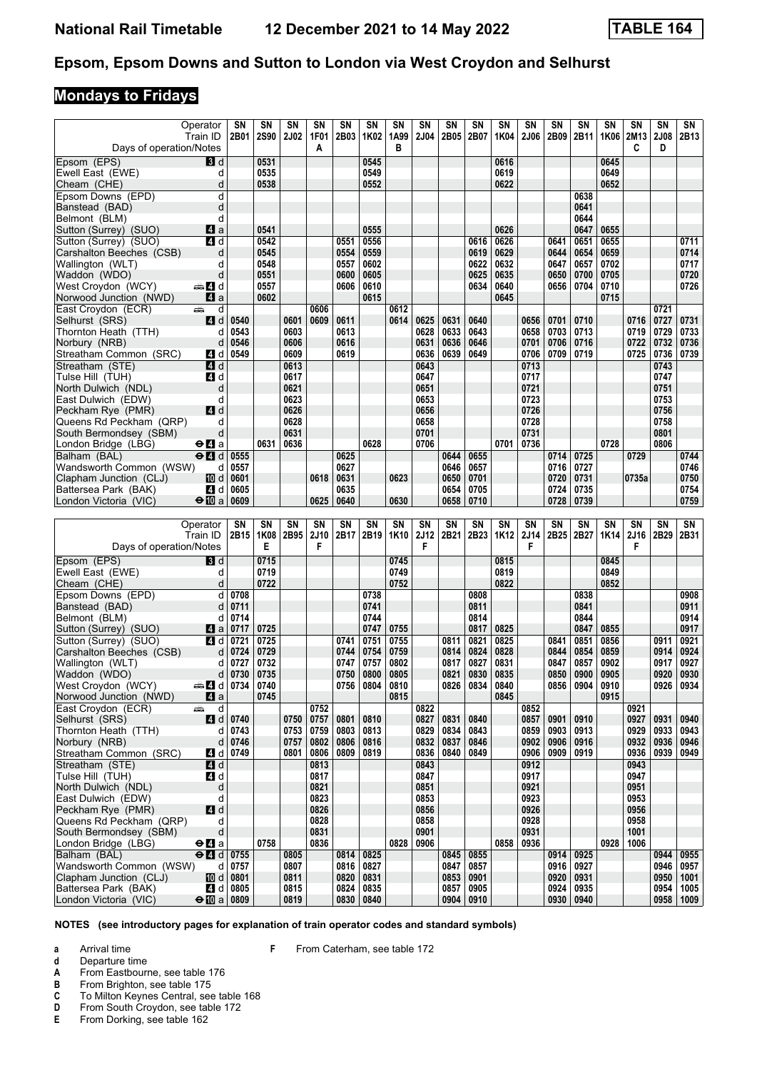# National Rail Timetable 12 December 2021 to 14 May 2022 TABLE 164

## Epsom, Epsom Downs and Sutton to London via West Croydon and Selhurst

### Mondays to Fridays

| Operator | | SN | SN | SN | SN | SN | SN | SN | SN | SN | SN | SN | SN | SN | SN | SN | SN | SN | SN |
|---|---|---|---|---|---|---|---|---|---|---|---|---|---|---|---|---|---|---|---|
| Train ID | | 2B01 | 2S90 | 2J02 | 1F01 | 2B03 | 1K02 | 1A99 | 2J04 | 2B05 | 2B07 | 1K04 | 2J06 | 2B09 | 2B11 | 1K06 | 2M13 | 2J08 | 2B13 |
| Days of operation/Notes | | | | | A | | | B | | | | | | | | | C | D | |
| Epsom (EPS) | 3 d | | 0531 | | | | 0545 | | | | | 0616 | | | | 0645 | | | |
| Ewell East (EWE) | d | | 0535 | | | | 0549 | | | | | 0619 | | | | 0649 | | | |
| Cheam (CHE) | d | | 0538 | | | | 0552 | | | | | 0622 | | | | 0652 | | | |
| Epsom Downs (EPD) | d | | | | | | | | | | | | | | 0638 | | | | |
| Banstead (BAD) | d | | | | | | | | | | | | | | 0641 | | | | |
| Belmont (BLM) | d | | | | | | | | | | | | | | 0644 | | | | |
| Sutton (Surrey) (SUO) | 4 a | | 0541 | | | | 0555 | | | | | 0626 | | | 0647 | 0655 | | | |
| Sutton (Surrey) (SUO) | 4 d | | 0542 | | | 0551 | 0556 | | | | 0616 | 0626 | | 0641 | 0651 | 0655 | | | 0711 |
| Carshalton Beeches (CSB) | d | | 0545 | | | 0554 | 0559 | | | | 0619 | 0629 | | 0644 | 0654 | 0659 | | | 0714 |
| Wallington (WLT) | d | | 0548 | | | 0557 | 0602 | | | | 0622 | 0632 | | 0647 | 0657 | 0702 | | | 0717 |
| Waddon (WDO) | d | | 0551 | | | 0600 | 0605 | | | | 0625 | 0635 | | 0650 | 0700 | 0705 | | | 0720 |
| West Croydon (WCY) | 4 d | | 0557 | | | 0606 | 0610 | | | | 0634 | 0640 | | 0656 | 0704 | 0710 | | | 0726 |
| Norwood Junction (NWD) | 4 a | | 0602 | | | | 0615 | | | | | 0645 | | | | 0715 | | | |
| East Croydon (ECR) | d | | | | 0606 | | | 0612 | | | | | | | | | | 0721 | |
| Selhurst (SRS) | 4 d | 0540 | | 0601 | 0609 | 0611 | | 0614 | 0625 | 0631 | 0640 | | 0656 | 0701 | 0710 | | 0716 | 0727 | 0731 |
| Thornton Heath (TTH) | d | 0543 | | 0603 | | 0613 | | | 0628 | 0633 | 0643 | | 0658 | 0703 | 0713 | | 0719 | 0729 | 0733 |
| Norbury (NRB) | d | 0546 | | 0606 | | 0616 | | | 0631 | 0636 | 0646 | | 0701 | 0706 | 0716 | | 0722 | 0732 | 0736 |
| Streatham Common (SRC) | 4 d | 0549 | | 0609 | | 0619 | | | 0636 | 0639 | 0649 | | 0706 | 0709 | 0719 | | 0725 | 0736 | 0739 |
| Streatham (STE) | 4 d | | | 0613 | | | | | 0643 | | | | 0713 | | | | | 0743 | |
| Tulse Hill (TUH) | 4 d | | | 0617 | | | | | 0647 | | | | 0717 | | | | | 0747 | |
| North Dulwich (NDL) | d | | | 0621 | | | | | 0651 | | | | 0721 | | | | | 0751 | |
| East Dulwich (EDW) | d | | | 0623 | | | | | 0653 | | | | 0723 | | | | | 0753 | |
| Peckham Rye (PMR) | 4 d | | | 0626 | | | | | 0656 | | | | 0726 | | | | | 0756 | |
| Queens Rd Peckham (QRP) | d | | | 0628 | | | | | 0658 | | | | 0728 | | | | | 0758 | |
| South Bermondsey (SBM) | d | | | 0631 | | | | | 0701 | | | | 0731 | | | | | 0801 | |
| London Bridge (LBG) | 4 a | | 0631 | 0636 | | | 0628 | | 0706 | | | 0701 | 0736 | | | 0728 | | 0806 | |
| Balham (BAL) | 4 d | 0555 | | | | 0625 | | | | 0644 | 0655 | | | 0714 | 0725 | | 0729 | | 0744 |
| Wandsworth Common (WSW) | d | 0557 | | | | 0627 | | | | 0646 | 0657 | | | 0716 | 0727 | | | | 0746 |
| Clapham Junction (CLJ) | 10 d | 0601 | | | 0618 | 0631 | | 0623 | | 0650 | 0701 | | | 0720 | 0731 | | 0735a | | 0750 |
| Battersea Park (BAK) | 4 d | 0605 | | | | 0635 | | | | 0654 | 0705 | | | 0724 | 0735 | | | | 0754 |
| London Victoria (VIC) | 10 a | 0609 | | | 0625 | 0640 | | 0630 | | 0658 | 0710 | | | 0728 | 0739 | | | | 0759 |

| Operator | | SN | SN | SN | SN | SN | SN | SN | SN | SN | SN | SN | SN | SN | SN | SN | SN | SN | SN |
|---|---|---|---|---|---|---|---|---|---|---|---|---|---|---|---|---|---|---|---|
| Train ID | | 2B15 | 1K08 | 2B95 | 2J10 | 2B17 | 2B19 | 1K10 | 2J12 | 2B21 | 2B23 | 1K12 | 2J14 | 2B25 | 2B27 | 1K14 | 2J16 | 2B29 | 2B31 |
| Days of operation/Notes | | | E | | F | | | | F | | | | F | | | | F | | |
| Epsom (EPS) | 3 d | | 0715 | | | | | 0745 | | | | 0815 | | | | 0845 | | | |
| Ewell East (EWE) | d | | 0719 | | | | | 0749 | | | | 0819 | | | | 0849 | | | |
| Cheam (CHE) | d | | 0722 | | | | | 0752 | | | | 0822 | | | | 0852 | | | |
| Epsom Downs (EPD) | d | 0708 | | | | | 0738 | | | | 0808 | | | | 0838 | | | | 0908 |
| Banstead (BAD) | d | 0711 | | | | | 0741 | | | | 0811 | | | | 0841 | | | | 0911 |
| Belmont (BLM) | d | 0714 | | | | | 0744 | | | | 0814 | | | | 0844 | | | | 0914 |
| Sutton (Surrey) (SUO) | 4 a | 0717 | 0725 | | | | 0747 | 0755 | | | 0817 | 0825 | | | 0847 | 0855 | | | 0917 |
| Sutton (Surrey) (SUO) | 4 d | 0721 | 0725 | | | 0741 | 0751 | 0755 | | 0811 | 0821 | 0825 | | 0841 | 0851 | 0856 | | 0911 | 0921 |
| Carshalton Beeches (CSB) | d | 0724 | 0729 | | | 0744 | 0754 | 0759 | | 0814 | 0824 | 0828 | | 0844 | 0854 | 0859 | | 0914 | 0924 |
| Wallington (WLT) | d | 0727 | 0732 | | | 0747 | 0757 | 0802 | | 0817 | 0827 | 0831 | | 0847 | 0857 | 0902 | | 0917 | 0927 |
| Waddon (WDO) | d | 0730 | 0735 | | | 0750 | 0800 | 0805 | | 0821 | 0830 | 0835 | | 0850 | 0900 | 0905 | | 0920 | 0930 |
| West Croydon (WCY) | 4 d | 0734 | 0740 | | | 0756 | 0804 | 0810 | | 0826 | 0834 | 0840 | | 0856 | 0904 | 0910 | | 0926 | 0934 |
| Norwood Junction (NWD) | 4 a | | 0745 | | | | | 0815 | | | | 0845 | | | | 0915 | | | |
| East Croydon (ECR) | d | | | | 0752 | | | | 0822 | | | | 0852 | | | | 0921 | | |
| Selhurst (SRS) | 4 d | 0740 | | 0750 | 0757 | 0801 | 0810 | | 0827 | 0831 | 0840 | | 0857 | 0901 | 0910 | | 0927 | 0931 | 0940 |
| Thornton Heath (TTH) | d | 0743 | | 0753 | 0759 | 0803 | 0813 | | 0829 | 0834 | 0843 | | 0859 | 0903 | 0913 | | 0929 | 0933 | 0943 |
| Norbury (NRB) | d | 0746 | | 0757 | 0802 | 0806 | 0816 | | 0832 | 0837 | 0846 | | 0902 | 0906 | 0916 | | 0932 | 0936 | 0946 |
| Streatham Common (SRC) | 4 d | 0749 | | 0801 | 0806 | 0809 | 0819 | | 0836 | 0840 | 0849 | | 0906 | 0909 | 0919 | | 0936 | 0939 | 0949 |
| Streatham (STE) | 4 d | | | | 0813 | | | | 0843 | | | | 0912 | | | | 0943 | | |
| Tulse Hill (TUH) | 4 d | | | | 0817 | | | | 0847 | | | | 0917 | | | | 0947 | | |
| North Dulwich (NDL) | d | | | | 0821 | | | | 0851 | | | | 0921 | | | | 0951 | | |
| East Dulwich (EDW) | d | | | | 0823 | | | | 0853 | | | | 0923 | | | | 0953 | | |
| Peckham Rye (PMR) | 4 d | | | | 0826 | | | | 0856 | | | | 0926 | | | | 0956 | | |
| Queens Rd Peckham (QRP) | d | | | | 0828 | | | | 0858 | | | | 0928 | | | | 0958 | | |
| South Bermondsey (SBM) | d | | | | 0831 | | | | 0901 | | | | 0931 | | | | 1001 | | |
| London Bridge (LBG) | 4 a | | 0758 | | 0836 | | | 0828 | 0906 | | | 0858 | 0936 | | | 0928 | 1006 | | |
| Balham (BAL) | 4 d | 0755 | | 0805 | | 0814 | 0825 | | | 0845 | 0855 | | | 0914 | 0925 | | | 0944 | 0955 |
| Wandsworth Common (WSW) | d | 0757 | | 0807 | | 0816 | 0827 | | | 0847 | 0857 | | | 0916 | 0927 | | | 0946 | 0957 |
| Clapham Junction (CLJ) | 10 d | 0801 | | 0811 | | 0820 | 0831 | | | 0853 | 0901 | | | 0920 | 0931 | | | 0950 | 1001 |
| Battersea Park (BAK) | 4 d | 0805 | | 0815 | | 0824 | 0835 | | | 0857 | 0905 | | | 0924 | 0935 | | | 0954 | 1005 |
| London Victoria (VIC) | 10 a | 0809 | | 0819 | | 0830 | 0840 | | | 0904 | 0910 | | | 0930 | 0940 | | | 0958 | 1009 |

**NOTES (see introductory pages for explanation of train operator codes and standard symbols)**

- **a** Arrival time
- **d** Departure time
- **A** From Eastbourne, see table 176
- **B** From Brighton, see table 175
- **C** To Milton Keynes Central, see table 168
- **D** From South Croydon, see table 172
- **E** From Dorking, see table 162
- **F** From Caterham, see table 172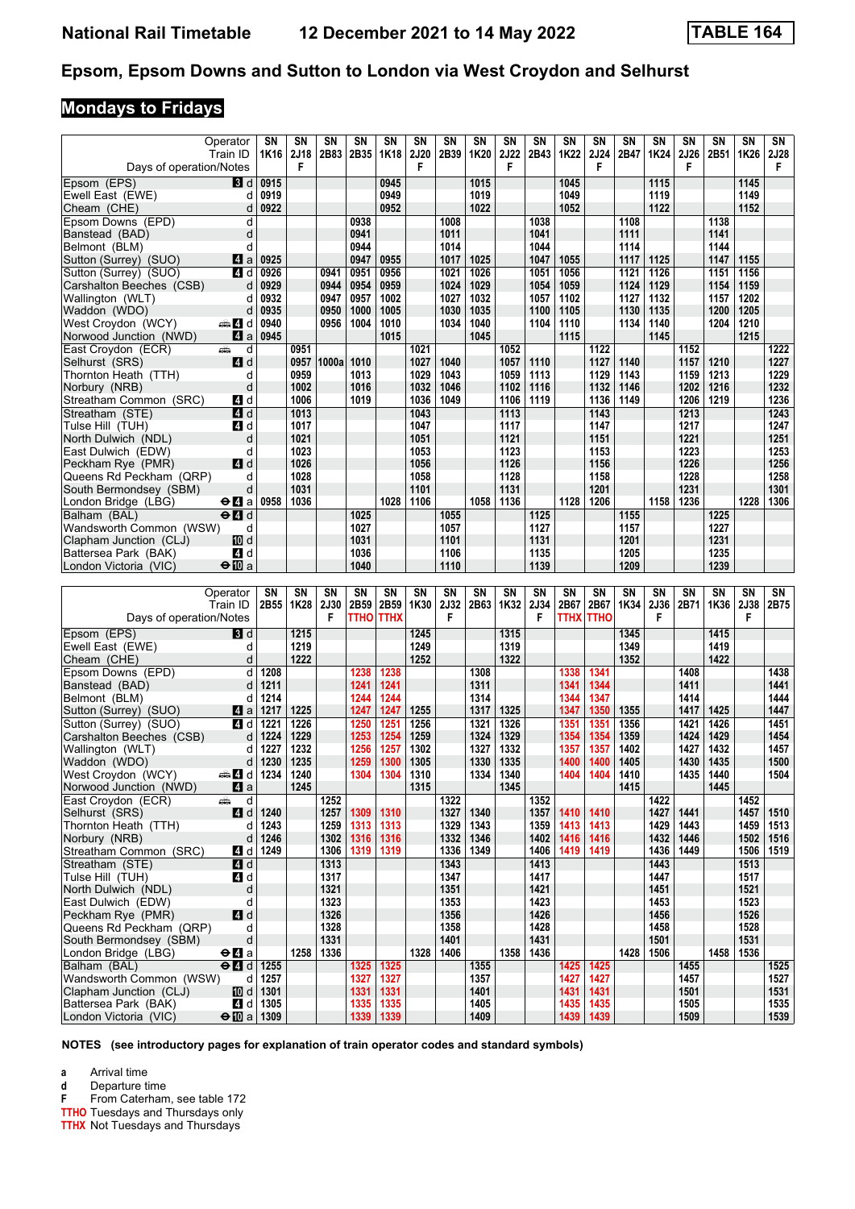## Epsom, Epsom Downs and Sutton to London via West Croydon and Selhurst

### Mondays to Fridays

| Operator | | SN | SN | SN | SN | SN | SN | SN | SN | SN | SN | SN | SN | SN | SN | SN | SN | SN | SN |
|---|---|---|---|---|---|---|---|---|---|---|---|---|---|---|---|---|---|---|---|
| Train ID | | 1K16 | 2J18 | 2B83 | 2B35 | 1K18 | 2J20 | 2B39 | 1K20 | 2J22 | 2B43 | 1K22 | 2J24 | 2B47 | 1K24 | 2J26 | 2B51 | 1K26 | 2J28 |
| Days of operation/Notes | | | F | | | | F | | | F | | | F | | | F | | | F |
| Epsom (EPS) | d | 0915 | | | | 0945 | | | 1015 | | | 1045 | | | 1115 | | | 1145 | |
| Ewell East (EWE) | d | 0919 | | | | 0949 | | | 1019 | | | 1049 | | | 1119 | | | 1149 | |
| Cheam (CHE) | d | 0922 | | | | 0952 | | | 1022 | | | 1052 | | | 1122 | | | 1152 | |
| Epsom Downs (EPD) | d | | | | 0938 | | | 1008 | | | 1038 | | | 1108 | | | 1138 | | |
| Banstead (BAD) | d | | | | 0941 | | | 1011 | | | 1041 | | | 1111 | | | 1141 | | |
| Belmont (BLM) | d | | | | 0944 | | | 1014 | | | 1044 | | | 1114 | | | 1144 | | |
| Sutton (Surrey) (SUO) | a | 0925 | | | 0947 | 0955 | | 1017 | 1025 | | 1047 | 1055 | | 1117 | 1125 | | 1147 | 1155 | |
| Sutton (Surrey) (SUO) | d | 0926 | | 0941 | 0951 | 0956 | | 1021 | 1026 | | 1051 | 1056 | | 1121 | 1126 | | 1151 | 1156 | |
| Carshalton Beeches (CSB) | d | 0929 | | 0944 | 0954 | 0959 | | 1024 | 1029 | | 1054 | 1059 | | 1124 | 1129 | | 1154 | 1159 | |
| Wallington (WLT) | d | 0932 | | 0947 | 0957 | 1002 | | 1027 | 1032 | | 1057 | 1102 | | 1127 | 1132 | | 1157 | 1202 | |
| Waddon (WDO) | d | 0935 | | 0950 | 1000 | 1005 | | 1030 | 1035 | | 1100 | 1105 | | 1130 | 1135 | | 1200 | 1205 | |
| West Croydon (WCY) | d | 0940 | | 0956 | 1004 | 1010 | | 1034 | 1040 | | 1104 | 1110 | | 1134 | 1140 | | 1204 | 1210 | |
| Norwood Junction (NWD) | a | 0945 | | | | 1015 | | | 1045 | | | 1115 | | | 1145 | | | 1215 | |
| East Croydon (ECR) | d | | 0951 | | | | 1021 | | | 1052 | | | 1122 | | | 1152 | | | 1222 |
| Selhurst (SRS) | d | | 0957 | 1000a | 1010 | | 1027 | 1040 | | 1057 | 1110 | | 1127 | 1140 | | 1157 | 1210 | | 1227 |
| Thornton Heath (TTH) | d | | 0959 | | 1013 | | 1029 | 1043 | | 1059 | 1113 | | 1129 | 1143 | | 1159 | 1213 | | 1229 |
| Norbury (NRB) | d | | 1002 | | 1016 | | 1032 | 1046 | | 1102 | 1116 | | 1132 | 1146 | | 1202 | 1216 | | 1232 |
| Streatham Common (SRC) | d | | 1006 | | 1019 | | 1036 | 1049 | | 1106 | 1119 | | 1136 | 1149 | | 1206 | 1219 | | 1236 |
| Streatham (STE) | d | | 1013 | | | | 1043 | | | 1113 | | | 1143 | | | 1213 | | | 1243 |
| Tulse Hill (TUH) | d | | 1017 | | | | 1047 | | | 1117 | | | 1147 | | | 1217 | | | 1247 |
| North Dulwich (NDL) | d | | 1021 | | | | 1051 | | | 1121 | | | 1151 | | | 1221 | | | 1251 |
| East Dulwich (EDW) | d | | 1023 | | | | 1053 | | | 1123 | | | 1153 | | | 1223 | | | 1253 |
| Peckham Rye (PMR) | d | | 1026 | | | | 1056 | | | 1126 | | | 1156 | | | 1226 | | | 1256 |
| Queens Rd Peckham (QRP) | d | | 1028 | | | | 1058 | | | 1128 | | | 1158 | | | 1228 | | | 1258 |
| South Bermondsey (SBM) | d | | 1031 | | | | 1101 | | | 1131 | | | 1201 | | | 1231 | | | 1301 |
| London Bridge (LBG) | a | 0958 | 1036 | | | 1028 | 1106 | | 1058 | 1136 | | 1128 | 1206 | | 1158 | 1236 | | 1228 | 1306 |
| Balham (BAL) | d | | | | 1025 | | | 1055 | | | 1125 | | | 1155 | | | 1225 | | |
| Wandsworth Common (WSW) | d | | | | 1027 | | | 1057 | | | 1127 | | | 1157 | | | 1227 | | |
| Clapham Junction (CLJ) | d | | | | 1031 | | | 1101 | | | 1131 | | | 1201 | | | 1231 | | |
| Battersea Park (BAK) | d | | | | 1036 | | | 1106 | | | 1135 | | | 1205 | | | 1235 | | |
| London Victoria (VIC) | a | | | | 1040 | | | 1110 | | | 1139 | | | 1209 | | | 1239 | | |

| Operator | | SN | SN | SN | SN | SN | SN | SN | SN | SN | SN | SN | SN | SN | SN | SN | SN | SN | SN |
|---|---|---|---|---|---|---|---|---|---|---|---|---|---|---|---|---|---|---|---|
| Train ID | | 2B55 | 1K28 | 2J30 | 2B59 | 2B59 | 1K30 | 2J32 | 2B63 | 1K32 | 2J34 | 2B67 | 2B67 | 1K34 | 2J36 | 2B71 | 1K36 | 2J38 | 2B75 |
| Days of operation/Notes | | | | F | TTHO | TTHX | | F | | | F | TTHX | TTHO | | F | | | F | |
| Epsom (EPS) | d | | 1215 | | | | 1245 | | | 1315 | | | | 1345 | | | 1415 | | |
| Ewell East (EWE) | d | | 1219 | | | | 1249 | | | 1319 | | | | 1349 | | | 1419 | | |
| Cheam (CHE) | d | | 1222 | | | | 1252 | | | 1322 | | | | 1352 | | | 1422 | | |
| Epsom Downs (EPD) | d | 1208 | | | 1238 | 1238 | | | 1308 | | | 1338 | 1341 | | | 1408 | | | 1438 |
| Banstead (BAD) | d | 1211 | | | 1241 | 1241 | | | 1311 | | | 1341 | 1344 | | | 1411 | | | 1441 |
| Belmont (BLM) | d | 1214 | | | 1244 | 1244 | | | 1314 | | | 1344 | 1347 | | | 1414 | | | 1444 |
| Sutton (Surrey) (SUO) | a | 1217 | 1225 | | 1247 | 1247 | 1255 | | 1317 | 1325 | | 1347 | 1350 | 1355 | | 1417 | 1425 | | 1447 |
| Sutton (Surrey) (SUO) | d | 1221 | 1226 | | 1250 | 1251 | 1256 | | 1321 | 1326 | | 1351 | 1351 | 1356 | | 1421 | 1426 | | 1451 |
| Carshalton Beeches (CSB) | d | 1224 | 1229 | | 1253 | 1254 | 1259 | | 1324 | 1329 | | 1354 | 1354 | 1359 | | 1424 | 1429 | | 1454 |
| Wallington (WLT) | d | 1227 | 1232 | | 1256 | 1257 | 1302 | | 1327 | 1332 | | 1357 | 1357 | 1402 | | 1427 | 1432 | | 1457 |
| Waddon (WDO) | d | 1230 | 1235 | | 1259 | 1300 | 1305 | | 1330 | 1335 | | 1400 | 1400 | 1405 | | 1430 | 1435 | | 1500 |
| West Croydon (WCY) | d | 1234 | 1240 | | 1304 | 1304 | 1310 | | 1334 | 1340 | | 1404 | 1404 | 1410 | | 1435 | 1440 | | 1504 |
| Norwood Junction (NWD) | a | | 1245 | | | | 1315 | | | 1345 | | | | 1415 | | | 1445 | | |
| East Croydon (ECR) | d | | | 1252 | | | | 1322 | | | 1352 | | | | 1422 | | | 1452 | |
| Selhurst (SRS) | d | 1240 | | 1257 | 1309 | 1310 | | 1327 | 1340 | | 1357 | 1410 | 1410 | | 1427 | 1441 | | 1457 | 1510 |
| Thornton Heath (TTH) | d | 1243 | | 1259 | 1313 | 1313 | | 1329 | 1343 | | 1359 | 1413 | 1413 | | 1429 | 1443 | | 1459 | 1513 |
| Norbury (NRB) | d | 1246 | | 1302 | 1316 | 1316 | | 1332 | 1346 | | 1402 | 1416 | 1416 | | 1432 | 1446 | | 1502 | 1516 |
| Streatham Common (SRC) | d | 1249 | | 1306 | 1319 | 1319 | | 1336 | 1349 | | 1406 | 1419 | 1419 | | 1436 | 1449 | | 1506 | 1519 |
| Streatham (STE) | d | | | 1313 | | | | 1343 | | | 1413 | | | | 1443 | | | 1513 | |
| Tulse Hill (TUH) | d | | | 1317 | | | | 1347 | | | 1417 | | | | 1447 | | | 1517 | |
| North Dulwich (NDL) | d | | | 1321 | | | | 1351 | | | 1421 | | | | 1451 | | | 1521 | |
| East Dulwich (EDW) | d | | | 1323 | | | | 1353 | | | 1423 | | | | 1453 | | | 1523 | |
| Peckham Rye (PMR) | d | | | 1326 | | | | 1356 | | | 1426 | | | | 1456 | | | 1526 | |
| Queens Rd Peckham (QRP) | d | | | 1328 | | | | 1358 | | | 1428 | | | | 1458 | | | 1528 | |
| South Bermondsey (SBM) | d | | | 1331 | | | | 1401 | | | 1431 | | | | 1501 | | | 1531 | |
| London Bridge (LBG) | a | | 1258 | 1336 | | | 1328 | 1406 | | 1358 | 1436 | | | 1428 | 1506 | | 1458 | 1536 | |
| Balham (BAL) | d | 1255 | | | 1325 | 1325 | | | 1355 | | | 1425 | 1425 | | | 1455 | | | 1525 |
| Wandsworth Common (WSW) | d | 1257 | | | 1327 | 1327 | | | 1357 | | | 1427 | 1427 | | | 1457 | | | 1527 |
| Clapham Junction (CLJ) | d | 1301 | | | 1331 | 1331 | | | 1401 | | | 1431 | 1431 | | | 1501 | | | 1531 |
| Battersea Park (BAK) | d | 1305 | | | 1335 | 1335 | | | 1405 | | | 1435 | 1435 | | | 1505 | | | 1535 |
| London Victoria (VIC) | a | 1309 | | | 1339 | 1339 | | | 1409 | | | 1439 | 1439 | | | 1509 | | | 1539 |

**NOTES (see introductory pages for explanation of train operator codes and standard symbols)**

- **a** Arrival time
- **d** Departure time
- **F** From Caterham, see table 172
- **TTHO** Tuesdays and Thursdays only
- **TTHX** Not Tuesdays and Thursdays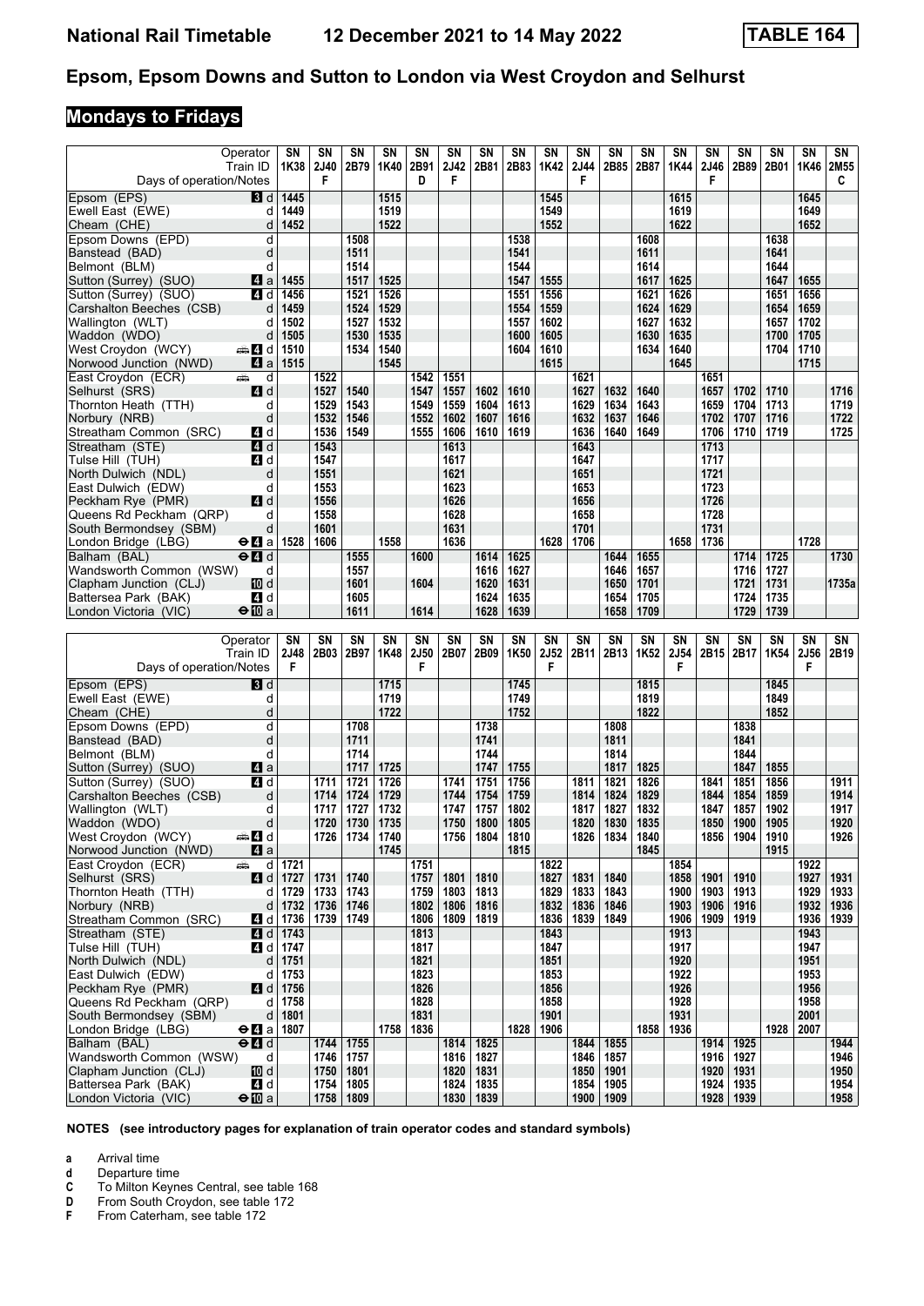# Epsom, Epsom Downs and Sutton to London via West Croydon and Selhurst

## Mondays to Fridays

| Operator | SN | SN | SN | SN | SN | SN | SN | SN | SN | SN | SN | SN | SN | SN | SN | SN | SN | SN |
|---|---|---|---|---|---|---|---|---|---|---|---|---|---|---|---|---|---|---|
| Train ID | 1K38 | 2J40 | 2B79 | 1K40 | 2B91 | 2J42 | 2B81 | 2B83 | 1K42 | 2J44 | 2B85 | 2B87 | 1K44 | 2J46 | 2B89 | 2B01 | 1K46 | 2M55 |
| Days of operation/Notes | | F | | | D | F | | | | F | | | | F | | | | C |
| Epsom (EPS) 3 d | 1445 | | | 1515 | | | | | 1545 | | | | 1615 | | | | 1645 | |
| Ewell East (EWE) d | 1449 | | | 1519 | | | | | 1549 | | | | 1619 | | | | 1649 | |
| Cheam (CHE) d | 1452 | | | 1522 | | | | | 1552 | | | | 1622 | | | | 1652 | |
| Epsom Downs (EPD) d | | | 1508 | | | | | 1538 | | | | 1608 | | | | 1638 | | |
| Banstead (BAD) d | | | 1511 | | | | | 1541 | | | | 1611 | | | | 1641 | | |
| Belmont (BLM) d | | | 1514 | | | | | 1544 | | | | 1614 | | | | 1644 | | |
| Sutton (Surrey) (SUO) 4 a | 1455 | | 1517 | 1525 | | | | 1547 | 1555 | | | 1617 | 1625 | | | 1647 | 1655 | |
| Sutton (Surrey) (SUO) 4 d | 1456 | | 1521 | 1526 | | | | 1551 | 1556 | | | 1621 | 1626 | | | 1651 | 1656 | |
| Carshalton Beeches (CSB) d | 1459 | | 1524 | 1529 | | | | 1554 | 1559 | | | 1624 | 1629 | | | 1654 | 1659 | |
| Wallington (WLT) d | 1502 | | 1527 | 1532 | | | | 1557 | 1602 | | | 1627 | 1632 | | | 1657 | 1702 | |
| Waddon (WDO) d | 1505 | | 1530 | 1535 | | | | 1600 | 1605 | | | 1630 | 1635 | | | 1700 | 1705 | |
| West Croydon (WCY) 4 d | 1510 | | 1534 | 1540 | | | | 1604 | 1610 | | | 1634 | 1640 | | | 1704 | 1710 | |
| Norwood Junction (NWD) 4 a | 1515 | | | 1545 | | | | | 1615 | | | | 1645 | | | | 1715 | |
| East Croydon (ECR) d | | 1522 | | | 1542 | 1551 | | | | 1621 | | | | 1651 | | | | |
| Selhurst (SRS) 4 d | | 1527 | 1540 | | 1547 | 1557 | 1602 | 1610 | | 1627 | 1632 | 1640 | | 1657 | 1702 | 1710 | | 1716 |
| Thornton Heath (TTH) d | | 1529 | 1543 | | 1549 | 1559 | 1604 | 1613 | | 1629 | 1634 | 1643 | | 1659 | 1704 | 1713 | | 1719 |
| Norbury (NRB) d | | 1532 | 1546 | | 1552 | 1602 | 1607 | 1616 | | 1632 | 1637 | 1646 | | 1702 | 1707 | 1716 | | 1722 |
| Streatham Common (SRC) 4 d | | 1536 | 1549 | | 1555 | 1606 | 1610 | 1619 | | 1636 | 1640 | 1649 | | 1706 | 1710 | 1719 | | 1725 |
| Streatham (STE) 4 d | | 1543 | | | | 1613 | | | | 1643 | | | | 1713 | | | | |
| Tulse Hill (TUH) 4 d | | 1547 | | | | 1617 | | | | 1647 | | | | 1717 | | | | |
| North Dulwich (NDL) d | | 1551 | | | | 1621 | | | | 1651 | | | | 1721 | | | | |
| East Dulwich (EDW) d | | 1553 | | | | 1623 | | | | 1653 | | | | 1723 | | | | |
| Peckham Rye (PMR) 4 d | | 1556 | | | | 1626 | | | | 1656 | | | | 1726 | | | | |
| Queens Rd Peckham (QRP) d | | 1558 | | | | 1628 | | | | 1658 | | | | 1728 | | | | |
| South Bermondsey (SBM) d | | 1601 | | | | 1631 | | | | 1701 | | | | 1731 | | | | |
| London Bridge (LBG) 4 a | 1528 | 1606 | | 1558 | | 1636 | | | 1628 | 1706 | | | 1658 | 1736 | | | 1728 | |
| Balham (BAL) 4 d | | | 1555 | | 1600 | | 1614 | 1625 | | | 1644 | 1655 | | | 1714 | 1725 | | 1730 |
| Wandsworth Common (WSW) d | | | 1557 | | | | 1616 | 1627 | | | 1646 | 1657 | | | 1716 | 1727 | | |
| Clapham Junction (CLJ) 10 d | | | 1601 | | 1604 | | 1620 | 1631 | | | 1650 | 1701 | | | 1721 | 1731 | | 1735a |
| Battersea Park (BAK) 4 d | | | 1605 | | | | 1624 | 1635 | | | 1654 | 1705 | | | 1724 | 1735 | | |
| London Victoria (VIC) 10 a | | | 1611 | | 1614 | | 1628 | 1639 | | | 1658 | 1709 | | | 1729 | 1739 | | |

| Operator | SN | SN | SN | SN | SN | SN | SN | SN | SN | SN | SN | SN | SN | SN | SN | SN | SN | SN |
|---|---|---|---|---|---|---|---|---|---|---|---|---|---|---|---|---|---|---|
| Train ID | 2J48 | 2B03 | 2B97 | 1K48 | 2J50 | 2B07 | 2B09 | 1K50 | 2J52 | 2B11 | 2B13 | 1K52 | 2J54 | 2B15 | 2B17 | 1K54 | 2J56 | 2B19 |
| Days of operation/Notes | F | | | | F | | | | F | | | | F | | | | F | |
| Epsom (EPS) 3 d | | | | 1715 | | | | 1745 | | | | 1815 | | | | 1845 | | |
| Ewell East (EWE) d | | | | 1719 | | | | 1749 | | | | 1819 | | | | 1849 | | |
| Cheam (CHE) d | | | | 1722 | | | | 1752 | | | | 1822 | | | | 1852 | | |
| Epsom Downs (EPD) d | | | 1708 | | | | 1738 | | | | 1808 | | | | 1838 | | | |
| Banstead (BAD) d | | | 1711 | | | | 1741 | | | | 1811 | | | | 1841 | | | |
| Belmont (BLM) d | | | 1714 | | | | 1744 | | | | 1814 | | | | 1844 | | | |
| Sutton (Surrey) (SUO) 4 a | | | 1717 | 1725 | | | 1747 | 1755 | | | 1817 | 1825 | | | 1847 | 1855 | | |
| Sutton (Surrey) (SUO) 4 d | | 1711 | 1721 | 1726 | | 1741 | 1751 | 1756 | | 1811 | 1821 | 1826 | | 1841 | 1851 | 1856 | | 1911 |
| Carshalton Beeches (CSB) d | | 1714 | 1724 | 1729 | | 1744 | 1754 | 1759 | | 1814 | 1824 | 1829 | | 1844 | 1854 | 1859 | | 1914 |
| Wallington (WLT) d | | 1717 | 1727 | 1732 | | 1747 | 1757 | 1802 | | 1817 | 1827 | 1832 | | 1847 | 1857 | 1902 | | 1917 |
| Waddon (WDO) d | | 1720 | 1730 | 1735 | | 1750 | 1800 | 1805 | | 1820 | 1830 | 1835 | | 1850 | 1900 | 1905 | | 1920 |
| West Croydon (WCY) 4 d | | 1726 | 1734 | 1740 | | 1756 | 1804 | 1810 | | 1826 | 1834 | 1840 | | 1856 | 1904 | 1910 | | 1926 |
| Norwood Junction (NWD) 4 a | | | | 1745 | | | | 1815 | | | | 1845 | | | | 1915 | | |
| East Croydon (ECR) d | 1721 | | | | 1751 | | | | 1822 | | | | 1854 | | | | 1922 | |
| Selhurst (SRS) 4 d | 1727 | 1731 | 1740 | | 1757 | 1801 | 1810 | | 1827 | 1831 | 1840 | | 1858 | 1901 | 1910 | | 1927 | 1931 |
| Thornton Heath (TTH) d | 1729 | 1733 | 1743 | | 1759 | 1803 | 1813 | | 1829 | 1833 | 1843 | | 1900 | 1903 | 1913 | | 1929 | 1933 |
| Norbury (NRB) d | 1732 | 1736 | 1746 | | 1802 | 1806 | 1816 | | 1832 | 1836 | 1846 | | 1903 | 1906 | 1916 | | 1932 | 1936 |
| Streatham Common (SRC) 4 d | 1736 | 1739 | 1749 | | 1806 | 1809 | 1819 | | 1836 | 1839 | 1849 | | 1906 | 1909 | 1919 | | 1936 | 1939 |
| Streatham (STE) 4 d | 1743 | | | | 1813 | | | | 1843 | | | | 1913 | | | | 1943 | |
| Tulse Hill (TUH) 4 d | 1747 | | | | 1817 | | | | 1847 | | | | 1917 | | | | 1947 | |
| North Dulwich (NDL) d | 1751 | | | | 1821 | | | | 1851 | | | | 1920 | | | | 1951 | |
| East Dulwich (EDW) d | 1753 | | | | 1823 | | | | 1853 | | | | 1922 | | | | 1953 | |
| Peckham Rye (PMR) 4 d | 1756 | | | | 1826 | | | | 1856 | | | | 1926 | | | | 1956 | |
| Queens Rd Peckham (QRP) d | 1758 | | | | 1828 | | | | 1858 | | | | 1928 | | | | 1958 | |
| South Bermondsey (SBM) d | 1801 | | | | 1831 | | | | 1901 | | | | 1931 | | | | 2001 | |
| London Bridge (LBG) 4 a | 1807 | | | 1758 | 1836 | | | 1828 | 1906 | | | 1858 | 1936 | | | 1928 | 2007 | |
| Balham (BAL) 4 d | | 1744 | 1755 | | | 1814 | 1825 | | | 1844 | 1855 | | | 1914 | 1925 | | | 1944 |
| Wandsworth Common (WSW) d | | 1746 | 1757 | | | 1816 | 1827 | | | 1846 | 1857 | | | 1916 | 1927 | | | 1946 |
| Clapham Junction (CLJ) 10 d | | 1750 | 1801 | | | 1820 | 1831 | | | 1850 | 1901 | | | 1920 | 1931 | | | 1950 |
| Battersea Park (BAK) 4 d | | 1754 | 1805 | | | 1824 | 1835 | | | 1854 | 1905 | | | 1924 | 1935 | | | 1954 |
| London Victoria (VIC) 10 a | | 1758 | 1809 | | | 1830 | 1839 | | | 1900 | 1909 | | | 1928 | 1939 | | | 1958 |

**NOTES (see introductory pages for explanation of train operator codes and standard symbols)**

- **a** Arrival time
- **d** Departure time
- **C** To Milton Keynes Central, see table 168
- **D** From South Croydon, see table 172
- **F** From Caterham, see table 172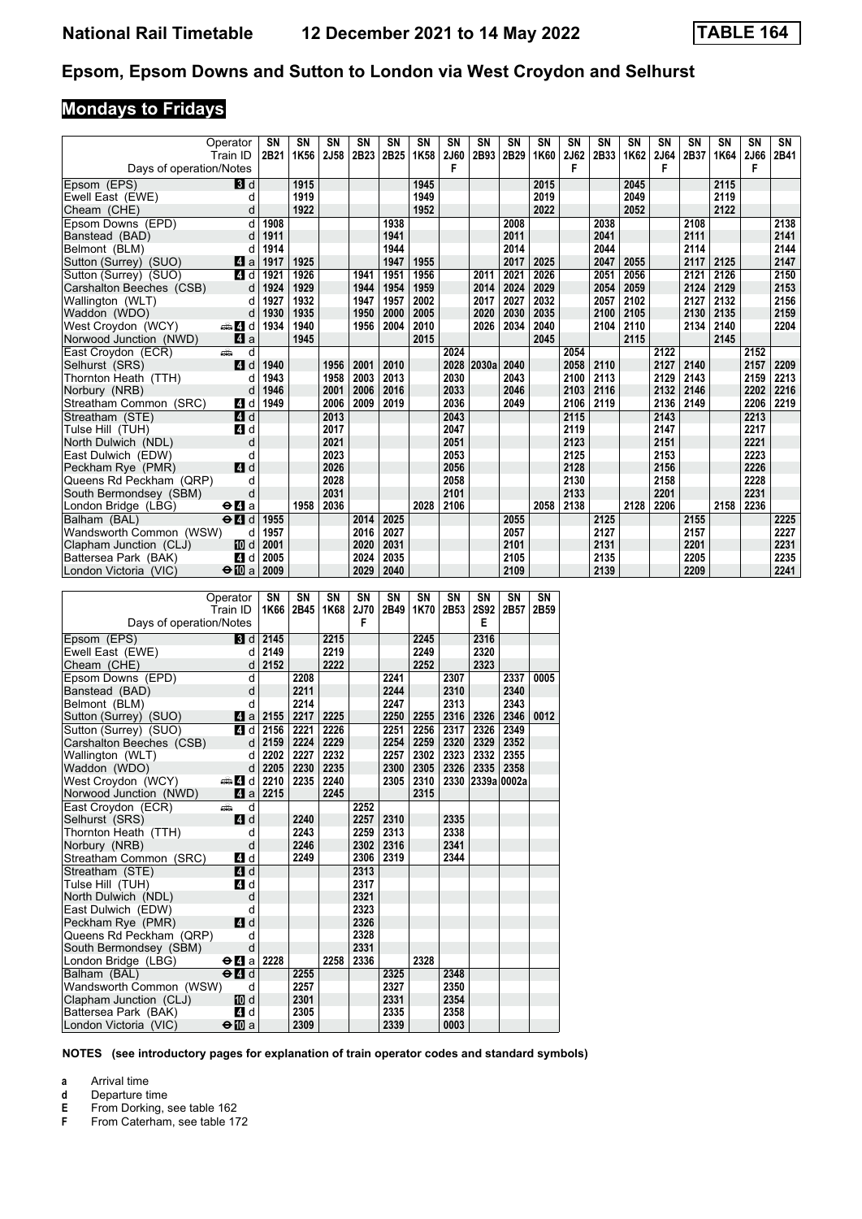# Epsom, Epsom Downs and Sutton to London via West Croydon and Selhurst

## Mondays to Fridays

| Operator | | SN | SN | SN | SN | SN | SN | SN | SN | SN | SN | SN | SN | SN | SN | SN | SN | SN | SN |
|---|---|---|---|---|---|---|---|---|---|---|---|---|---|---|---|---|---|---|---|
| Train ID | | 2B21 | 1K56 | 2J58 | 2B23 | 2B25 | 1K58 | 2J60 | 2B93 | 2B29 | 1K60 | 2J62 | 2B33 | 1K62 | 2J64 | 2B37 | 1K64 | 2J66 | 2B41 |
| Days of operation/Notes | | | | | | | | F | | | | F | | | F | | | F | |
| Epsom (EPS) | 3 d | | 1915 | | | | 1945 | | | | 2015 | | | 2045 | | | 2115 | | |
| Ewell East (EWE) | d | | 1919 | | | | 1949 | | | | 2019 | | | 2049 | | | 2119 | | |
| Cheam (CHE) | d | | 1922 | | | | 1952 | | | | 2022 | | | 2052 | | | 2122 | | |
| Epsom Downs (EPD) | d | 1908 | | | | 1938 | | | | 2008 | | | 2038 | | | 2108 | | | 2138 |
| Banstead (BAD) | d | 1911 | | | | 1941 | | | | 2011 | | | 2041 | | | 2111 | | | 2141 |
| Belmont (BLM) | d | 1914 | | | | 1944 | | | | 2014 | | | 2044 | | | 2114 | | | 2144 |
| Sutton (Surrey) (SUO) | 4 a | 1917 | 1925 | | | 1947 | 1955 | | | 2017 | 2025 | | 2047 | 2055 | | 2117 | 2125 | | 2147 |
| Sutton (Surrey) (SUO) | 4 d | 1921 | 1926 | | 1941 | 1951 | 1956 | | 2011 | 2021 | 2026 | | 2051 | 2056 | | 2121 | 2126 | | 2150 |
| Carshalton Beeches (CSB) | d | 1924 | 1929 | | 1944 | 1954 | 1959 | | 2014 | 2024 | 2029 | | 2054 | 2059 | | 2124 | 2129 | | 2153 |
| Wallington (WLT) | d | 1927 | 1932 | | 1947 | 1957 | 2002 | | 2017 | 2027 | 2032 | | 2057 | 2102 | | 2127 | 2132 | | 2156 |
| Waddon (WDO) | d | 1930 | 1935 | | 1950 | 2000 | 2005 | | 2020 | 2030 | 2035 | | 2100 | 2105 | | 2130 | 2135 | | 2159 |
| West Croydon (WCY) | 4 d | 1934 | 1940 | | 1956 | 2004 | 2010 | | 2026 | 2034 | 2040 | | 2104 | 2110 | | 2134 | 2140 | | 2204 |
| Norwood Junction (NWD) | 4 a | | 1945 | | | | 2015 | | | | 2045 | | | 2115 | | | 2145 | | |
| East Croydon (ECR) | d | | | | | | | 2024 | | | | 2054 | | | 2122 | | | 2152 | |
| Selhurst (SRS) | 4 d | 1940 | | 1956 | 2001 | 2010 | | 2028 | 2030a | 2040 | | 2058 | 2110 | | 2127 | 2140 | | 2157 | 2209 |
| Thornton Heath (TTH) | d | 1943 | | 1958 | 2003 | 2013 | | 2030 | | 2043 | | 2100 | 2113 | | 2129 | 2143 | | 2159 | 2213 |
| Norbury (NRB) | d | 1946 | | 2001 | 2006 | 2016 | | 2033 | | 2046 | | 2103 | 2116 | | 2132 | 2146 | | 2202 | 2216 |
| Streatham Common (SRC) | 4 d | 1949 | | 2006 | 2009 | 2019 | | 2036 | | 2049 | | 2106 | 2119 | | 2136 | 2149 | | 2206 | 2219 |
| Streatham (STE) | 4 d | | | 2013 | | | | 2043 | | | | 2115 | | | 2143 | | | 2213 | |
| Tulse Hill (TUH) | 4 d | | | 2017 | | | | 2047 | | | | 2119 | | | 2147 | | | 2217 | |
| North Dulwich (NDL) | d | | | 2021 | | | | 2051 | | | | 2123 | | | 2151 | | | 2221 | |
| East Dulwich (EDW) | d | | | 2023 | | | | 2053 | | | | 2125 | | | 2153 | | | 2223 | |
| Peckham Rye (PMR) | 4 d | | | 2026 | | | | 2056 | | | | 2128 | | | 2156 | | | 2226 | |
| Queens Rd Peckham (QRP) | d | | | 2028 | | | | 2058 | | | | 2130 | | | 2158 | | | 2228 | |
| South Bermondsey (SBM) | d | | | 2031 | | | | 2101 | | | | 2133 | | | 2201 | | | 2231 | |
| London Bridge (LBG) | 4 a | | 1958 | 2036 | | | 2028 | 2106 | | | 2058 | 2138 | | 2128 | 2206 | | 2158 | 2236 | |
| Balham (BAL) | 4 d | 1955 | | | 2014 | 2025 | | | | 2055 | | | 2125 | | | 2155 | | | 2225 |
| Wandsworth Common (WSW) | d | 1957 | | | 2016 | 2027 | | | | 2057 | | | 2127 | | | 2157 | | | 2227 |
| Clapham Junction (CLJ) | 10 d | 2001 | | | 2020 | 2031 | | | | 2101 | | | 2131 | | | 2201 | | | 2231 |
| Battersea Park (BAK) | 4 d | 2005 | | | 2024 | 2035 | | | | 2105 | | | 2135 | | | 2205 | | | 2235 |
| London Victoria (VIC) | 10 a | 2009 | | | 2029 | 2040 | | | | 2109 | | | 2139 | | | 2209 | | | 2241 |

| Operator | | SN | SN | SN | SN | SN | SN | SN | SN | SN | SN |
|---|---|---|---|---|---|---|---|---|---|---|---|
| Train ID | | 1K66 | 2B45 | 1K68 | 2J70 | 2B49 | 1K70 | 2B53 | 2S92 | 2B57 | 2B59 |
| Days of operation/Notes | | | | | F | | | | E | | |
| Epsom (EPS) | 3 d | 2145 | | 2215 | | | 2245 | | 2316 | | |
| Ewell East (EWE) | d | 2149 | | 2219 | | | 2249 | | 2320 | | |
| Cheam (CHE) | d | 2152 | | 2222 | | | 2252 | | 2323 | | |
| Epsom Downs (EPD) | d | | 2208 | | | 2241 | | 2307 | | 2337 | 0005 |
| Banstead (BAD) | d | | 2211 | | | 2244 | | 2310 | | 2340 | |
| Belmont (BLM) | d | | 2214 | | | 2247 | | 2313 | | 2343 | |
| Sutton (Surrey) (SUO) | 4 a | 2155 | 2217 | 2225 | | 2250 | 2255 | 2316 | 2326 | 2346 | 0012 |
| Sutton (Surrey) (SUO) | 4 d | 2156 | 2221 | 2226 | | 2251 | 2256 | 2317 | 2326 | 2349 | |
| Carshalton Beeches (CSB) | d | 2159 | 2224 | 2229 | | 2254 | 2259 | 2320 | 2329 | 2352 | |
| Wallington (WLT) | d | 2202 | 2227 | 2232 | | 2257 | 2302 | 2323 | 2332 | 2355 | |
| Waddon (WDO) | d | 2205 | 2230 | 2235 | | 2300 | 2305 | 2326 | 2335 | 2358 | |
| West Croydon (WCY) | 4 d | 2210 | 2235 | 2240 | | 2305 | 2310 | 2330 | 2339a | 0002a | |
| Norwood Junction (NWD) | 4 a | 2215 | | 2245 | | | 2315 | | | | |
| East Croydon (ECR) | d | | | | 2252 | | | | | | |
| Selhurst (SRS) | 4 d | | 2240 | | 2257 | 2310 | | 2335 | | | |
| Thornton Heath (TTH) | d | | 2243 | | 2259 | 2313 | | 2338 | | | |
| Norbury (NRB) | d | | 2246 | | 2302 | 2316 | | 2341 | | | |
| Streatham Common (SRC) | 4 d | | 2249 | | 2306 | 2319 | | 2344 | | | |
| Streatham (STE) | 4 d | | | | 2313 | | | | | | |
| Tulse Hill (TUH) | 4 d | | | | 2317 | | | | | | |
| North Dulwich (NDL) | d | | | | 2321 | | | | | | |
| East Dulwich (EDW) | d | | | | 2323 | | | | | | |
| Peckham Rye (PMR) | 4 d | | | | 2326 | | | | | | |
| Queens Rd Peckham (QRP) | d | | | | 2328 | | | | | | |
| South Bermondsey (SBM) | d | | | | 2331 | | | | | | |
| London Bridge (LBG) | 4 a | 2228 | | 2258 | 2336 | | 2328 | | | | |
| Balham (BAL) | 4 d | | 2255 | | | 2325 | | 2348 | | | |
| Wandsworth Common (WSW) | d | | 2257 | | | 2327 | | 2350 | | | |
| Clapham Junction (CLJ) | 10 d | | 2301 | | | 2331 | | 2354 | | | |
| Battersea Park (BAK) | 4 d | | 2305 | | | 2335 | | 2358 | | | |
| London Victoria (VIC) | 10 a | | 2309 | | | 2339 | | 0003 | | | |

**NOTES (see introductory pages for explanation of train operator codes and standard symbols)**

- **a** Arrival time
- **d** Departure time
- **E** From Dorking, see table 162
- **F** From Caterham, see table 172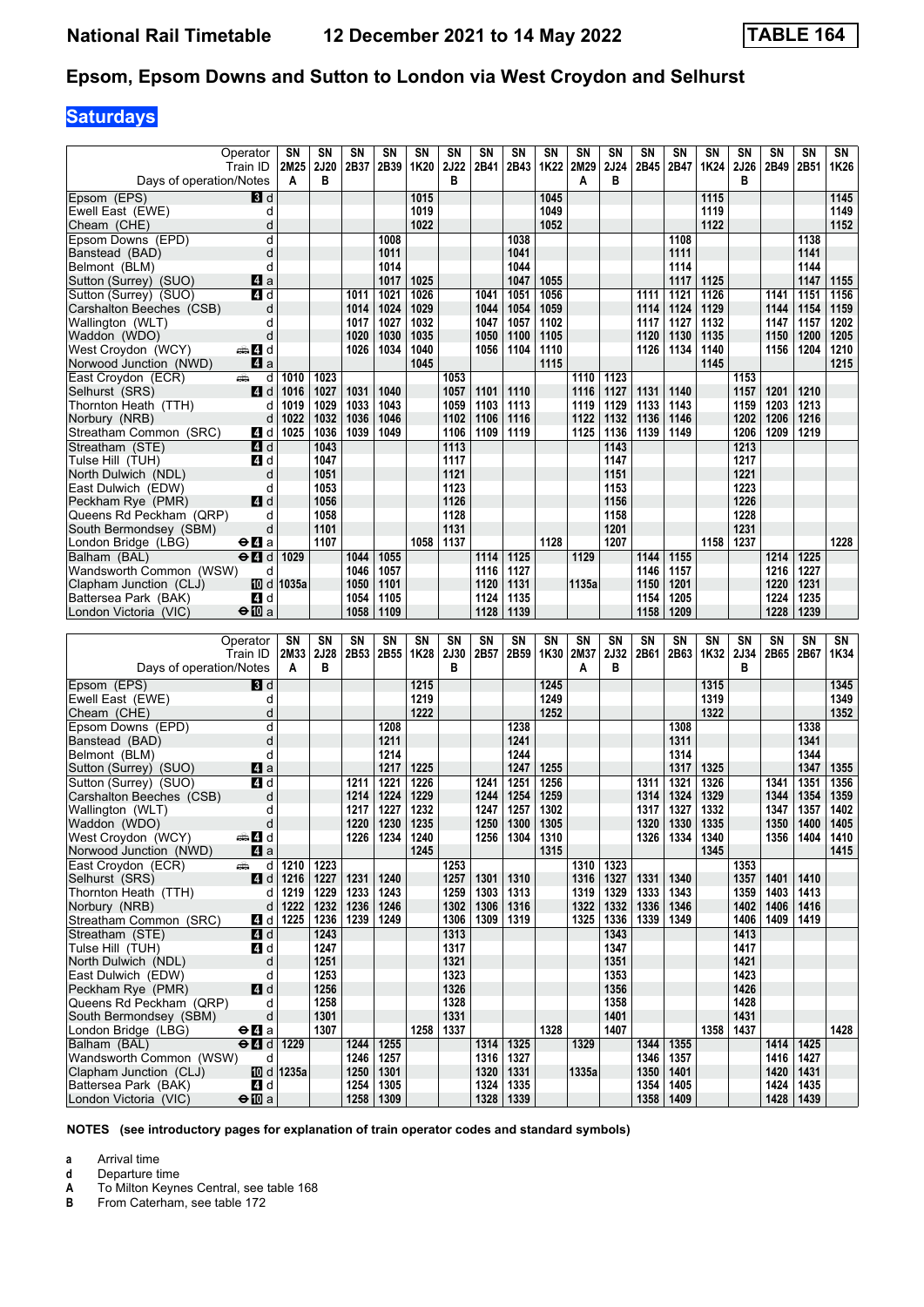# National Rail Timetable 12 December 2021 to 14 May 2022 TABLE 164

## Epsom, Epsom Downs and Sutton to London via West Croydon and Selhurst

**Saturdays**

| Operator | | SN | SN | SN | SN | SN | SN | SN | SN | SN | SN | SN | SN | SN | SN | SN | SN | SN | SN |
|---|---|---|---|---|---|---|---|---|---|---|---|---|---|---|---|---|---|---|---|
| Train ID | | 2M25 | 2J20 | 2B37 | 2B39 | 1K20 | 2J22 | 2B41 | 2B43 | 1K22 | 2M29 | 2J24 | 2B45 | 2B47 | 1K24 | 2J26 | 2B49 | 2B51 | 1K26 |
| Days of operation/Notes | | A | B | | | | B | | | | A | B | | | | B | | | |
| Epsom (EPS) | 3 d | | | | | 1015 | | | | 1045 | | | | | 1115 | | | | 1145 |
| Ewell East (EWE) | d | | | | | 1019 | | | | 1049 | | | | | 1119 | | | | 1149 |
| Cheam (CHE) | d | | | | | 1022 | | | | 1052 | | | | | 1122 | | | | 1152 |
| Epsom Downs (EPD) | d | | | | 1008 | | | | 1038 | | | | | 1108 | | | | 1138 | |
| Banstead (BAD) | d | | | | 1011 | | | | 1041 | | | | | 1111 | | | | 1141 | |
| Belmont (BLM) | d | | | | 1014 | | | | 1044 | | | | | 1114 | | | | 1144 | |
| Sutton (Surrey) (SUO) | 4 a | | | | 1017 | 1025 | | | 1047 | 1055 | | | | 1117 | 1125 | | | 1147 | 1155 |
| Sutton (Surrey) (SUO) | 4 d | | | 1011 | 1021 | 1026 | | 1041 | 1051 | 1056 | | | 1111 | 1121 | 1126 | | 1141 | 1151 | 1156 |
| Carshalton Beeches (CSB) | d | | | 1014 | 1024 | 1029 | | 1044 | 1054 | 1059 | | | 1114 | 1124 | 1129 | | 1144 | 1154 | 1159 |
| Wallington (WLT) | d | | | 1017 | 1027 | 1032 | | 1047 | 1057 | 1102 | | | 1117 | 1127 | 1132 | | 1147 | 1157 | 1202 |
| Waddon (WDO) | d | | | 1020 | 1030 | 1035 | | 1050 | 1100 | 1105 | | | 1120 | 1130 | 1135 | | 1150 | 1200 | 1205 |
| West Croydon (WCY) | 4 d | | | 1026 | 1034 | 1040 | | 1056 | 1104 | 1110 | | | 1126 | 1134 | 1140 | | 1156 | 1204 | 1210 |
| Norwood Junction (NWD) | 4 a | | | | | 1045 | | | | 1115 | | | | | 1145 | | | | 1215 |
| East Croydon (ECR) | d | 1010 | 1023 | | | | 1053 | | | | 1110 | 1123 | | | | 1153 | | | |
| Selhurst (SRS) | 4 d | 1016 | 1027 | 1031 | 1040 | | 1057 | 1101 | 1110 | | 1116 | 1127 | 1131 | 1140 | | 1157 | 1201 | 1210 | |
| Thornton Heath (TTH) | d | 1019 | 1029 | 1033 | 1043 | | 1059 | 1103 | 1113 | | 1119 | 1129 | 1133 | 1143 | | 1159 | 1203 | 1213 | |
| Norbury (NRB) | d | 1022 | 1032 | 1036 | 1046 | | 1102 | 1106 | 1116 | | 1122 | 1132 | 1136 | 1146 | | 1202 | 1206 | 1216 | |
| Streatham Common (SRC) | 4 d | 1025 | 1036 | 1039 | 1049 | | 1106 | 1109 | 1119 | | 1125 | 1136 | 1139 | 1149 | | 1206 | 1209 | 1219 | |
| Streatham (STE) | 4 d | | 1043 | | | | 1113 | | | | | 1143 | | | | 1213 | | | |
| Tulse Hill (TUH) | 4 d | | 1047 | | | | 1117 | | | | | 1147 | | | | 1217 | | | |
| North Dulwich (NDL) | d | | 1051 | | | | 1121 | | | | | 1151 | | | | 1221 | | | |
| East Dulwich (EDW) | d | | 1053 | | | | 1123 | | | | | 1153 | | | | 1223 | | | |
| Peckham Rye (PMR) | 4 d | | 1056 | | | | 1126 | | | | | 1156 | | | | 1226 | | | |
| Queens Rd Peckham (QRP) | d | | 1058 | | | | 1128 | | | | | 1158 | | | | 1228 | | | |
| South Bermondsey (SBM) | d | | 1101 | | | | 1131 | | | | | 1201 | | | | 1231 | | | |
| London Bridge (LBG) | 4 a | | 1107 | | | 1058 | 1137 | | | 1128 | | 1207 | | | 1158 | 1237 | | | 1228 |
| Balham (BAL) | 4 d | 1029 | | 1044 | 1055 | | | 1114 | 1125 | | 1129 | | 1144 | 1155 | | | 1214 | 1225 | |
| Wandsworth Common (WSW) | d | | | 1046 | 1057 | | | 1116 | 1127 | | | | 1146 | 1157 | | | 1216 | 1227 | |
| Clapham Junction (CLJ) | 10 d | 1035a | | 1050 | 1101 | | | 1120 | 1131 | | 1135a | | 1150 | 1201 | | | 1220 | 1231 | |
| Battersea Park (BAK) | 4 d | | | 1054 | 1105 | | | 1124 | 1135 | | | | 1154 | 1205 | | | 1224 | 1235 | |
| London Victoria (VIC) | 10 a | | | 1058 | 1109 | | | 1128 | 1139 | | | | 1158 | 1209 | | | 1228 | 1239 | |

| Operator | | SN | SN | SN | SN | SN | SN | SN | SN | SN | SN | SN | SN | SN | SN | SN | SN | SN | SN |
|---|---|---|---|---|---|---|---|---|---|---|---|---|---|---|---|---|---|---|---|
| Train ID | | 2M33 | 2J28 | 2B53 | 2B55 | 1K28 | 2J30 | 2B57 | 2B59 | 1K30 | 2M37 | 2J32 | 2B61 | 2B63 | 1K32 | 2J34 | 2B65 | 2B67 | 1K34 |
| Days of operation/Notes | | A | B | | | | B | | | | A | B | | | | B | | | |
| Epsom (EPS) | 3 d | | | | | 1215 | | | | 1245 | | | | | 1315 | | | | 1345 |
| Ewell East (EWE) | d | | | | | 1219 | | | | 1249 | | | | | 1319 | | | | 1349 |
| Cheam (CHE) | d | | | | | 1222 | | | | 1252 | | | | | 1322 | | | | 1352 |
| Epsom Downs (EPD) | d | | | | 1208 | | | | 1238 | | | | | 1308 | | | | 1338 | |
| Banstead (BAD) | d | | | | 1211 | | | | 1241 | | | | | 1311 | | | | 1341 | |
| Belmont (BLM) | d | | | | 1214 | | | | 1244 | | | | | 1314 | | | | 1344 | |
| Sutton (Surrey) (SUO) | 4 a | | | | 1217 | 1225 | | | 1247 | 1255 | | | | 1317 | 1325 | | | 1347 | 1355 |
| Sutton (Surrey) (SUO) | 4 d | | | 1211 | 1221 | 1226 | | 1241 | 1251 | 1256 | | | 1311 | 1321 | 1326 | | 1341 | 1351 | 1356 |
| Carshalton Beeches (CSB) | d | | | 1214 | 1224 | 1229 | | 1244 | 1254 | 1259 | | | 1314 | 1324 | 1329 | | 1344 | 1354 | 1359 |
| Wallington (WLT) | d | | | 1217 | 1227 | 1232 | | 1247 | 1257 | 1302 | | | 1317 | 1327 | 1332 | | 1347 | 1357 | 1402 |
| Waddon (WDO) | d | | | 1220 | 1230 | 1235 | | 1250 | 1300 | 1305 | | | 1320 | 1330 | 1335 | | 1350 | 1400 | 1405 |
| West Croydon (WCY) | 4 d | | | 1226 | 1234 | 1240 | | 1256 | 1304 | 1310 | | | 1326 | 1334 | 1340 | | 1356 | 1404 | 1410 |
| Norwood Junction (NWD) | 4 a | | | | | 1245 | | | | 1315 | | | | | 1345 | | | | 1415 |
| East Croydon (ECR) | d | 1210 | 1223 | | | | 1253 | | | | 1310 | 1323 | | | | 1353 | | | |
| Selhurst (SRS) | 4 d | 1216 | 1227 | 1231 | 1240 | | 1257 | 1301 | 1310 | | 1316 | 1327 | 1331 | 1340 | | 1357 | 1401 | 1410 | |
| Thornton Heath (TTH) | d | 1219 | 1229 | 1233 | 1243 | | 1259 | 1303 | 1313 | | 1319 | 1329 | 1333 | 1343 | | 1359 | 1403 | 1413 | |
| Norbury (NRB) | d | 1222 | 1232 | 1236 | 1246 | | 1302 | 1306 | 1316 | | 1322 | 1332 | 1336 | 1346 | | 1402 | 1406 | 1416 | |
| Streatham Common (SRC) | 4 d | 1225 | 1236 | 1239 | 1249 | | 1306 | 1309 | 1319 | | 1325 | 1336 | 1339 | 1349 | | 1406 | 1409 | 1419 | |
| Streatham (STE) | 4 d | | 1243 | | | | 1313 | | | | | 1343 | | | | 1413 | | | |
| Tulse Hill (TUH) | 4 d | | 1247 | | | | 1317 | | | | | 1347 | | | | 1417 | | | |
| North Dulwich (NDL) | d | | 1251 | | | | 1321 | | | | | 1351 | | | | 1421 | | | |
| East Dulwich (EDW) | d | | 1253 | | | | 1323 | | | | | 1353 | | | | 1423 | | | |
| Peckham Rye (PMR) | 4 d | | 1256 | | | | 1326 | | | | | 1356 | | | | 1426 | | | |
| Queens Rd Peckham (QRP) | d | | 1258 | | | | 1328 | | | | | 1358 | | | | 1428 | | | |
| South Bermondsey (SBM) | d | | 1301 | | | | 1331 | | | | | 1401 | | | | 1431 | | | |
| London Bridge (LBG) | 4 a | | 1307 | | | 1258 | 1337 | | | 1328 | | 1407 | | | 1358 | 1437 | | | 1428 |
| Balham (BAL) | 4 d | 1229 | | 1244 | 1255 | | | 1314 | 1325 | | 1329 | | 1344 | 1355 | | | 1414 | 1425 | |
| Wandsworth Common (WSW) | d | | | 1246 | 1257 | | | 1316 | 1327 | | | | 1346 | 1357 | | | 1416 | 1427 | |
| Clapham Junction (CLJ) | 10 d | 1235a | | 1250 | 1301 | | | 1320 | 1331 | | 1335a | | 1350 | 1401 | | | 1420 | 1431 | |
| Battersea Park (BAK) | 4 d | | | 1254 | 1305 | | | 1324 | 1335 | | | | 1354 | 1405 | | | 1424 | 1435 | |
| London Victoria (VIC) | 10 a | | | 1258 | 1309 | | | 1328 | 1339 | | | | 1358 | 1409 | | | 1428 | 1439 | |

**NOTES (see introductory pages for explanation of train operator codes and standard symbols)**

- **a** Arrival time
- **d** Departure time
- **A** To Milton Keynes Central, see table 168
- **B** From Caterham, see table 172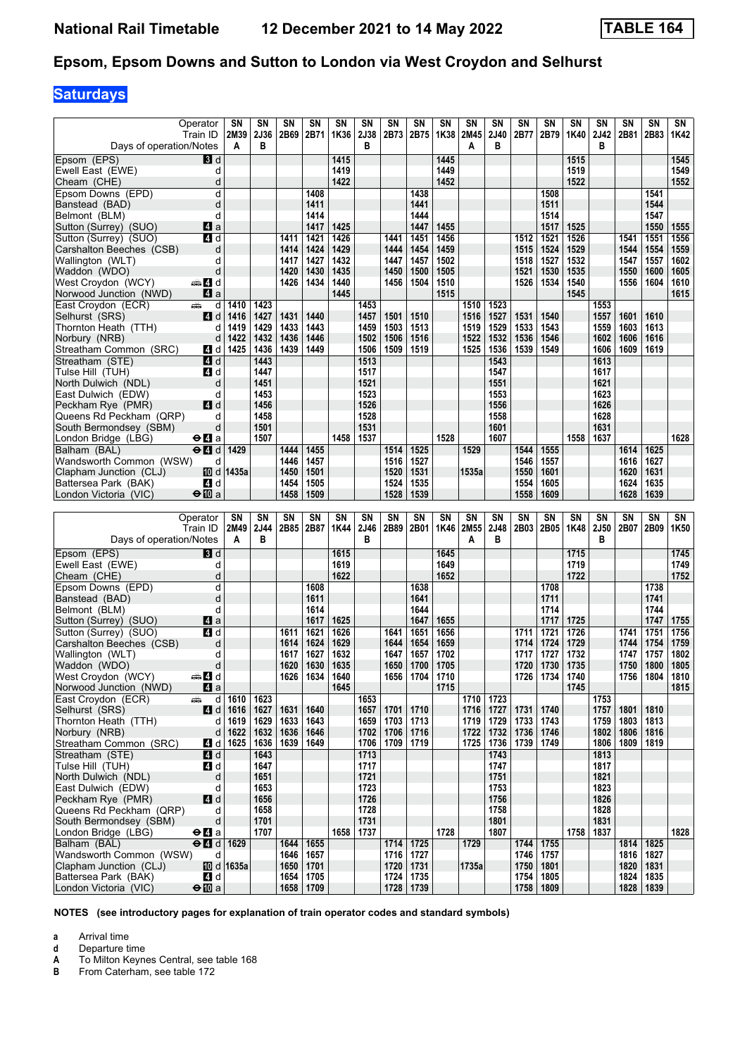# Epsom, Epsom Downs and Sutton to London via West Croydon and Selhurst

## Saturdays

| Operator | SN | SN | SN | SN | SN | SN | SN | SN | SN | SN | SN | SN | SN | SN | SN | SN | SN | SN |
|---|---|---|---|---|---|---|---|---|---|---|---|---|---|---|---|---|---|---|
| Train ID | 2M39 | 2J36 | 2B69 | 2B71 | 1K36 | 2J38 | 2B73 | 2B75 | 1K38 | 2M45 | 2J40 | 2B77 | 2B79 | 1K40 | 2J42 | 2B81 | 2B83 | 1K42 |
| Days of operation/Notes | A | B | | | | B | | | | A | B | | | | B | | | |
| Epsom (EPS) 3 d | | | | | 1415 | | | | 1445 | | | | | 1515 | | | | 1545 |
| Ewell East (EWE) d | | | | | 1419 | | | | 1449 | | | | | 1519 | | | | 1549 |
| Cheam (CHE) d | | | | | 1422 | | | | 1452 | | | | | 1522 | | | | 1552 |
| Epsom Downs (EPD) d | | | | 1408 | | | | 1438 | | | | | 1508 | | | | 1541 | |
| Banstead (BAD) d | | | | 1411 | | | | 1441 | | | | | 1511 | | | | 1544 | |
| Belmont (BLM) d | | | | 1414 | | | | 1444 | | | | | 1514 | | | | 1547 | |
| Sutton (Surrey) (SUO) 4 a | | | | 1417 | 1425 | | | 1447 | 1455 | | | | 1517 | 1525 | | | 1550 | 1555 |
| Sutton (Surrey) (SUO) 4 d | | | 1411 | 1421 | 1426 | | 1441 | 1451 | 1456 | | | 1512 | 1521 | 1526 | | 1541 | 1551 | 1556 |
| Carshalton Beeches (CSB) d | | | 1414 | 1424 | 1429 | | 1444 | 1454 | 1459 | | | 1515 | 1524 | 1529 | | 1544 | 1554 | 1559 |
| Wallington (WLT) d | | | 1417 | 1427 | 1432 | | 1447 | 1457 | 1502 | | | 1518 | 1527 | 1532 | | 1547 | 1557 | 1602 |
| Waddon (WDO) d | | | 1420 | 1430 | 1435 | | 1450 | 1500 | 1505 | | | 1521 | 1530 | 1535 | | 1550 | 1600 | 1605 |
| West Croydon (WCY) 4 d | | | 1426 | 1434 | 1440 | | 1456 | 1504 | 1510 | | | 1526 | 1534 | 1540 | | 1556 | 1604 | 1610 |
| Norwood Junction (NWD) 4 a | | | | | 1445 | | | | 1515 | | | | | 1545 | | | | 1615 |
| East Croydon (ECR) d | 1410 | 1423 | | | | 1453 | | | | 1510 | 1523 | | | | 1553 | | | |
| Selhurst (SRS) 4 d | 1416 | 1427 | 1431 | 1440 | | 1457 | 1501 | 1510 | | 1516 | 1527 | 1531 | 1540 | | 1557 | 1601 | 1610 | |
| Thornton Heath (TTH) d | 1419 | 1429 | 1433 | 1443 | | 1459 | 1503 | 1513 | | 1519 | 1529 | 1533 | 1543 | | 1559 | 1603 | 1613 | |
| Norbury (NRB) d | 1422 | 1432 | 1436 | 1446 | | 1502 | 1506 | 1516 | | 1522 | 1532 | 1536 | 1546 | | 1602 | 1606 | 1616 | |
| Streatham Common (SRC) 4 d | 1425 | 1436 | 1439 | 1449 | | 1506 | 1509 | 1519 | | 1525 | 1536 | 1539 | 1549 | | 1606 | 1609 | 1619 | |
| Streatham (STE) 4 d | | 1443 | | | | 1513 | | | | | 1543 | | | | 1613 | | | |
| Tulse Hill (TUH) 4 d | | 1447 | | | | 1517 | | | | | 1547 | | | | 1617 | | | |
| North Dulwich (NDL) d | | 1451 | | | | 1521 | | | | | 1551 | | | | 1621 | | | |
| East Dulwich (EDW) d | | 1453 | | | | 1523 | | | | | 1553 | | | | 1623 | | | |
| Peckham Rye (PMR) 4 d | | 1456 | | | | 1526 | | | | | 1556 | | | | 1626 | | | |
| Queens Rd Peckham (QRP) d | | 1458 | | | | 1528 | | | | | 1558 | | | | 1628 | | | |
| South Bermondsey (SBM) d | | 1501 | | | | 1531 | | | | | 1601 | | | | 1631 | | | |
| London Bridge (LBG) 4 a | | 1507 | | | 1458 | 1537 | | | 1528 | | 1607 | | | 1558 | 1637 | | | 1628 |
| Balham (BAL) 4 d | 1429 | | 1444 | 1455 | | | 1514 | 1525 | | 1529 | | 1544 | 1555 | | | 1614 | 1625 | |
| Wandsworth Common (WSW) d | | | 1446 | 1457 | | | 1516 | 1527 | | | | 1546 | 1557 | | | 1616 | 1627 | |
| Clapham Junction (CLJ) 10 d | 1435a | | 1450 | 1501 | | | 1520 | 1531 | | 1535a | | 1550 | 1601 | | | 1620 | 1631 | |
| Battersea Park (BAK) 4 d | | | 1454 | 1505 | | | 1524 | 1535 | | | | 1554 | 1605 | | | 1624 | 1635 | |
| London Victoria (VIC) 10 a | | | 1458 | 1509 | | | 1528 | 1539 | | | | 1558 | 1609 | | | 1628 | 1639 | |

| Operator | SN | SN | SN | SN | SN | SN | SN | SN | SN | SN | SN | SN | SN | SN | SN | SN | SN | SN |
|---|---|---|---|---|---|---|---|---|---|---|---|---|---|---|---|---|---|---|
| Train ID | 2M49 | 2J44 | 2B85 | 2B87 | 1K44 | 2J46 | 2B89 | 2B01 | 1K46 | 2M55 | 2J48 | 2B03 | 2B05 | 1K48 | 2J50 | 2B07 | 2B09 | 1K50 |
| Days of operation/Notes | A | B | | | | B | | | | A | B | | | | B | | | |
| Epsom (EPS) 3 d | | | | | 1615 | | | | 1645 | | | | | 1715 | | | | 1745 |
| Ewell East (EWE) d | | | | | 1619 | | | | 1649 | | | | | 1719 | | | | 1749 |
| Cheam (CHE) d | | | | | 1622 | | | | 1652 | | | | | 1722 | | | | 1752 |
| Epsom Downs (EPD) d | | | | 1608 | | | | 1638 | | | | | 1708 | | | | 1738 | |
| Banstead (BAD) d | | | | 1611 | | | | 1641 | | | | | 1711 | | | | 1741 | |
| Belmont (BLM) d | | | | 1614 | | | | 1644 | | | | | 1714 | | | | 1744 | |
| Sutton (Surrey) (SUO) 4 a | | | | 1617 | 1625 | | | 1647 | 1655 | | | | 1717 | 1725 | | | 1747 | 1755 |
| Sutton (Surrey) (SUO) 4 d | | | 1611 | 1621 | 1626 | | 1641 | 1651 | 1656 | | | 1711 | 1721 | 1726 | | 1741 | 1751 | 1756 |
| Carshalton Beeches (CSB) d | | | 1614 | 1624 | 1629 | | 1644 | 1654 | 1659 | | | 1714 | 1724 | 1729 | | 1744 | 1754 | 1759 |
| Wallington (WLT) d | | | 1617 | 1627 | 1632 | | 1647 | 1657 | 1702 | | | 1717 | 1727 | 1732 | | 1747 | 1757 | 1802 |
| Waddon (WDO) d | | | 1620 | 1630 | 1635 | | 1650 | 1700 | 1705 | | | 1720 | 1730 | 1735 | | 1750 | 1800 | 1805 |
| West Croydon (WCY) 4 d | | | 1626 | 1634 | 1640 | | 1656 | 1704 | 1710 | | | 1726 | 1734 | 1740 | | 1756 | 1804 | 1810 |
| Norwood Junction (NWD) 4 a | | | | | 1645 | | | | 1715 | | | | | 1745 | | | | 1815 |
| East Croydon (ECR) d | 1610 | 1623 | | | | 1653 | | | | 1710 | 1723 | | | | 1753 | | | |
| Selhurst (SRS) 4 d | 1616 | 1627 | 1631 | 1640 | | 1657 | 1701 | 1710 | | 1716 | 1727 | 1731 | 1740 | | 1757 | 1801 | 1810 | |
| Thornton Heath (TTH) d | 1619 | 1629 | 1633 | 1643 | | 1659 | 1703 | 1713 | | 1719 | 1729 | 1733 | 1743 | | 1759 | 1803 | 1813 | |
| Norbury (NRB) d | 1622 | 1632 | 1636 | 1646 | | 1702 | 1706 | 1716 | | 1722 | 1732 | 1736 | 1746 | | 1802 | 1806 | 1816 | |
| Streatham Common (SRC) 4 d | 1625 | 1636 | 1639 | 1649 | | 1706 | 1709 | 1719 | | 1725 | 1736 | 1739 | 1749 | | 1806 | 1809 | 1819 | |
| Streatham (STE) 4 d | | 1643 | | | | 1713 | | | | | 1743 | | | | 1813 | | | |
| Tulse Hill (TUH) 4 d | | 1647 | | | | 1717 | | | | | 1747 | | | | 1817 | | | |
| North Dulwich (NDL) d | | 1651 | | | | 1721 | | | | | 1751 | | | | 1821 | | | |
| East Dulwich (EDW) d | | 1653 | | | | 1723 | | | | | 1753 | | | | 1823 | | | |
| Peckham Rye (PMR) 4 d | | 1656 | | | | 1726 | | | | | 1756 | | | | 1826 | | | |
| Queens Rd Peckham (QRP) d | | 1658 | | | | 1728 | | | | | 1758 | | | | 1828 | | | |
| South Bermondsey (SBM) d | | 1701 | | | | 1731 | | | | | 1801 | | | | 1831 | | | |
| London Bridge (LBG) 4 a | | 1707 | | | 1658 | 1737 | | | 1728 | | 1807 | | | 1758 | 1837 | | | 1828 |
| Balham (BAL) 4 d | 1629 | | 1644 | 1655 | | | 1714 | 1725 | | 1729 | | 1744 | 1755 | | | 1814 | 1825 | |
| Wandsworth Common (WSW) d | | | 1646 | 1657 | | | 1716 | 1727 | | | | 1746 | 1757 | | | 1816 | 1827 | |
| Clapham Junction (CLJ) 10 d | 1635a | | 1650 | 1701 | | | 1720 | 1731 | | 1735a | | 1750 | 1801 | | | 1820 | 1831 | |
| Battersea Park (BAK) 4 d | | | 1654 | 1705 | | | 1724 | 1735 | | | | 1754 | 1805 | | | 1824 | 1835 | |
| London Victoria (VIC) 10 a | | | 1658 | 1709 | | | 1728 | 1739 | | | | 1758 | 1809 | | | 1828 | 1839 | |

**NOTES (see introductory pages for explanation of train operator codes and standard symbols)**

- **a** Arrival time
- **d** Departure time
- **A** To Milton Keynes Central, see table 168
- **B** From Caterham, see table 172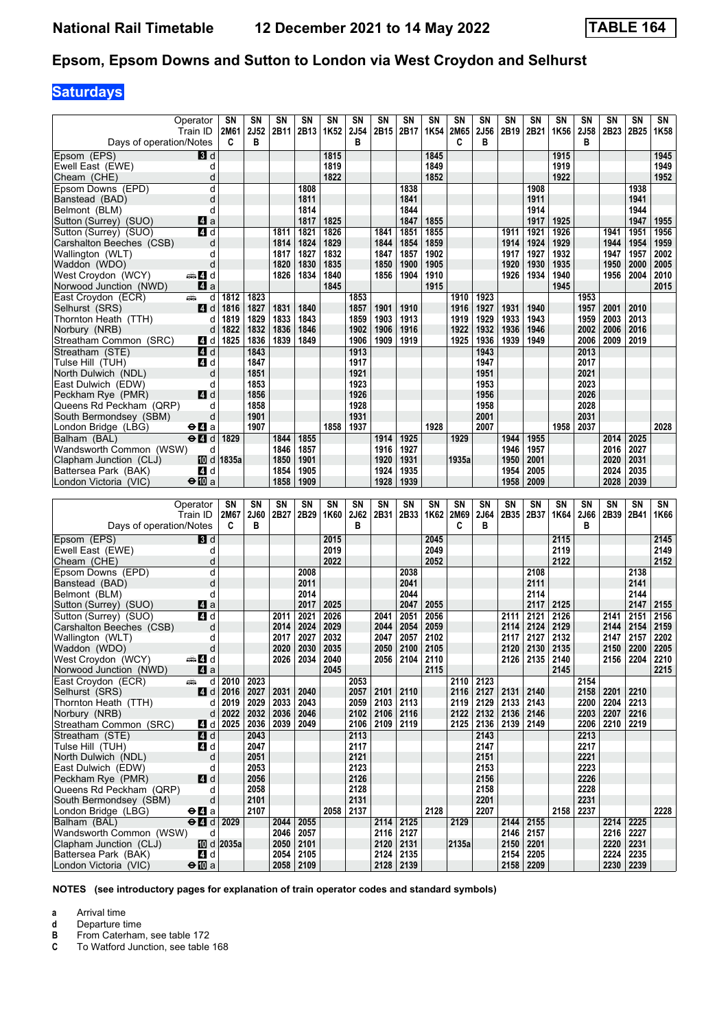# National Rail Timetable 12 December 2021 to 14 May 2022 TABLE 164

## Epsom, Epsom Downs and Sutton to London via West Croydon and Selhurst

**Saturdays**

| Operator | | SN | SN | SN | SN | SN | SN | SN | SN | SN | SN | SN | SN | SN | SN | SN | SN | SN | SN |
|---|---|---|---|---|---|---|---|---|---|---|---|---|---|---|---|---|---|---|---|
| Train ID | | 2M61 | 2J52 | 2B11 | 2B13 | 1K52 | 2J54 | 2B15 | 2B17 | 1K54 | 2M65 | 2J56 | 2B19 | 2B21 | 1K56 | 2J58 | 2B23 | 2B25 | 1K58 |
| Days of operation/Notes | | C | B | | | | B | | | | C | B | | | | B | | | |
| Epsom (EPS) | 3 d | | | | | 1815 | | | | 1845 | | | | | 1915 | | | | 1945 |
| Ewell East (EWE) | d | | | | | 1819 | | | | 1849 | | | | | 1919 | | | | 1949 |
| Cheam (CHE) | d | | | | | 1822 | | | | 1852 | | | | | 1922 | | | | 1952 |
| Epsom Downs (EPD) | d | | | | 1808 | | | | 1838 | | | | | 1908 | | | | 1938 | |
| Banstead (BAD) | d | | | | 1811 | | | | 1841 | | | | | 1911 | | | | 1941 | |
| Belmont (BLM) | d | | | | 1814 | | | | 1844 | | | | | 1914 | | | | 1944 | |
| Sutton (Surrey) (SUO) | 4 a | | | | 1817 | 1825 | | | 1847 | 1855 | | | | 1917 | 1925 | | | 1947 | 1955 |
| Sutton (Surrey) (SUO) | 4 d | | | 1811 | 1821 | 1826 | | 1841 | 1851 | 1855 | | | 1911 | 1921 | 1926 | | 1941 | 1951 | 1956 |
| Carshalton Beeches (CSB) | d | | | 1814 | 1824 | 1829 | | 1844 | 1854 | 1859 | | | 1914 | 1924 | 1929 | | 1944 | 1954 | 1959 |
| Wallington (WLT) | d | | | 1817 | 1827 | 1832 | | 1847 | 1857 | 1902 | | | 1917 | 1927 | 1932 | | 1947 | 1957 | 2002 |
| Waddon (WDO) | d | | | 1820 | 1830 | 1835 | | 1850 | 1900 | 1905 | | | 1920 | 1930 | 1935 | | 1950 | 2000 | 2005 |
| West Croydon (WCY) | 4 d | | | 1826 | 1834 | 1840 | | 1856 | 1904 | 1910 | | | 1926 | 1934 | 1940 | | 1956 | 2004 | 2010 |
| Norwood Junction (NWD) | 4 a | | | | | 1845 | | | | 1915 | | | | | 1945 | | | | 2015 |
| East Croydon (ECR) | d | 1812 | 1823 | | | | 1853 | | | | 1910 | 1923 | | | | 1953 | | | |
| Selhurst (SRS) | 4 d | 1816 | 1827 | 1831 | 1840 | | 1857 | 1901 | 1910 | | 1916 | 1927 | 1931 | 1940 | | 1957 | 2001 | 2010 | |
| Thornton Heath (TTH) | d | 1819 | 1829 | 1833 | 1843 | | 1859 | 1903 | 1913 | | 1919 | 1929 | 1933 | 1943 | | 1959 | 2003 | 2013 | |
| Norbury (NRB) | d | 1822 | 1832 | 1836 | 1846 | | 1902 | 1906 | 1916 | | 1922 | 1932 | 1936 | 1946 | | 2002 | 2006 | 2016 | |
| Streatham Common (SRC) | 4 d | 1825 | 1836 | 1839 | 1849 | | 1906 | 1909 | 1919 | | 1925 | 1936 | 1939 | 1949 | | 2006 | 2009 | 2019 | |
| Streatham (STE) | 4 d | | 1843 | | | | 1913 | | | | | 1943 | | | | 2013 | | | |
| Tulse Hill (TUH) | 4 d | | 1847 | | | | 1917 | | | | | 1947 | | | | 2017 | | | |
| North Dulwich (NDL) | d | | 1851 | | | | 1921 | | | | | 1951 | | | | 2021 | | | |
| East Dulwich (EDW) | d | | 1853 | | | | 1923 | | | | | 1953 | | | | 2023 | | | |
| Peckham Rye (PMR) | 4 d | | 1856 | | | | 1926 | | | | | 1956 | | | | 2026 | | | |
| Queens Rd Peckham (QRP) | d | | 1858 | | | | 1928 | | | | | 1958 | | | | 2028 | | | |
| South Bermondsey (SBM) | d | | 1901 | | | | 1931 | | | | | 2001 | | | | 2031 | | | |
| London Bridge (LBG) | 4 a | | 1907 | | | 1858 | 1937 | | | 1928 | | 2007 | | | 1958 | 2037 | | | 2028 |
| Balham (BAL) | 4 d | 1829 | | 1844 | 1855 | | | 1914 | 1925 | | 1929 | | 1944 | 1955 | | | 2014 | 2025 | |
| Wandsworth Common (WSW) | d | | | 1846 | 1857 | | | 1916 | 1927 | | | | 1946 | 1957 | | | 2016 | 2027 | |
| Clapham Junction (CLJ) | 10 d | 1835a | | 1850 | 1901 | | | 1920 | 1931 | | 1935a | | 1950 | 2001 | | | 2020 | 2031 | |
| Battersea Park (BAK) | 4 d | | | 1854 | 1905 | | | 1924 | 1935 | | | | 1954 | 2005 | | | 2024 | 2035 | |
| London Victoria (VIC) | 10 a | | | 1858 | 1909 | | | 1928 | 1939 | | | | 1958 | 2009 | | | 2028 | 2039 | |

| Operator | | SN | SN | SN | SN | SN | SN | SN | SN | SN | SN | SN | SN | SN | SN | SN | SN | SN | SN |
|---|---|---|---|---|---|---|---|---|---|---|---|---|---|---|---|---|---|---|---|
| Train ID | | 2M67 | 2J60 | 2B27 | 2B29 | 1K60 | 2J62 | 2B31 | 2B33 | 1K62 | 2M69 | 2J64 | 2B35 | 2B37 | 1K64 | 2J66 | 2B39 | 2B41 | 1K66 |
| Days of operation/Notes | | C | B | | | | B | | | | C | B | | | | B | | | |
| Epsom (EPS) | 3 d | | | | | 2015 | | | | 2045 | | | | | 2115 | | | | 2145 |
| Ewell East (EWE) | d | | | | | 2019 | | | | 2049 | | | | | 2119 | | | | 2149 |
| Cheam (CHE) | d | | | | | 2022 | | | | 2052 | | | | | 2122 | | | | 2152 |
| Epsom Downs (EPD) | d | | | | 2008 | | | | 2038 | | | | | 2108 | | | | 2138 | |
| Banstead (BAD) | d | | | | 2011 | | | | 2041 | | | | | 2111 | | | | 2141 | |
| Belmont (BLM) | d | | | | 2014 | | | | 2044 | | | | | 2114 | | | | 2144 | |
| Sutton (Surrey) (SUO) | 4 a | | | | 2017 | 2025 | | | 2047 | 2055 | | | | 2117 | 2125 | | | 2147 | 2155 |
| Sutton (Surrey) (SUO) | 4 d | | | 2011 | 2021 | 2026 | | 2041 | 2051 | 2056 | | | 2111 | 2121 | 2126 | | 2141 | 2151 | 2156 |
| Carshalton Beeches (CSB) | d | | | 2014 | 2024 | 2029 | | 2044 | 2054 | 2059 | | | 2114 | 2124 | 2129 | | 2144 | 2154 | 2159 |
| Wallington (WLT) | d | | | 2017 | 2027 | 2032 | | 2047 | 2057 | 2102 | | | 2117 | 2127 | 2132 | | 2147 | 2157 | 2202 |
| Waddon (WDO) | d | | | 2020 | 2030 | 2035 | | 2050 | 2100 | 2105 | | | 2120 | 2130 | 2135 | | 2150 | 2200 | 2205 |
| West Croydon (WCY) | 4 d | | | 2026 | 2034 | 2040 | | 2056 | 2104 | 2110 | | | 2126 | 2135 | 2140 | | 2156 | 2204 | 2210 |
| Norwood Junction (NWD) | 4 a | | | | | 2045 | | | | 2115 | | | | | 2145 | | | | 2215 |
| East Croydon (ECR) | d | 2010 | 2023 | | | | 2053 | | | | 2110 | 2123 | | | | 2154 | | | |
| Selhurst (SRS) | 4 d | 2016 | 2027 | 2031 | 2040 | | 2057 | 2101 | 2110 | | 2116 | 2127 | 2131 | 2140 | | 2158 | 2201 | 2210 | |
| Thornton Heath (TTH) | d | 2019 | 2029 | 2033 | 2043 | | 2059 | 2103 | 2113 | | 2119 | 2129 | 2133 | 2143 | | 2200 | 2204 | 2213 | |
| Norbury (NRB) | d | 2022 | 2032 | 2036 | 2046 | | 2102 | 2106 | 2116 | | 2122 | 2132 | 2136 | 2146 | | 2203 | 2207 | 2216 | |
| Streatham Common (SRC) | 4 d | 2025 | 2036 | 2039 | 2049 | | 2106 | 2109 | 2119 | | 2125 | 2136 | 2139 | 2149 | | 2206 | 2210 | 2219 | |
| Streatham (STE) | 4 d | | 2043 | | | | 2113 | | | | | 2143 | | | | 2213 | | | |
| Tulse Hill (TUH) | 4 d | | 2047 | | | | 2117 | | | | | 2147 | | | | 2217 | | | |
| North Dulwich (NDL) | d | | 2051 | | | | 2121 | | | | | 2151 | | | | 2221 | | | |
| East Dulwich (EDW) | d | | 2053 | | | | 2123 | | | | | 2153 | | | | 2223 | | | |
| Peckham Rye (PMR) | 4 d | | 2056 | | | | 2126 | | | | | 2156 | | | | 2226 | | | |
| Queens Rd Peckham (QRP) | d | | 2058 | | | | 2128 | | | | | 2158 | | | | 2228 | | | |
| South Bermondsey (SBM) | d | | 2101 | | | | 2131 | | | | | 2201 | | | | 2231 | | | |
| London Bridge (LBG) | 4 a | | 2107 | | | 2058 | 2137 | | | 2128 | | 2207 | | | 2158 | 2237 | | | 2228 |
| Balham (BAL) | 4 d | 2029 | | 2044 | 2055 | | | 2114 | 2125 | | 2129 | | 2144 | 2155 | | | 2214 | 2225 | |
| Wandsworth Common (WSW) | d | | | 2046 | 2057 | | | 2116 | 2127 | | | | 2146 | 2157 | | | 2216 | 2227 | |
| Clapham Junction (CLJ) | 10 d | 2035a | | 2050 | 2101 | | | 2120 | 2131 | | 2135a | | 2150 | 2201 | | | 2220 | 2231 | |
| Battersea Park (BAK) | 4 d | | | 2054 | 2105 | | | 2124 | 2135 | | | | 2154 | 2205 | | | 2224 | 2235 | |
| London Victoria (VIC) | 10 a | | | 2058 | 2109 | | | 2128 | 2139 | | | | 2158 | 2209 | | | 2230 | 2239 | |

**NOTES (see introductory pages for explanation of train operator codes and standard symbols)**

- **a** Arrival time
- **d** Departure time
- **B** From Caterham, see table 172
- **C** To Watford Junction, see table 168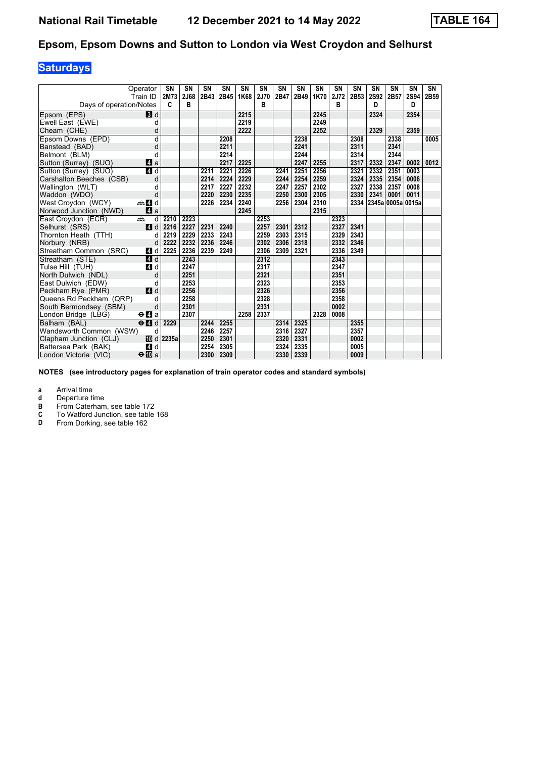# National Rail Timetable 12 December 2021 to 14 May 2022 TABLE 164

## Epsom, Epsom Downs and Sutton to London via West Croydon and Selhurst

### Saturdays

| Operator | | SN | SN | SN | SN | SN | SN | SN | SN | SN | SN | SN | SN | SN | SN | SN |
|---|---|---|---|---|---|---|---|---|---|---|---|---|---|---|---|---|
| Train ID | | 2M73 | 2J68 | 2B43 | 2B45 | 1K68 | 2J70 | 2B47 | 2B49 | 1K70 | 2J72 | 2B53 | 2S92 | 2B57 | 2S94 | 2B59 |
| Days of operation/Notes | | C | B | | | | B | | | | B | | D | | D | |
| Epsom (EPS) | 3 d | | | | | 2215 | | | | 2245 | | | 2324 | | 2354 | |
| Ewell East (EWE) | d | | | | | 2219 | | | | 2249 | | | | | | |
| Cheam (CHE) | d | | | | | 2222 | | | | 2252 | | | 2329 | | 2359 | |
| Epsom Downs (EPD) | d | | | | 2208 | | | | 2238 | | | 2308 | | 2338 | | 0005 |
| Banstead (BAD) | d | | | | 2211 | | | | 2241 | | | 2311 | | 2341 | | |
| Belmont (BLM) | d | | | | 2214 | | | | 2244 | | | 2314 | | 2344 | | |
| Sutton (Surrey) (SUO) | 4 a | | | | 2217 | 2225 | | | 2247 | 2255 | | 2317 | 2332 | 2347 | 0002 | 0012 |
| Sutton (Surrey) (SUO) | 4 d | | | 2211 | 2221 | 2226 | | 2241 | 2251 | 2256 | | 2321 | 2332 | 2351 | 0003 | |
| Carshalton Beeches (CSB) | d | | | 2214 | 2224 | 2229 | | 2244 | 2254 | 2259 | | 2324 | 2335 | 2354 | 0006 | |
| Wallington (WLT) | d | | | 2217 | 2227 | 2232 | | 2247 | 2257 | 2302 | | 2327 | 2338 | 2357 | 0008 | |
| Waddon (WDO) | d | | | 2220 | 2230 | 2235 | | 2250 | 2300 | 2305 | | 2330 | 2341 | 0001 | 0011 | |
| West Croydon (WCY) | 4 d | | | 2226 | 2234 | 2240 | | 2256 | 2304 | 2310 | | 2334 | 2345a | 0005a | 0015a | |
| Norwood Junction (NWD) | 4 a | | | | | 2245 | | | | 2315 | | | | | | |
| East Croydon (ECR) | d | 2210 | 2223 | | | | 2253 | | | | 2323 | | | | | |
| Selhurst (SRS) | 4 d | 2216 | 2227 | 2231 | 2240 | | 2257 | 2301 | 2312 | | 2327 | 2341 | | | | |
| Thornton Heath (TTH) | d | 2219 | 2229 | 2233 | 2243 | | 2259 | 2303 | 2315 | | 2329 | 2343 | | | | |
| Norbury (NRB) | d | 2222 | 2232 | 2236 | 2246 | | 2302 | 2306 | 2318 | | 2332 | 2346 | | | | |
| Streatham Common (SRC) | 4 d | 2225 | 2236 | 2239 | 2249 | | 2306 | 2309 | 2321 | | 2336 | 2349 | | | | |
| Streatham (STE) | 4 d | | 2243 | | | | 2312 | | | | 2343 | | | | | |
| Tulse Hill (TUH) | 4 d | | 2247 | | | | 2317 | | | | 2347 | | | | | |
| North Dulwich (NDL) | d | | 2251 | | | | 2321 | | | | 2351 | | | | | |
| East Dulwich (EDW) | d | | 2253 | | | | 2323 | | | | 2353 | | | | | |
| Peckham Rye (PMR) | 4 d | | 2256 | | | | 2326 | | | | 2356 | | | | | |
| Queens Rd Peckham (QRP) | d | | 2258 | | | | 2328 | | | | 2358 | | | | | |
| South Bermondsey (SBM) | d | | 2301 | | | | 2331 | | | | 0002 | | | | | |
| London Bridge (LBG) | 4 a | | 2307 | | | 2258 | 2337 | | | 2328 | 0008 | | | | | |
| Balham (BAL) | 4 d | 2229 | | 2244 | 2255 | | | 2314 | 2325 | | | 2355 | | | | |
| Wandsworth Common (WSW) | d | | | 2246 | 2257 | | | 2316 | 2327 | | | 2357 | | | | |
| Clapham Junction (CLJ) | 10 d | 2235a | | 2250 | 2301 | | | 2320 | 2331 | | | 0002 | | | | |
| Battersea Park (BAK) | 4 d | | | 2254 | 2305 | | | 2324 | 2335 | | | 0005 | | | | |
| London Victoria (VIC) | 10 a | | | 2300 | 2309 | | | 2330 | 2339 | | | 0009 | | | | |

**NOTES (see introductory pages for explanation of train operator codes and standard symbols)**

- **a** Arrival time
- **d** Departure time
- **B** From Caterham, see table 172
- **C** To Watford Junction, see table 168
- **D** From Dorking, see table 162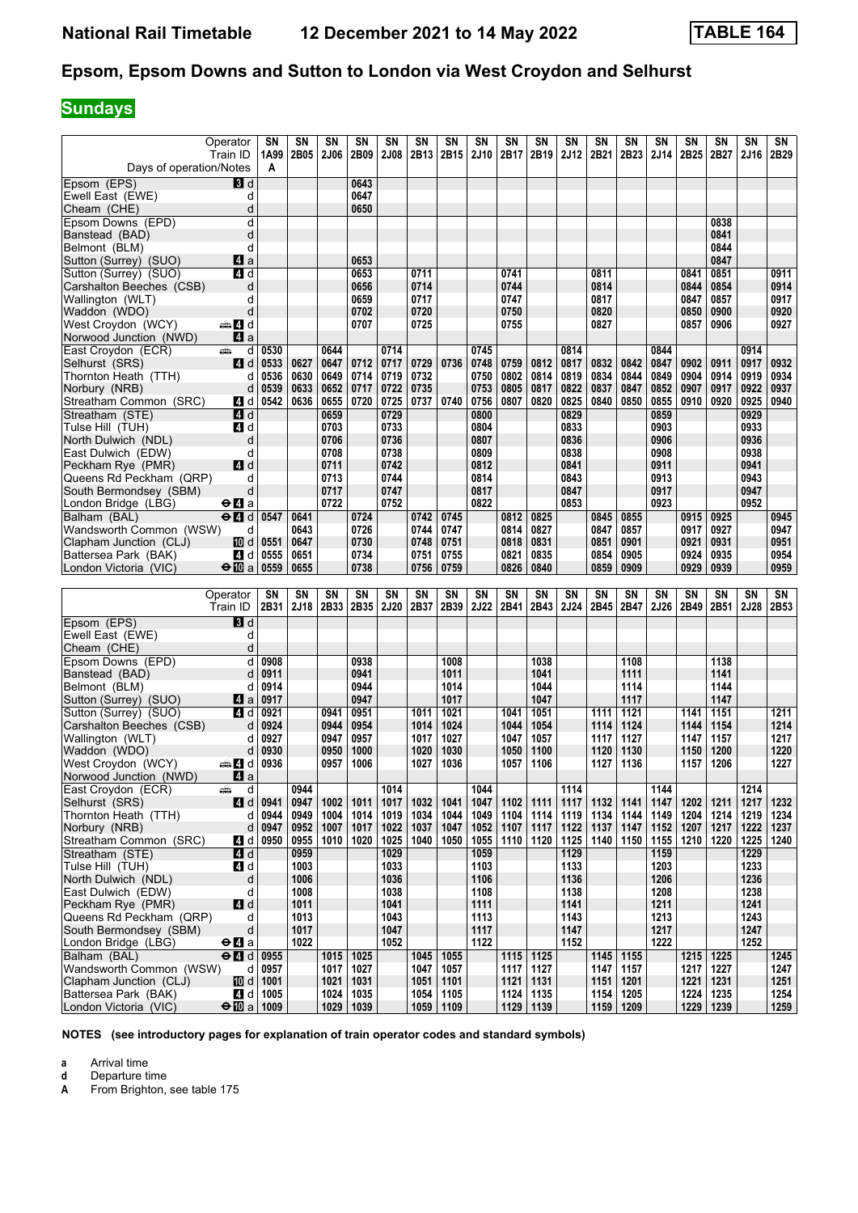# National Rail Timetable 12 December 2021 to 14 May 2022 TABLE 164

## Epsom, Epsom Downs and Sutton to London via West Croydon and Selhurst

**Sundays**

| Operator | | SN | SN | SN | SN | SN | SN | SN | SN | SN | SN | SN | SN | SN | SN | SN | SN | SN | SN |
|---|---|---|---|---|---|---|---|---|---|---|---|---|---|---|---|---|---|---|---|
| Train ID | | 1A99 | 2B05 | 2J06 | 2B09 | 2J08 | 2B13 | 2B15 | 2J10 | 2B17 | 2B19 | 2J12 | 2B21 | 2B23 | 2J14 | 2B25 | 2B27 | 2J16 | 2B29 |
| Days of operation/Notes | | A | | | | | | | | | | | | | | | | | |
| Epsom (EPS) | 3 d | | | | 0643 | | | | | | | | | | | | | | |
| Ewell East (EWE) | d | | | | 0647 | | | | | | | | | | | | | | |
| Cheam (CHE) | d | | | | 0650 | | | | | | | | | | | | | | |
| Epsom Downs (EPD) | d | | | | | | | | | | | | | | | | 0838 | | |
| Banstead (BAD) | d | | | | | | | | | | | | | | | | 0841 | | |
| Belmont (BLM) | d | | | | | | | | | | | | | | | | 0844 | | |
| Sutton (Surrey) (SUO) | 4 a | | | | 0653 | | | | | | | | | | | | 0847 | | |
| Sutton (Surrey) (SUO) | 4 d | | | | 0653 | | 0711 | | | 0741 | | | 0811 | | | 0841 | 0851 | | 0911 |
| Carshalton Beeches (CSB) | d | | | | 0656 | | 0714 | | | 0744 | | | 0814 | | | 0844 | 0854 | | 0914 |
| Wallington (WLT) | d | | | | 0659 | | 0717 | | | 0747 | | | 0817 | | | 0847 | 0857 | | 0917 |
| Waddon (WDO) | d | | | | 0702 | | 0720 | | | 0750 | | | 0820 | | | 0850 | 0900 | | 0920 |
| West Croydon (WCY) | 4 d | | | | 0707 | | 0725 | | | 0755 | | | 0827 | | | 0857 | 0906 | | 0927 |
| Norwood Junction (NWD) | 4 a | | | | | | | | | | | | | | | | | | |
| East Croydon (ECR) | d | 0530 | | 0644 | | 0714 | | | 0745 | | | 0814 | | | 0844 | | | 0914 | |
| Selhurst (SRS) | 4 d | 0533 | 0627 | 0647 | 0712 | 0717 | 0729 | 0736 | 0748 | 0759 | 0812 | 0817 | 0832 | 0842 | 0847 | 0902 | 0911 | 0917 | 0932 |
| Thornton Heath (TTH) | d | 0536 | 0630 | 0649 | 0714 | 0719 | 0732 | | 0750 | 0802 | 0814 | 0819 | 0834 | 0844 | 0849 | 0904 | 0914 | 0919 | 0934 |
| Norbury (NRB) | d | 0539 | 0633 | 0652 | 0717 | 0722 | 0735 | | 0753 | 0805 | 0817 | 0822 | 0837 | 0847 | 0852 | 0907 | 0917 | 0922 | 0937 |
| Streatham Common (SRC) | 4 d | 0542 | 0636 | 0655 | 0720 | 0725 | 0737 | 0740 | 0756 | 0807 | 0820 | 0825 | 0840 | 0850 | 0855 | 0910 | 0920 | 0925 | 0940 |
| Streatham (STE) | 4 d | | | 0659 | | 0729 | | | 0800 | | | 0829 | | | 0859 | | | 0929 | |
| Tulse Hill (TUH) | 4 d | | | 0703 | | 0733 | | | 0804 | | | 0833 | | | 0903 | | | 0933 | |
| North Dulwich (NDL) | d | | | 0706 | | 0736 | | | 0807 | | | 0836 | | | 0906 | | | 0936 | |
| East Dulwich (EDW) | d | | | 0708 | | 0738 | | | 0809 | | | 0838 | | | 0908 | | | 0938 | |
| Peckham Rye (PMR) | 4 d | | | 0711 | | 0742 | | | 0812 | | | 0841 | | | 0911 | | | 0941 | |
| Queens Rd Peckham (QRP) | d | | | 0713 | | 0744 | | | 0814 | | | 0843 | | | 0913 | | | 0943 | |
| South Bermondsey (SBM) | d | | | 0717 | | 0747 | | | 0817 | | | 0847 | | | 0917 | | | 0947 | |
| London Bridge (LBG) | 4 a | | | 0722 | | 0752 | | | 0822 | | | 0853 | | | 0923 | | | 0952 | |
| Balham (BAL) | 4 d | 0547 | 0641 | | 0724 | | 0742 | 0745 | | 0812 | 0825 | | 0845 | 0855 | | 0915 | 0925 | | 0945 |
| Wandsworth Common (WSW) | d | | 0643 | | 0726 | | 0744 | 0747 | | 0814 | 0827 | | 0847 | 0857 | | 0917 | 0927 | | 0947 |
| Clapham Junction (CLJ) | 10 d | 0551 | 0647 | | 0730 | | 0748 | 0751 | | 0818 | 0831 | | 0851 | 0901 | | 0921 | 0931 | | 0951 |
| Battersea Park (BAK) | 4 d | 0555 | 0651 | | 0734 | | 0751 | 0755 | | 0821 | 0835 | | 0854 | 0905 | | 0924 | 0935 | | 0954 |
| London Victoria (VIC) | 10 a | 0559 | 0655 | | 0738 | | 0756 | 0759 | | 0826 | 0840 | | 0859 | 0909 | | 0929 | 0939 | | 0959 |

| Operator | | SN | SN | SN | SN | SN | SN | SN | SN | SN | SN | SN | SN | SN | SN | SN | SN | SN | SN |
|---|---|---|---|---|---|---|---|---|---|---|---|---|---|---|---|---|---|---|---|
| Train ID | | 2B31 | 2J18 | 2B33 | 2B35 | 2J20 | 2B37 | 2B39 | 2J22 | 2B41 | 2B43 | 2J24 | 2B45 | 2B47 | 2J26 | 2B49 | 2B51 | 2J28 | 2B53 |
| Epsom (EPS) | 3 d | | | | | | | | | | | | | | | | | | |
| Ewell East (EWE) | d | | | | | | | | | | | | | | | | | | |
| Cheam (CHE) | d | | | | | | | | | | | | | | | | | | |
| Epsom Downs (EPD) | d | 0908 | | | 0938 | | | 1008 | | | 1038 | | | 1108 | | | 1138 | | |
| Banstead (BAD) | d | 0911 | | | 0941 | | | 1011 | | | 1041 | | | 1111 | | | 1141 | | |
| Belmont (BLM) | d | 0914 | | | 0944 | | | 1014 | | | 1044 | | | 1114 | | | 1144 | | |
| Sutton (Surrey) (SUO) | 4 a | 0917 | | | 0947 | | | 1017 | | | 1047 | | | 1117 | | | 1147 | | |
| Sutton (Surrey) (SUO) | 4 d | 0921 | | 0941 | 0951 | | 1011 | 1021 | | 1041 | 1051 | | 1111 | 1121 | | 1141 | 1151 | | 1211 |
| Carshalton Beeches (CSB) | d | 0924 | | 0944 | 0954 | | 1014 | 1024 | | 1044 | 1054 | | 1114 | 1124 | | 1144 | 1154 | | 1214 |
| Wallington (WLT) | d | 0927 | | 0947 | 0957 | | 1017 | 1027 | | 1047 | 1057 | | 1117 | 1127 | | 1147 | 1157 | | 1217 |
| Waddon (WDO) | d | 0930 | | 0950 | 1000 | | 1020 | 1030 | | 1050 | 1100 | | 1120 | 1130 | | 1150 | 1200 | | 1220 |
| West Croydon (WCY) | 4 d | 0936 | | 0957 | 1006 | | 1027 | 1036 | | 1057 | 1106 | | 1127 | 1136 | | 1157 | 1206 | | 1227 |
| Norwood Junction (NWD) | 4 a | | | | | | | | | | | | | | | | | | |
| East Croydon (ECR) | d | | 0944 | | | 1014 | | | 1044 | | | 1114 | | | 1144 | | | 1214 | |
| Selhurst (SRS) | 4 d | 0941 | 0947 | 1002 | 1011 | 1017 | 1032 | 1041 | 1047 | 1102 | 1111 | 1117 | 1132 | 1141 | 1147 | 1202 | 1211 | 1217 | 1232 |
| Thornton Heath (TTH) | d | 0944 | 0949 | 1004 | 1014 | 1019 | 1034 | 1044 | 1049 | 1104 | 1114 | 1119 | 1134 | 1144 | 1149 | 1204 | 1214 | 1219 | 1234 |
| Norbury (NRB) | d | 0947 | 0952 | 1007 | 1017 | 1022 | 1037 | 1047 | 1052 | 1107 | 1117 | 1122 | 1137 | 1147 | 1152 | 1207 | 1217 | 1222 | 1237 |
| Streatham Common (SRC) | 4 d | 0950 | 0955 | 1010 | 1020 | 1025 | 1040 | 1050 | 1055 | 1110 | 1120 | 1125 | 1140 | 1150 | 1155 | 1210 | 1220 | 1225 | 1240 |
| Streatham (STE) | 4 d | | 0959 | | | 1029 | | | 1059 | | | 1129 | | | 1159 | | | 1229 | |
| Tulse Hill (TUH) | 4 d | | 1003 | | | 1033 | | | 1103 | | | 1133 | | | 1203 | | | 1233 | |
| North Dulwich (NDL) | d | | 1006 | | | 1036 | | | 1106 | | | 1136 | | | 1206 | | | 1236 | |
| East Dulwich (EDW) | d | | 1008 | | | 1038 | | | 1108 | | | 1138 | | | 1208 | | | 1238 | |
| Peckham Rye (PMR) | 4 d | | 1011 | | | 1041 | | | 1111 | | | 1141 | | | 1211 | | | 1241 | |
| Queens Rd Peckham (QRP) | d | | 1013 | | | 1043 | | | 1113 | | | 1143 | | | 1213 | | | 1243 | |
| South Bermondsey (SBM) | d | | 1017 | | | 1047 | | | 1117 | | | 1147 | | | 1217 | | | 1247 | |
| London Bridge (LBG) | 4 a | | 1022 | | | 1052 | | | 1122 | | | 1152 | | | 1222 | | | 1252 | |
| Balham (BAL) | 4 d | 0955 | | 1015 | 1025 | | 1045 | 1055 | | 1115 | 1125 | | 1145 | 1155 | | 1215 | 1225 | | 1245 |
| Wandsworth Common (WSW) | d | 0957 | | 1017 | 1027 | | 1047 | 1057 | | 1117 | 1127 | | 1147 | 1157 | | 1217 | 1227 | | 1247 |
| Clapham Junction (CLJ) | 10 d | 1001 | | 1021 | 1031 | | 1051 | 1101 | | 1121 | 1131 | | 1151 | 1201 | | 1221 | 1231 | | 1251 |
| Battersea Park (BAK) | 4 d | 1005 | | 1024 | 1035 | | 1054 | 1105 | | 1124 | 1135 | | 1154 | 1205 | | 1224 | 1235 | | 1254 |
| London Victoria (VIC) | 10 a | 1009 | | 1029 | 1039 | | 1059 | 1109 | | 1129 | 1139 | | 1159 | 1209 | | 1229 | 1239 | | 1259 |

**NOTES (see introductory pages for explanation of train operator codes and standard symbols)**

**a** Arrival time
**d** Departure time
**A** From Brighton, see table 175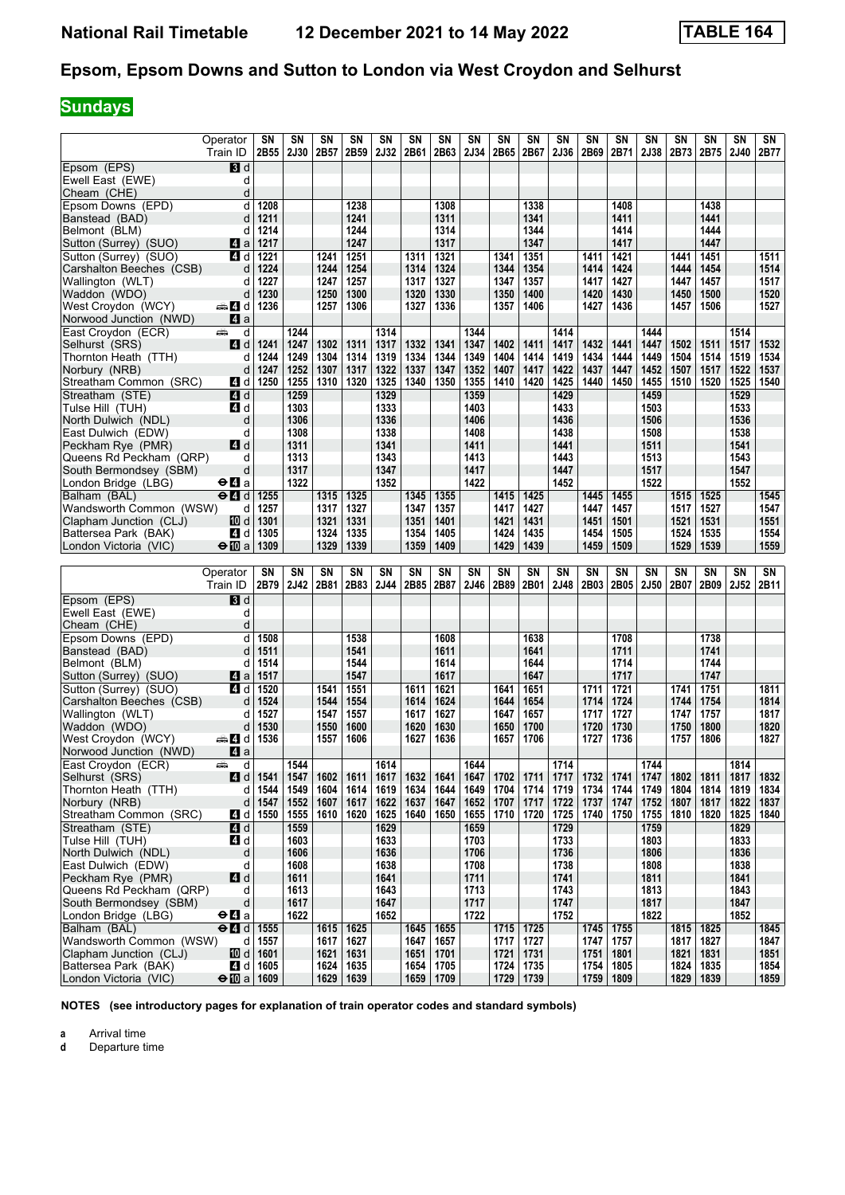# National Rail Timetable — 12 December 2021 to 14 May 2022 — TABLE 164

## Epsom, Epsom Downs and Sutton to London via West Croydon and Selhurst

### Sundays

| Operator | | SN | SN | SN | SN | SN | SN | SN | SN | SN | SN | SN | SN | SN | SN | SN | SN | SN | SN |
|---|---|---|---|---|---|---|---|---|---|---|---|---|---|---|---|---|---|---|---|
| Train ID | | 2B55 | 2J30 | 2B57 | 2B59 | 2J32 | 2B61 | 2B63 | 2J34 | 2B65 | 2B67 | 2J36 | 2B69 | 2B71 | 2J38 | 2B73 | 2B75 | 2J40 | 2B77 |
| Epsom (EPS) | 3 d | | | | | | | | | | | | | | | | | | |
| Ewell East (EWE) | d | | | | | | | | | | | | | | | | | | |
| Cheam (CHE) | d | | | | | | | | | | | | | | | | | | |
| Epsom Downs (EPD) | d | 1208 | | | 1238 | | | 1308 | | | 1338 | | | 1408 | | | 1438 | | |
| Banstead (BAD) | d | 1211 | | | 1241 | | | 1311 | | | 1341 | | | 1411 | | | 1441 | | |
| Belmont (BLM) | d | 1214 | | | 1244 | | | 1314 | | | 1344 | | | 1414 | | | 1444 | | |
| Sutton (Surrey) (SUO) | 4 a | 1217 | | | 1247 | | | 1317 | | | 1347 | | | 1417 | | | 1447 | | |
| Sutton (Surrey) (SUO) | 4 d | 1221 | | 1241 | 1251 | | 1311 | 1321 | | 1341 | 1351 | | 1411 | 1421 | | 1441 | 1451 | | 1511 |
| Carshalton Beeches (CSB) | d | 1224 | | 1244 | 1254 | | 1314 | 1324 | | 1344 | 1354 | | 1414 | 1424 | | 1444 | 1454 | | 1514 |
| Wallington (WLT) | d | 1227 | | 1247 | 1257 | | 1317 | 1327 | | 1347 | 1357 | | 1417 | 1427 | | 1447 | 1457 | | 1517 |
| Waddon (WDO) | d | 1230 | | 1250 | 1300 | | 1320 | 1330 | | 1350 | 1400 | | 1420 | 1430 | | 1450 | 1500 | | 1520 |
| West Croydon (WCY) | 4 d | 1236 | | 1257 | 1306 | | 1327 | 1336 | | 1357 | 1406 | | 1427 | 1436 | | 1457 | 1506 | | 1527 |
| Norwood Junction (NWD) | 4 a | | | | | | | | | | | | | | | | | | |
| East Croydon (ECR) | d | | 1244 | | | 1314 | | | 1344 | | | 1414 | | | 1444 | | | 1514 | |
| Selhurst (SRS) | 4 d | 1241 | 1247 | 1302 | 1311 | 1317 | 1332 | 1341 | 1347 | 1402 | 1411 | 1417 | 1432 | 1441 | 1447 | 1502 | 1511 | 1517 | 1532 |
| Thornton Heath (TTH) | d | 1244 | 1249 | 1304 | 1314 | 1319 | 1334 | 1344 | 1349 | 1404 | 1414 | 1419 | 1434 | 1444 | 1449 | 1504 | 1514 | 1519 | 1534 |
| Norbury (NRB) | d | 1247 | 1252 | 1307 | 1317 | 1322 | 1337 | 1347 | 1352 | 1407 | 1417 | 1422 | 1437 | 1447 | 1452 | 1507 | 1517 | 1522 | 1537 |
| Streatham Common (SRC) | 4 d | 1250 | 1255 | 1310 | 1320 | 1325 | 1340 | 1350 | 1355 | 1410 | 1420 | 1425 | 1440 | 1450 | 1455 | 1510 | 1520 | 1525 | 1540 |
| Streatham (STE) | 4 d | | 1259 | | | 1329 | | | 1359 | | | 1429 | | | 1459 | | | 1529 | |
| Tulse Hill (TUH) | 4 d | | 1303 | | | 1333 | | | 1403 | | | 1433 | | | 1503 | | | 1533 | |
| North Dulwich (NDL) | d | | 1306 | | | 1336 | | | 1406 | | | 1436 | | | 1506 | | | 1536 | |
| East Dulwich (EDW) | d | | 1308 | | | 1338 | | | 1408 | | | 1438 | | | 1508 | | | 1538 | |
| Peckham Rye (PMR) | 4 d | | 1311 | | | 1341 | | | 1411 | | | 1441 | | | 1511 | | | 1541 | |
| Queens Rd Peckham (QRP) | d | | 1313 | | | 1343 | | | 1413 | | | 1443 | | | 1513 | | | 1543 | |
| South Bermondsey (SBM) | d | | 1317 | | | 1347 | | | 1417 | | | 1447 | | | 1517 | | | 1547 | |
| London Bridge (LBG) | 4 a | | 1322 | | | 1352 | | | 1422 | | | 1452 | | | 1522 | | | 1552 | |
| Balham (BAL) | 4 d | 1255 | | 1315 | 1325 | | 1345 | 1355 | | 1415 | 1425 | | 1445 | 1455 | | 1515 | 1525 | | 1545 |
| Wandsworth Common (WSW) | d | 1257 | | 1317 | 1327 | | 1347 | 1357 | | 1417 | 1427 | | 1447 | 1457 | | 1517 | 1527 | | 1547 |
| Clapham Junction (CLJ) | 10 d | 1301 | | 1321 | 1331 | | 1351 | 1401 | | 1421 | 1431 | | 1451 | 1501 | | 1521 | 1531 | | 1551 |
| Battersea Park (BAK) | 4 d | 1305 | | 1324 | 1335 | | 1354 | 1405 | | 1424 | 1435 | | 1454 | 1505 | | 1524 | 1535 | | 1554 |
| London Victoria (VIC) | 10 a | 1309 | | 1329 | 1339 | | 1359 | 1409 | | 1429 | 1439 | | 1459 | 1509 | | 1529 | 1539 | | 1559 |

| Operator | | SN | SN | SN | SN | SN | SN | SN | SN | SN | SN | SN | SN | SN | SN | SN | SN | SN | SN |
|---|---|---|---|---|---|---|---|---|---|---|---|---|---|---|---|---|---|---|---|
| Train ID | | 2B79 | 2J42 | 2B81 | 2B83 | 2J44 | 2B85 | 2B87 | 2J46 | 2B89 | 2B01 | 2J48 | 2B03 | 2B05 | 2J50 | 2B07 | 2B09 | 2J52 | 2B11 |
| Epsom (EPS) | 3 d | | | | | | | | | | | | | | | | | | |
| Ewell East (EWE) | d | | | | | | | | | | | | | | | | | | |
| Cheam (CHE) | d | | | | | | | | | | | | | | | | | | |
| Epsom Downs (EPD) | d | 1508 | | | 1538 | | | 1608 | | | 1638 | | | 1708 | | | 1738 | | |
| Banstead (BAD) | d | 1511 | | | 1541 | | | 1611 | | | 1641 | | | 1711 | | | 1741 | | |
| Belmont (BLM) | d | 1514 | | | 1544 | | | 1614 | | | 1644 | | | 1714 | | | 1744 | | |
| Sutton (Surrey) (SUO) | 4 a | 1517 | | | 1547 | | | 1617 | | | 1647 | | | 1717 | | | 1747 | | |
| Sutton (Surrey) (SUO) | 4 d | 1520 | | 1541 | 1551 | | 1611 | 1621 | | 1641 | 1651 | | 1711 | 1721 | | 1741 | 1751 | | 1811 |
| Carshalton Beeches (CSB) | d | 1524 | | 1544 | 1554 | | 1614 | 1624 | | 1644 | 1654 | | 1714 | 1724 | | 1744 | 1754 | | 1814 |
| Wallington (WLT) | d | 1527 | | 1547 | 1557 | | 1617 | 1627 | | 1647 | 1657 | | 1717 | 1727 | | 1747 | 1757 | | 1817 |
| Waddon (WDO) | d | 1530 | | 1550 | 1600 | | 1620 | 1630 | | 1650 | 1700 | | 1720 | 1730 | | 1750 | 1800 | | 1820 |
| West Croydon (WCY) | 4 d | 1536 | | 1557 | 1606 | | 1627 | 1636 | | 1657 | 1706 | | 1727 | 1736 | | 1757 | 1806 | | 1827 |
| Norwood Junction (NWD) | 4 a | | | | | | | | | | | | | | | | | | |
| East Croydon (ECR) | d | | 1544 | | | 1614 | | | 1644 | | | 1714 | | | 1744 | | | 1814 | |
| Selhurst (SRS) | 4 d | 1541 | 1547 | 1602 | 1611 | 1617 | 1632 | 1641 | 1647 | 1702 | 1711 | 1717 | 1732 | 1741 | 1747 | 1802 | 1811 | 1817 | 1832 |
| Thornton Heath (TTH) | d | 1544 | 1549 | 1604 | 1614 | 1619 | 1634 | 1644 | 1649 | 1704 | 1714 | 1719 | 1734 | 1744 | 1749 | 1804 | 1814 | 1819 | 1834 |
| Norbury (NRB) | d | 1547 | 1552 | 1607 | 1617 | 1622 | 1637 | 1647 | 1652 | 1707 | 1717 | 1722 | 1737 | 1747 | 1752 | 1807 | 1817 | 1822 | 1837 |
| Streatham Common (SRC) | 4 d | 1550 | 1555 | 1610 | 1620 | 1625 | 1640 | 1650 | 1655 | 1710 | 1720 | 1725 | 1740 | 1750 | 1755 | 1810 | 1820 | 1825 | 1840 |
| Streatham (STE) | 4 d | | 1559 | | | 1629 | | | 1659 | | | 1729 | | | 1759 | | | 1829 | |
| Tulse Hill (TUH) | 4 d | | 1603 | | | 1633 | | | 1703 | | | 1733 | | | 1803 | | | 1833 | |
| North Dulwich (NDL) | d | | 1606 | | | 1636 | | | 1706 | | | 1736 | | | 1806 | | | 1836 | |
| East Dulwich (EDW) | d | | 1608 | | | 1638 | | | 1708 | | | 1738 | | | 1808 | | | 1838 | |
| Peckham Rye (PMR) | 4 d | | 1611 | | | 1641 | | | 1711 | | | 1741 | | | 1811 | | | 1841 | |
| Queens Rd Peckham (QRP) | d | | 1613 | | | 1643 | | | 1713 | | | 1743 | | | 1813 | | | 1843 | |
| South Bermondsey (SBM) | d | | 1617 | | | 1647 | | | 1717 | | | 1747 | | | 1817 | | | 1847 | |
| London Bridge (LBG) | 4 a | | 1622 | | | 1652 | | | 1722 | | | 1752 | | | 1822 | | | 1852 | |
| Balham (BAL) | 4 d | 1555 | | 1615 | 1625 | | 1645 | 1655 | | 1715 | 1725 | | 1745 | 1755 | | 1815 | 1825 | | 1845 |
| Wandsworth Common (WSW) | d | 1557 | | 1617 | 1627 | | 1647 | 1657 | | 1717 | 1727 | | 1747 | 1757 | | 1817 | 1827 | | 1847 |
| Clapham Junction (CLJ) | 10 d | 1601 | | 1621 | 1631 | | 1651 | 1701 | | 1721 | 1731 | | 1751 | 1801 | | 1821 | 1831 | | 1851 |
| Battersea Park (BAK) | 4 d | 1605 | | 1624 | 1635 | | 1654 | 1705 | | 1724 | 1735 | | 1754 | 1805 | | 1824 | 1835 | | 1854 |
| London Victoria (VIC) | 10 a | 1609 | | 1629 | 1639 | | 1659 | 1709 | | 1729 | 1739 | | 1759 | 1809 | | 1829 | 1839 | | 1859 |

**NOTES (see introductory pages for explanation of train operator codes and standard symbols)**

**a** Arrival time
**d** Departure time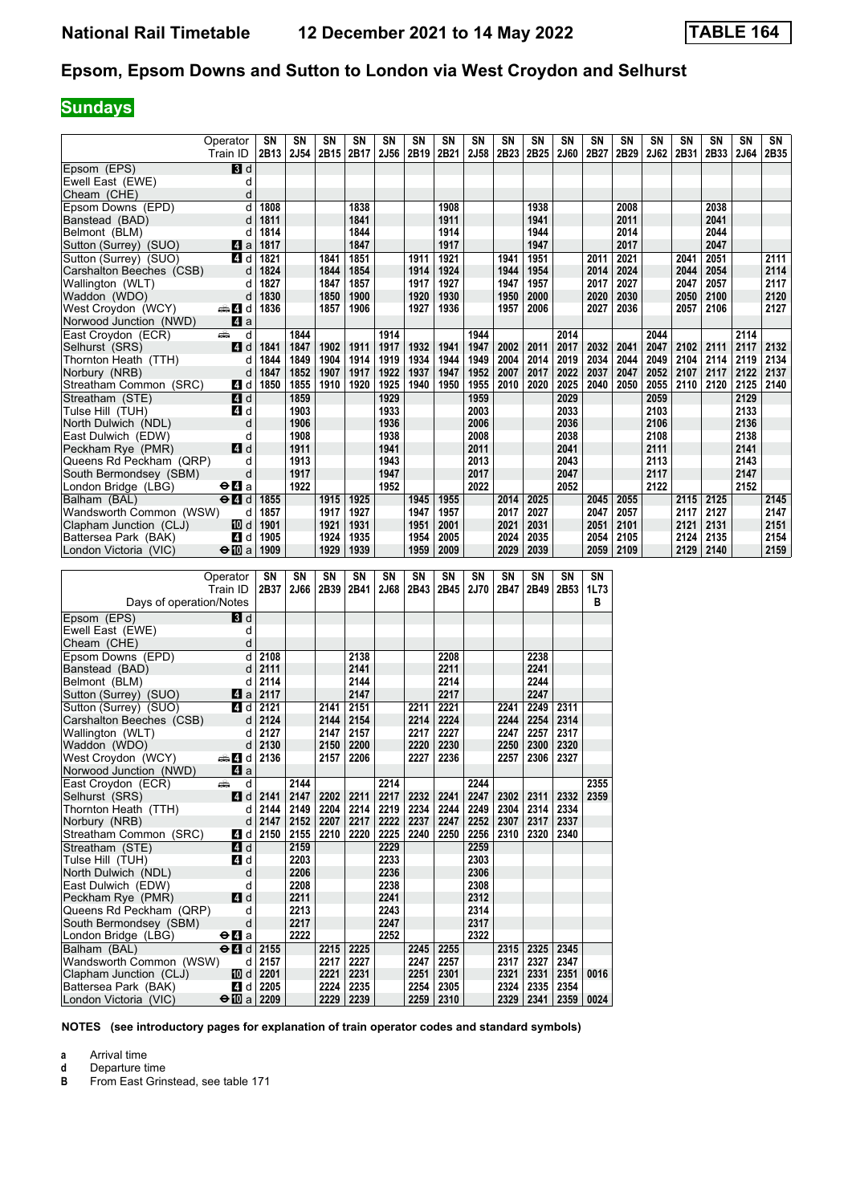# National Rail Timetable 12 December 2021 to 14 May 2022 TABLE 164

## Epsom, Epsom Downs and Sutton to London via West Croydon and Selhurst

**Sundays**

| Operator | | SN | SN | SN | SN | SN | SN | SN | SN | SN | SN | SN | SN | SN | SN | SN | SN | SN | SN |
|---|---|---|---|---|---|---|---|---|---|---|---|---|---|---|---|---|---|---|---|
| Train ID | | 2B13 | 2J54 | 2B15 | 2B17 | 2J56 | 2B19 | 2B21 | 2J58 | 2B23 | 2B25 | 2J60 | 2B27 | 2B29 | 2J62 | 2B31 | 2B33 | 2J64 | 2B35 |
| Epsom (EPS) | 3 d | | | | | | | | | | | | | | | | | | |
| Ewell East (EWE) | d | | | | | | | | | | | | | | | | | | |
| Cheam (CHE) | d | | | | | | | | | | | | | | | | | | |
| Epsom Downs (EPD) | d | 1808 | | | 1838 | | | 1908 | | | 1938 | | | 2008 | | | 2038 | | |
| Banstead (BAD) | d | 1811 | | | 1841 | | | 1911 | | | 1941 | | | 2011 | | | 2041 | | |
| Belmont (BLM) | d | 1814 | | | 1844 | | | 1914 | | | 1944 | | | 2014 | | | 2044 | | |
| Sutton (Surrey) (SUO) | 4 a | 1817 | | | 1847 | | | 1917 | | | 1947 | | | 2017 | | | 2047 | | |
| Sutton (Surrey) (SUO) | 4 d | 1821 | | 1841 | 1851 | | 1911 | 1921 | | 1941 | 1951 | | 2011 | 2021 | | 2041 | 2051 | | 2111 |
| Carshalton Beeches (CSB) | d | 1824 | | 1844 | 1854 | | 1914 | 1924 | | 1944 | 1954 | | 2014 | 2024 | | 2044 | 2054 | | 2114 |
| Wallington (WLT) | d | 1827 | | 1847 | 1857 | | 1917 | 1927 | | 1947 | 1957 | | 2017 | 2027 | | 2047 | 2057 | | 2117 |
| Waddon (WDO) | d | 1830 | | 1850 | 1900 | | 1920 | 1930 | | 1950 | 2000 | | 2020 | 2030 | | 2050 | 2100 | | 2120 |
| West Croydon (WCY) | 4 d | 1836 | | 1857 | 1906 | | 1927 | 1936 | | 1957 | 2006 | | 2027 | 2036 | | 2057 | 2106 | | 2127 |
| Norwood Junction (NWD) | 4 a | | | | | | | | | | | | | | | | | | |
| East Croydon (ECR) | d | | 1844 | | | 1914 | | | 1944 | | | 2014 | | | 2044 | | | 2114 | |
| Selhurst (SRS) | 4 d | 1841 | 1847 | 1902 | 1911 | 1917 | 1932 | 1941 | 1947 | 2002 | 2011 | 2017 | 2032 | 2041 | 2047 | 2102 | 2111 | 2117 | 2132 |
| Thornton Heath (TTH) | d | 1844 | 1849 | 1904 | 1914 | 1919 | 1934 | 1944 | 1949 | 2004 | 2014 | 2019 | 2034 | 2044 | 2049 | 2104 | 2114 | 2119 | 2134 |
| Norbury (NRB) | d | 1847 | 1852 | 1907 | 1917 | 1922 | 1937 | 1947 | 1952 | 2007 | 2017 | 2022 | 2037 | 2047 | 2052 | 2107 | 2117 | 2122 | 2137 |
| Streatham Common (SRC) | 4 d | 1850 | 1855 | 1910 | 1920 | 1925 | 1940 | 1950 | 1955 | 2010 | 2020 | 2025 | 2040 | 2050 | 2055 | 2110 | 2120 | 2125 | 2140 |
| Streatham (STE) | 4 d | | 1859 | | | 1929 | | | 1959 | | | 2029 | | | 2059 | | | 2129 | |
| Tulse Hill (TUH) | 4 d | | 1903 | | | 1933 | | | 2003 | | | 2033 | | | 2103 | | | 2133 | |
| North Dulwich (NDL) | d | | 1906 | | | 1936 | | | 2006 | | | 2036 | | | 2106 | | | 2136 | |
| East Dulwich (EDW) | d | | 1908 | | | 1938 | | | 2008 | | | 2038 | | | 2108 | | | 2138 | |
| Peckham Rye (PMR) | 4 d | | 1911 | | | 1941 | | | 2011 | | | 2041 | | | 2111 | | | 2141 | |
| Queens Rd Peckham (QRP) | d | | 1913 | | | 1943 | | | 2013 | | | 2043 | | | 2113 | | | 2143 | |
| South Bermondsey (SBM) | d | | 1917 | | | 1947 | | | 2017 | | | 2047 | | | 2117 | | | 2147 | |
| London Bridge (LBG) | 4 a | | 1922 | | | 1952 | | | 2022 | | | 2052 | | | 2122 | | | 2152 | |
| Balham (BAL) | 4 d | 1855 | | 1915 | 1925 | | 1945 | 1955 | | 2014 | 2025 | | 2045 | 2055 | | 2115 | 2125 | | 2145 |
| Wandsworth Common (WSW) | d | 1857 | | 1917 | 1927 | | 1947 | 1957 | | 2017 | 2027 | | 2047 | 2057 | | 2117 | 2127 | | 2147 |
| Clapham Junction (CLJ) | 10 d | 1901 | | 1921 | 1931 | | 1951 | 2001 | | 2021 | 2031 | | 2051 | 2101 | | 2121 | 2131 | | 2151 |
| Battersea Park (BAK) | 4 d | 1905 | | 1924 | 1935 | | 1954 | 2005 | | 2024 | 2035 | | 2054 | 2105 | | 2124 | 2135 | | 2154 |
| London Victoria (VIC) | 10 a | 1909 | | 1929 | 1939 | | 1959 | 2009 | | 2029 | 2039 | | 2059 | 2109 | | 2129 | 2140 | | 2159 |

| Operator | | SN | SN | SN | SN | SN | SN | SN | SN | SN | SN | SN | SN |
|---|---|---|---|---|---|---|---|---|---|---|---|---|---|
| Train ID | | 2B37 | 2J66 | 2B39 | 2B41 | 2J68 | 2B43 | 2B45 | 2J70 | 2B47 | 2B49 | 2B53 | 1L73 |
| Days of operation/Notes | | | | | | | | | | | | | B |
| Epsom (EPS) | 3 d | | | | | | | | | | | | |
| Ewell East (EWE) | d | | | | | | | | | | | | |
| Cheam (CHE) | d | | | | | | | | | | | | |
| Epsom Downs (EPD) | d | 2108 | | | 2138 | | | 2208 | | | 2238 | | |
| Banstead (BAD) | d | 2111 | | | 2141 | | | 2211 | | | 2241 | | |
| Belmont (BLM) | d | 2114 | | | 2144 | | | 2214 | | | 2244 | | |
| Sutton (Surrey) (SUO) | 4 a | 2117 | | | 2147 | | | 2217 | | | 2247 | | |
| Sutton (Surrey) (SUO) | 4 d | 2121 | | 2141 | 2151 | | 2211 | 2221 | | 2241 | 2249 | 2311 | |
| Carshalton Beeches (CSB) | d | 2124 | | 2144 | 2154 | | 2214 | 2224 | | 2244 | 2254 | 2314 | |
| Wallington (WLT) | d | 2127 | | 2147 | 2157 | | 2217 | 2227 | | 2247 | 2257 | 2317 | |
| Waddon (WDO) | d | 2130 | | 2150 | 2200 | | 2220 | 2230 | | 2250 | 2300 | 2320 | |
| West Croydon (WCY) | 4 d | 2136 | | 2157 | 2206 | | 2227 | 2236 | | 2257 | 2306 | 2327 | |
| Norwood Junction (NWD) | 4 a | | | | | | | | | | | | |
| East Croydon (ECR) | d | | 2144 | | | 2214 | | | 2244 | | | | 2355 |
| Selhurst (SRS) | 4 d | 2141 | 2147 | 2202 | 2211 | 2217 | 2232 | 2241 | 2247 | 2302 | 2311 | 2332 | 2359 |
| Thornton Heath (TTH) | d | 2144 | 2149 | 2204 | 2214 | 2219 | 2234 | 2244 | 2249 | 2304 | 2314 | 2334 | |
| Norbury (NRB) | d | 2147 | 2152 | 2207 | 2217 | 2222 | 2237 | 2247 | 2252 | 2307 | 2317 | 2337 | |
| Streatham Common (SRC) | 4 d | 2150 | 2155 | 2210 | 2220 | 2225 | 2240 | 2250 | 2256 | 2310 | 2320 | 2340 | |
| Streatham (STE) | 4 d | | 2159 | | | 2229 | | | 2259 | | | | |
| Tulse Hill (TUH) | 4 d | | 2203 | | | 2233 | | | 2303 | | | | |
| North Dulwich (NDL) | d | | 2206 | | | 2236 | | | 2306 | | | | |
| East Dulwich (EDW) | d | | 2208 | | | 2238 | | | 2308 | | | | |
| Peckham Rye (PMR) | 4 d | | 2211 | | | 2241 | | | 2312 | | | | |
| Queens Rd Peckham (QRP) | d | | 2213 | | | 2243 | | | 2314 | | | | |
| South Bermondsey (SBM) | d | | 2217 | | | 2247 | | | 2317 | | | | |
| London Bridge (LBG) | 4 a | | 2222 | | | 2252 | | | 2322 | | | | |
| Balham (BAL) | 4 d | 2155 | | 2215 | 2225 | | 2245 | 2255 | | 2315 | 2325 | 2345 | |
| Wandsworth Common (WSW) | d | 2157 | | 2217 | 2227 | | 2247 | 2257 | | 2317 | 2327 | 2347 | |
| Clapham Junction (CLJ) | 10 d | 2201 | | 2221 | 2231 | | 2251 | 2301 | | 2321 | 2331 | 2351 | 0016 |
| Battersea Park (BAK) | 4 d | 2205 | | 2224 | 2235 | | 2254 | 2305 | | 2324 | 2335 | 2354 | |
| London Victoria (VIC) | 10 a | 2209 | | 2229 | 2239 | | 2259 | 2310 | | 2329 | 2341 | 2359 | 0024 |

**NOTES (see introductory pages for explanation of train operator codes and standard symbols)**

- **a** Arrival time
- **d** Departure time
- **B** From East Grinstead, see table 171